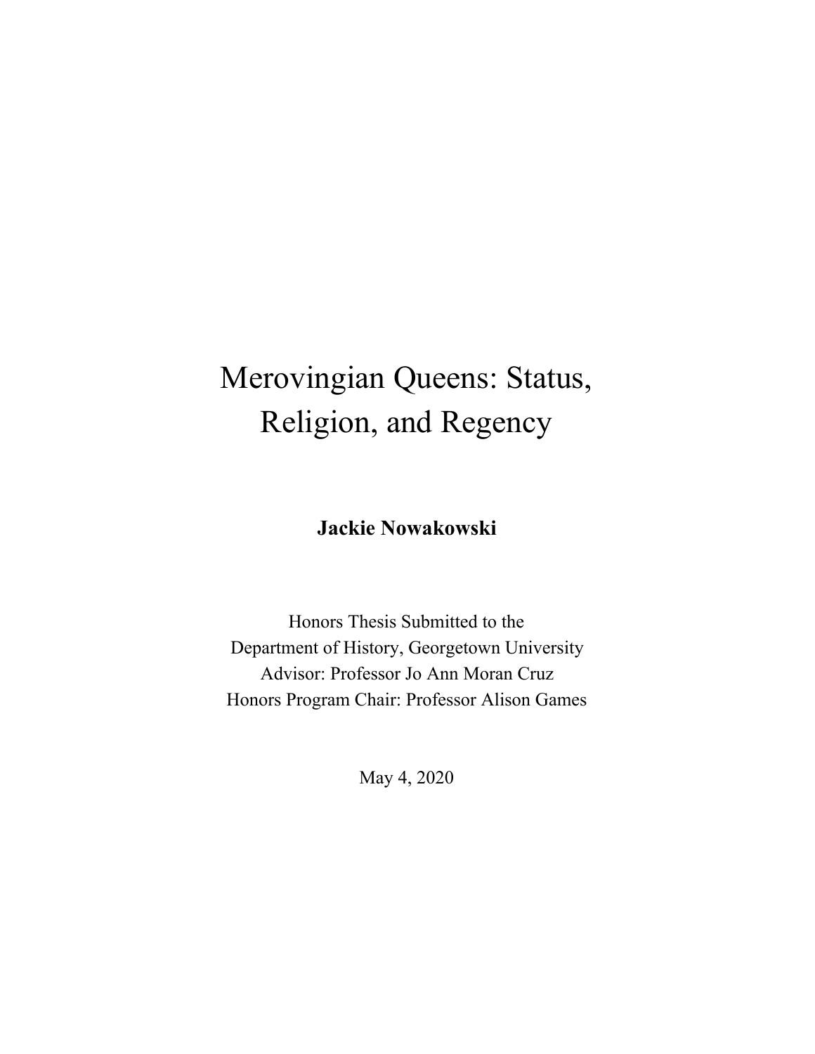# Merovingian Queens: Status, Religion, and Regency

**Jackie Nowakowski**

Honors Thesis Submitted to the
Department of History, Georgetown University
Advisor: Professor Jo Ann Moran Cruz
Honors Program Chair: Professor Alison Games

May 4, 2020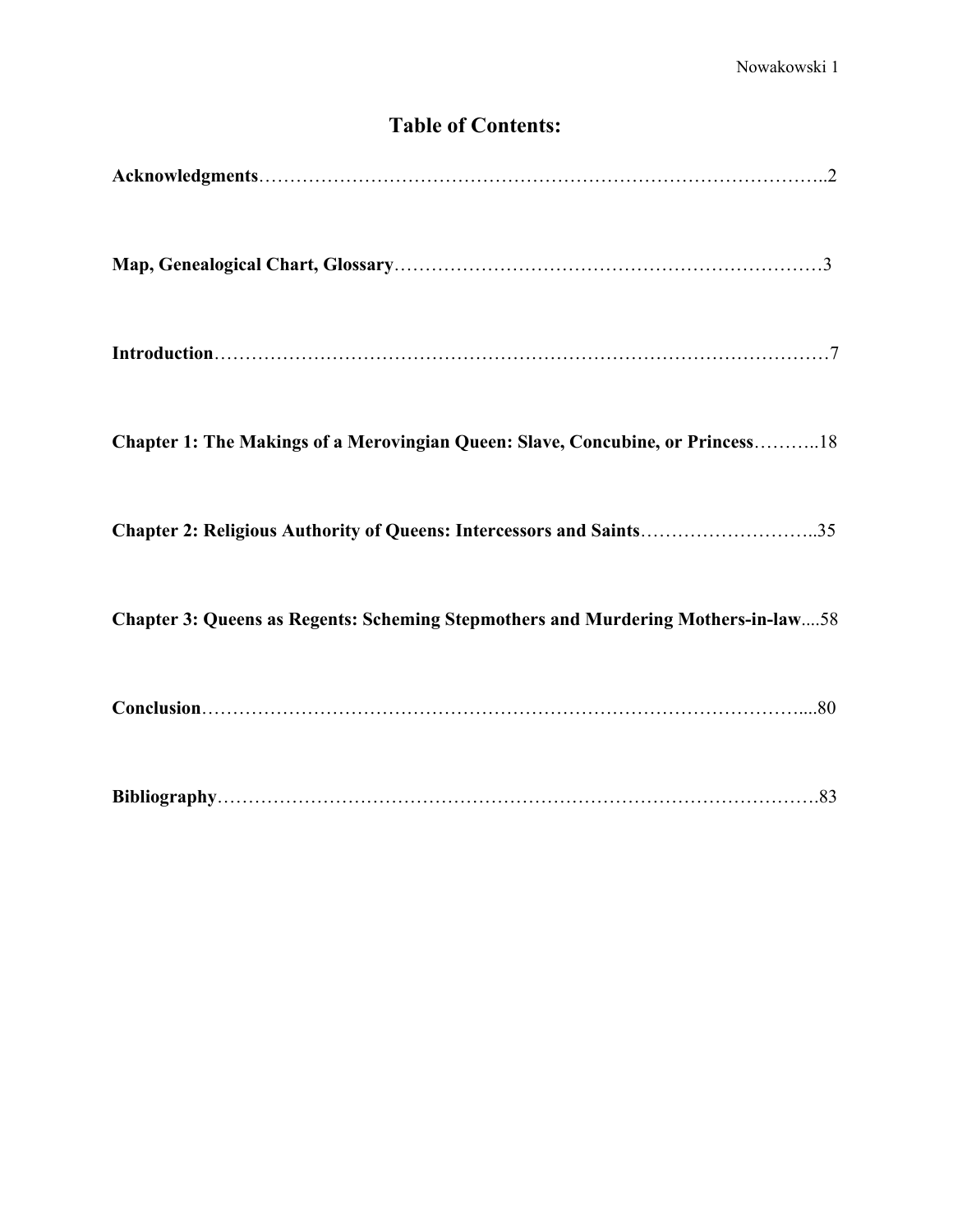# Table of Contents:

**Acknowledgments**……………………………………………………………………………..2

**Map, Genealogical Chart, Glossary**……………………………………………………………3

**Introduction**………………………………………………………………………………………7

**Chapter 1: The Makings of a Merovingian Queen: Slave, Concubine, or Princess**………..18

**Chapter 2: Religious Authority of Queens: Intercessors and Saints**………………………..35

**Chapter 3: Queens as Regents: Scheming Stepmothers and Murdering Mothers-in-law**....58

**Conclusion**…………………………………………………………………………………....80

**Bibliography**……………………………………………………………………………….83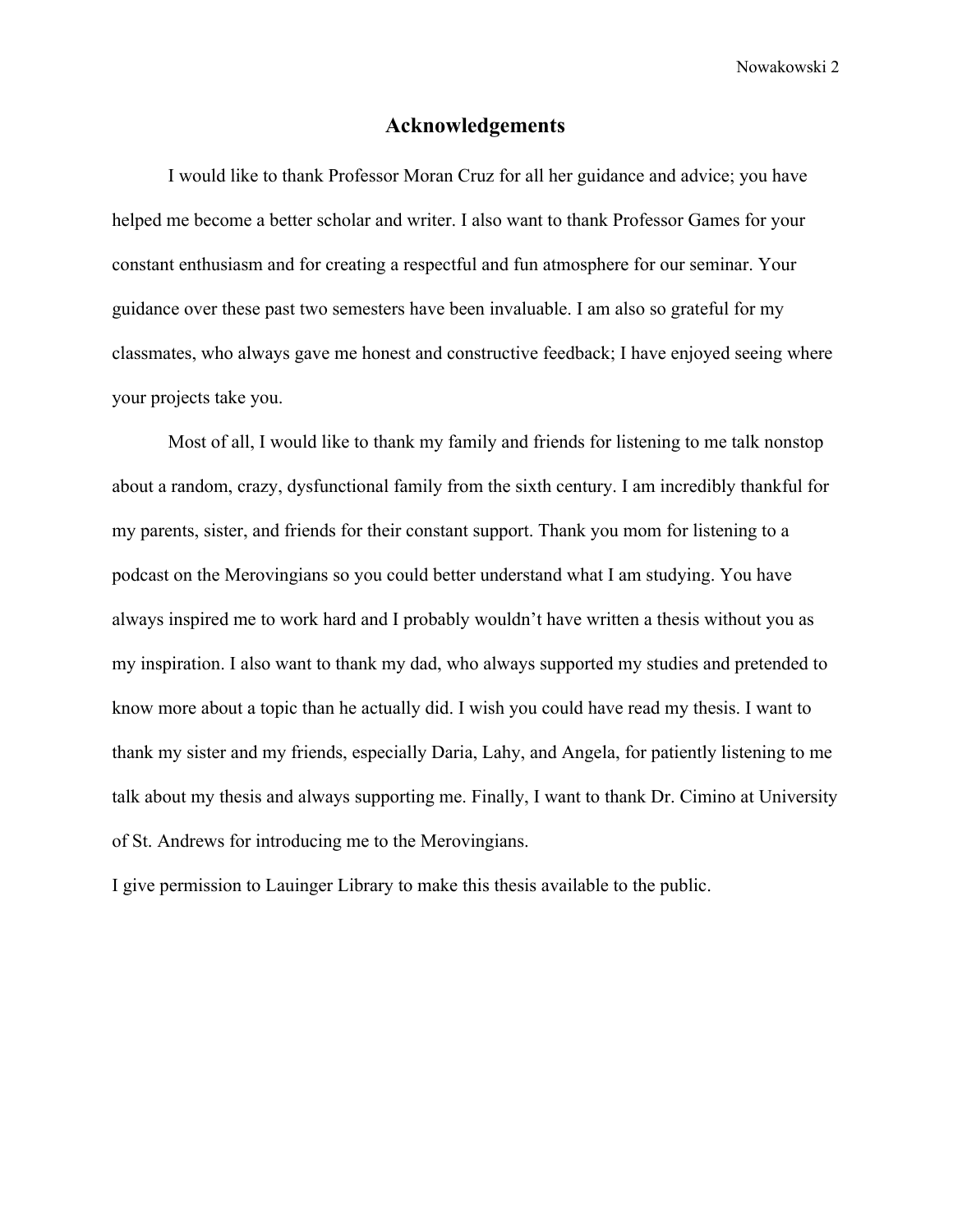## Acknowledgements

I would like to thank Professor Moran Cruz for all her guidance and advice; you have helped me become a better scholar and writer. I also want to thank Professor Games for your constant enthusiasm and for creating a respectful and fun atmosphere for our seminar. Your guidance over these past two semesters have been invaluable. I am also so grateful for my classmates, who always gave me honest and constructive feedback; I have enjoyed seeing where your projects take you.

Most of all, I would like to thank my family and friends for listening to me talk nonstop about a random, crazy, dysfunctional family from the sixth century. I am incredibly thankful for my parents, sister, and friends for their constant support. Thank you mom for listening to a podcast on the Merovingians so you could better understand what I am studying. You have always inspired me to work hard and I probably wouldn't have written a thesis without you as my inspiration. I also want to thank my dad, who always supported my studies and pretended to know more about a topic than he actually did. I wish you could have read my thesis. I want to thank my sister and my friends, especially Daria, Lahy, and Angela, for patiently listening to me talk about my thesis and always supporting me. Finally, I want to thank Dr. Cimino at University of St. Andrews for introducing me to the Merovingians.

I give permission to Lauinger Library to make this thesis available to the public.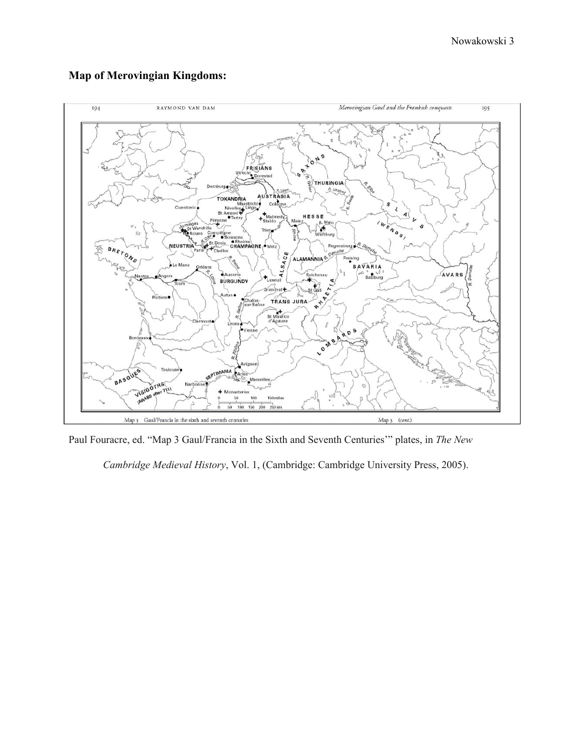**Map of Merovingian Kingdoms:**

Paul Fouracre, ed. "Map 3 Gaul/Francia in the Sixth and Seventh Centuries'" plates, in *The New Cambridge Medieval History*, Vol. 1, (Cambridge: Cambridge University Press, 2005).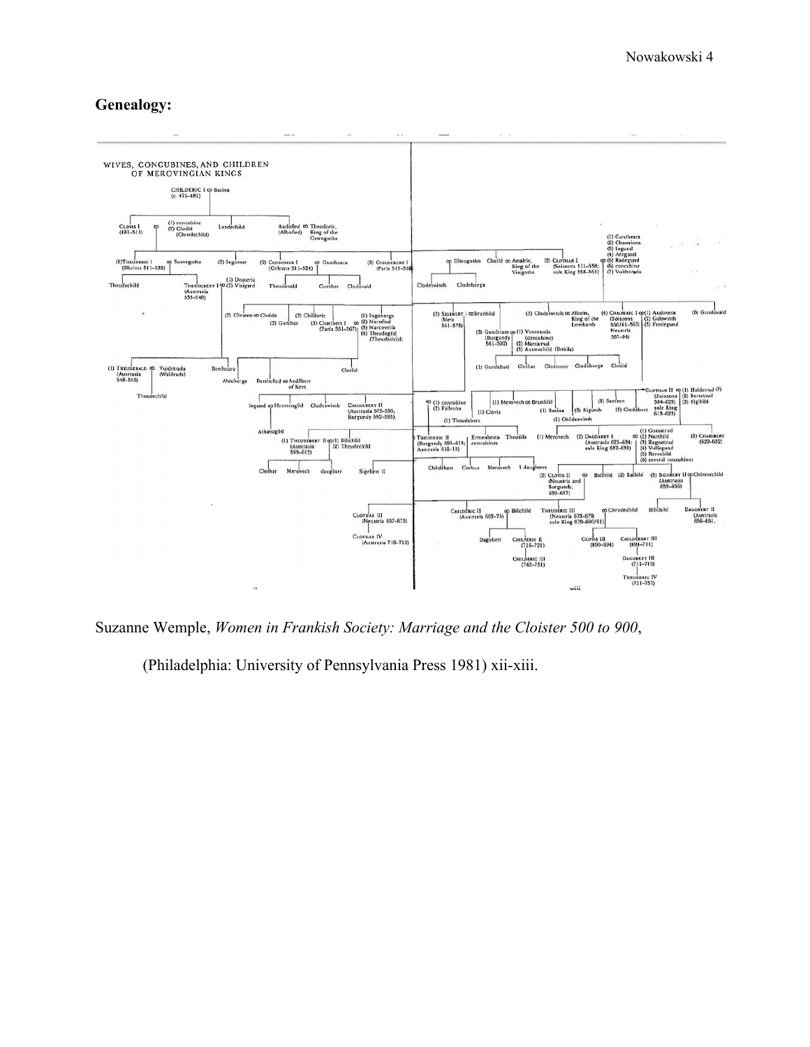## Genealogy:

Suzanne Wemple, *Women in Frankish Society: Marriage and the Cloister 500 to 900*, (Philadelphia: University of Pennsylvania Press 1981) xii-xiii.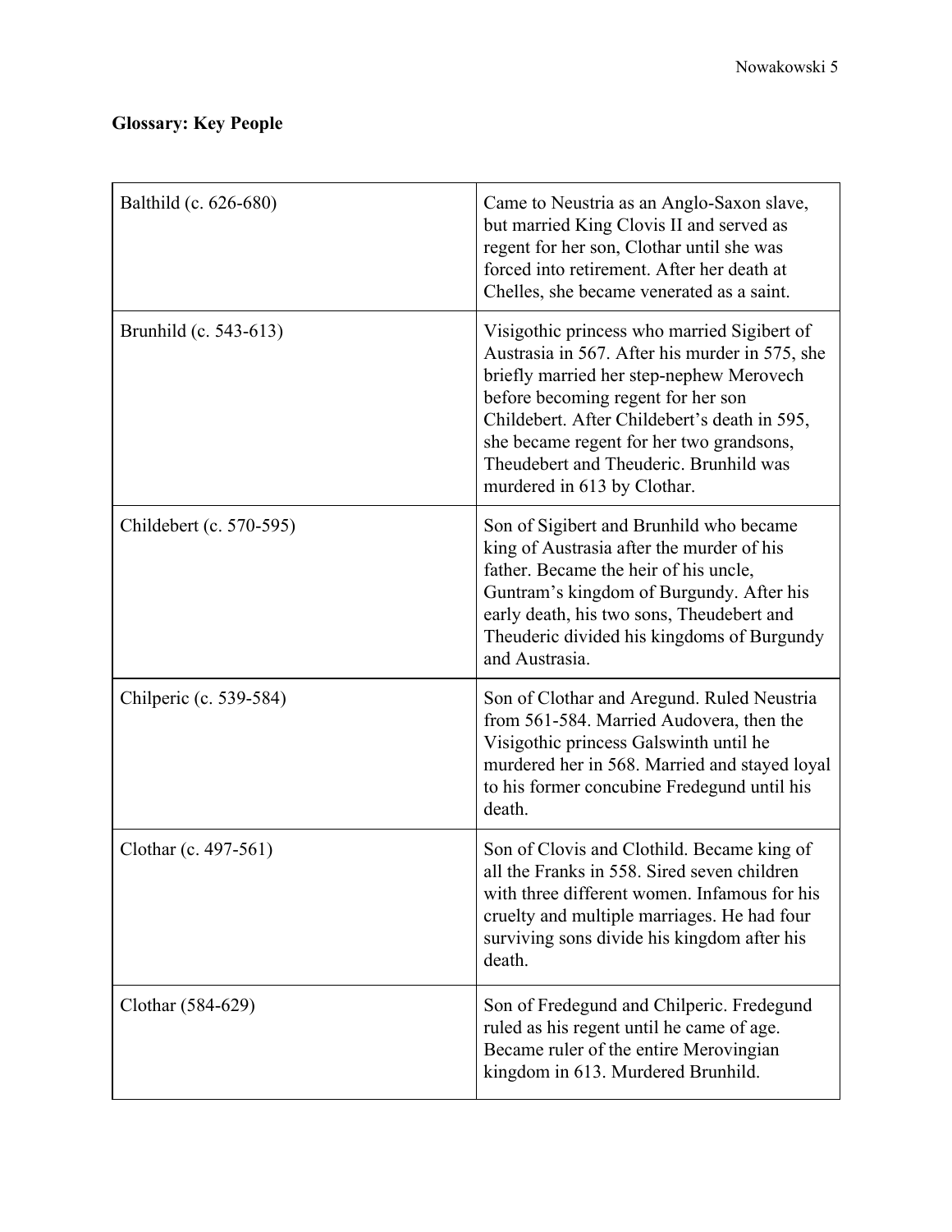**Glossary: Key People**

| | |
|---|---|
| Balthild (c. 626-680) | Came to Neustria as an Anglo-Saxon slave, but married King Clovis II and served as regent for her son, Clothar until she was forced into retirement. After her death at Chelles, she became venerated as a saint. |
| Brunhild (c. 543-613) | Visigothic princess who married Sigibert of Austrasia in 567. After his murder in 575, she briefly married her step-nephew Merovech before becoming regent for her son Childebert. After Childebert's death in 595, she became regent for her two grandsons, Theudebert and Theuderic. Brunhild was murdered in 613 by Clothar. |
| Childebert (c. 570-595) | Son of Sigibert and Brunhild who became king of Austrasia after the murder of his father. Became the heir of his uncle, Guntram's kingdom of Burgundy. After his early death, his two sons, Theudebert and Theuderic divided his kingdoms of Burgundy and Austrasia. |
| Chilperic (c. 539-584) | Son of Clothar and Aregund. Ruled Neustria from 561-584. Married Audovera, then the Visigothic princess Galswinth until he murdered her in 568. Married and stayed loyal to his former concubine Fredegund until his death. |
| Clothar (c. 497-561) | Son of Clovis and Clothild. Became king of all the Franks in 558. Sired seven children with three different women. Infamous for his cruelty and multiple marriages. He had four surviving sons divide his kingdom after his death. |
| Clothar (584-629) | Son of Fredegund and Chilperic. Fredegund ruled as his regent until he came of age. Became ruler of the entire Merovingian kingdom in 613. Murdered Brunhild. |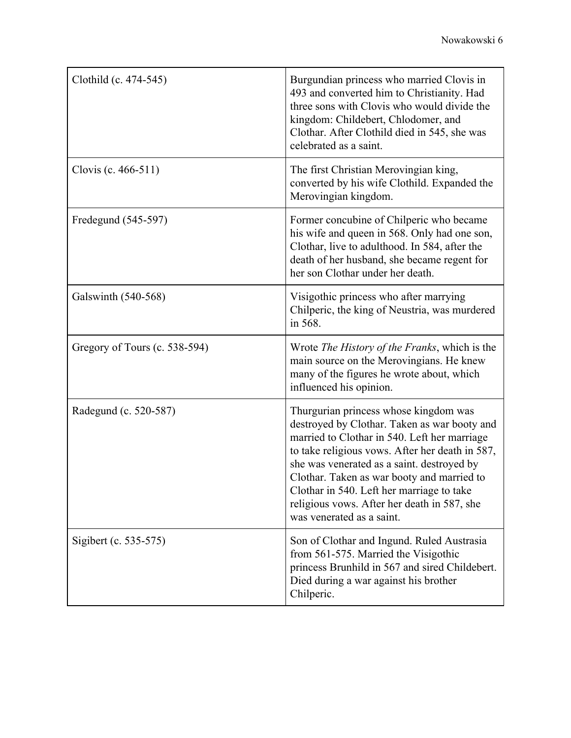| | |
|---|---|
| Clothild (c. 474-545) | Burgundian princess who married Clovis in 493 and converted him to Christianity. Had three sons with Clovis who would divide the kingdom: Childebert, Chlodomer, and Clothar. After Clothild died in 545, she was celebrated as a saint. |
| Clovis (c. 466-511) | The first Christian Merovingian king, converted by his wife Clothild. Expanded the Merovingian kingdom. |
| Fredegund (545-597) | Former concubine of Chilperic who became his wife and queen in 568. Only had one son, Clothar, live to adulthood. In 584, after the death of her husband, she became regent for her son Clothar under her death. |
| Galswinth (540-568) | Visigothic princess who after marrying Chilperic, the king of Neustria, was murdered in 568. |
| Gregory of Tours (c. 538-594) | Wrote *The History of the Franks*, which is the main source on the Merovingians. He knew many of the figures he wrote about, which influenced his opinion. |
| Radegund (c. 520-587) | Thurgurian princess whose kingdom was destroyed by Clothar. Taken as war booty and married to Clothar in 540. Left her marriage to take religious vows. After her death in 587, she was venerated as a saint. destroyed by Clothar. Taken as war booty and married to Clothar in 540. Left her marriage to take religious vows. After her death in 587, she was venerated as a saint. |
| Sigibert (c. 535-575) | Son of Clothar and Ingund. Ruled Austrasia from 561-575. Married the Visigothic princess Brunhild in 567 and sired Childebert. Died during a war against his brother Chilperic. |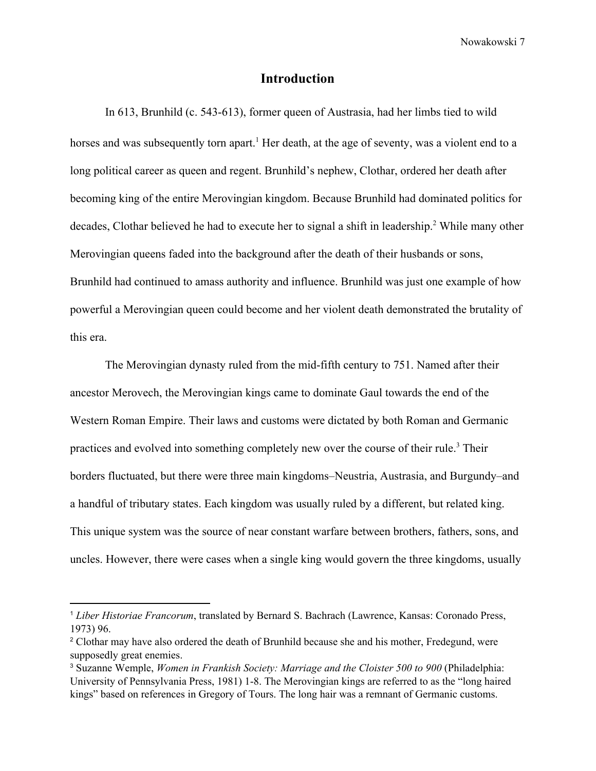# Introduction

In 613, Brunhild (c. 543-613), former queen of Austrasia, had her limbs tied to wild horses and was subsequently torn apart.[1] Her death, at the age of seventy, was a violent end to a long political career as queen and regent. Brunhild's nephew, Clothar, ordered her death after becoming king of the entire Merovingian kingdom. Because Brunhild had dominated politics for decades, Clothar believed he had to execute her to signal a shift in leadership.[2] While many other Merovingian queens faded into the background after the death of their husbands or sons, Brunhild had continued to amass authority and influence. Brunhild was just one example of how powerful a Merovingian queen could become and her violent death demonstrated the brutality of this era.

The Merovingian dynasty ruled from the mid-fifth century to 751. Named after their ancestor Merovech, the Merovingian kings came to dominate Gaul towards the end of the Western Roman Empire. Their laws and customs were dictated by both Roman and Germanic practices and evolved into something completely new over the course of their rule.[3] Their borders fluctuated, but there were three main kingdoms–Neustria, Austrasia, and Burgundy–and a handful of tributary states. Each kingdom was usually ruled by a different, but related king. This unique system was the source of near constant warfare between brothers, fathers, sons, and uncles. However, there were cases when a single king would govern the three kingdoms, usually

---

[1] *Liber Historiae Francorum*, translated by Bernard S. Bachrach (Lawrence, Kansas: Coronado Press, 1973) 96.

[2] Clothar may have also ordered the death of Brunhild because she and his mother, Fredegund, were supposedly great enemies.

[3] Suzanne Wemple, *Women in Frankish Society: Marriage and the Cloister 500 to 900* (Philadelphia: University of Pennsylvania Press, 1981) 1-8. The Merovingian kings are referred to as the "long haired kings" based on references in Gregory of Tours. The long hair was a remnant of Germanic customs.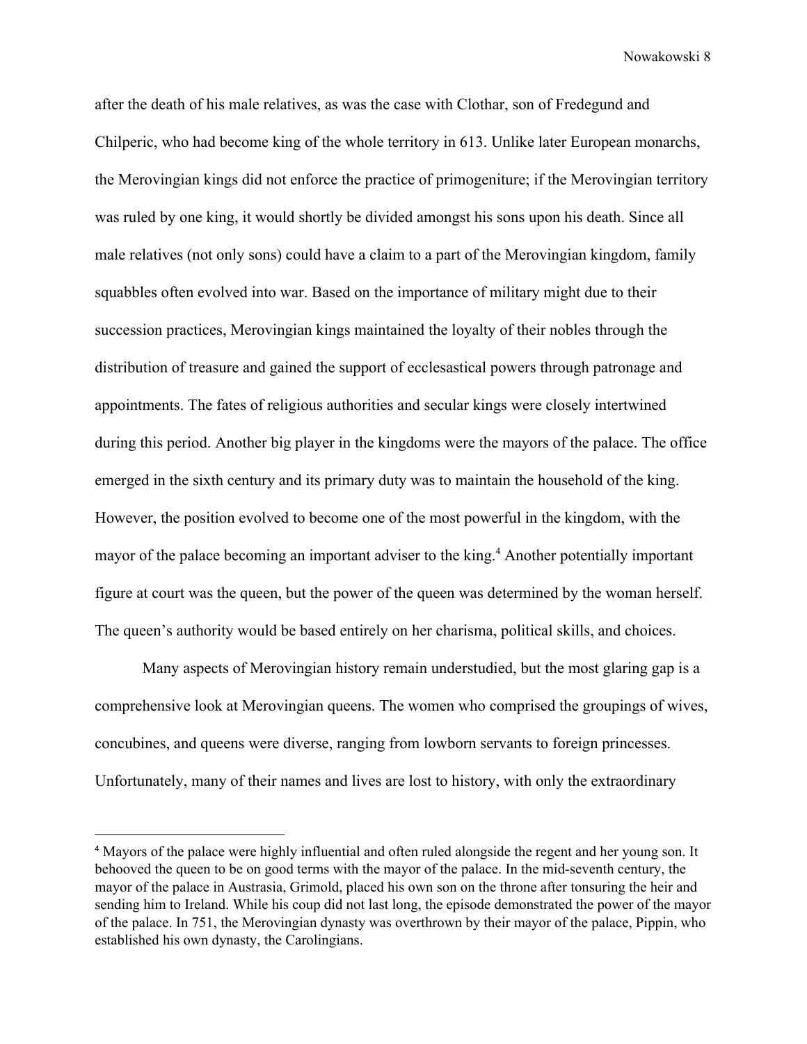after the death of his male relatives, as was the case with Clothar, son of Fredegund and Chilperic, who had become king of the whole territory in 613. Unlike later European monarchs, the Merovingian kings did not enforce the practice of primogeniture; if the Merovingian territory was ruled by one king, it would shortly be divided amongst his sons upon his death. Since all male relatives (not only sons) could have a claim to a part of the Merovingian kingdom, family squabbles often evolved into war. Based on the importance of military might due to their succession practices, Merovingian kings maintained the loyalty of their nobles through the distribution of treasure and gained the support of ecclesastical powers through patronage and appointments. The fates of religious authorities and secular kings were closely intertwined during this period. Another big player in the kingdoms were the mayors of the palace. The office emerged in the sixth century and its primary duty was to maintain the household of the king. However, the position evolved to become one of the most powerful in the kingdom, with the mayor of the palace becoming an important adviser to the king.[4] Another potentially important figure at court was the queen, but the power of the queen was determined by the woman herself. The queen's authority would be based entirely on her charisma, political skills, and choices.

Many aspects of Merovingian history remain understudied, but the most glaring gap is a comprehensive look at Merovingian queens. The women who comprised the groupings of wives, concubines, and queens were diverse, ranging from lowborn servants to foreign princesses. Unfortunately, many of their names and lives are lost to history, with only the extraordinary

---

[4] Mayors of the palace were highly influential and often ruled alongside the regent and her young son. It behooved the queen to be on good terms with the mayor of the palace. In the mid-seventh century, the mayor of the palace in Austrasia, Grimold, placed his own son on the throne after tonsuring the heir and sending him to Ireland. While his coup did not last long, the episode demonstrated the power of the mayor of the palace. In 751, the Merovingian dynasty was overthrown by their mayor of the palace, Pippin, who established his own dynasty, the Carolingians.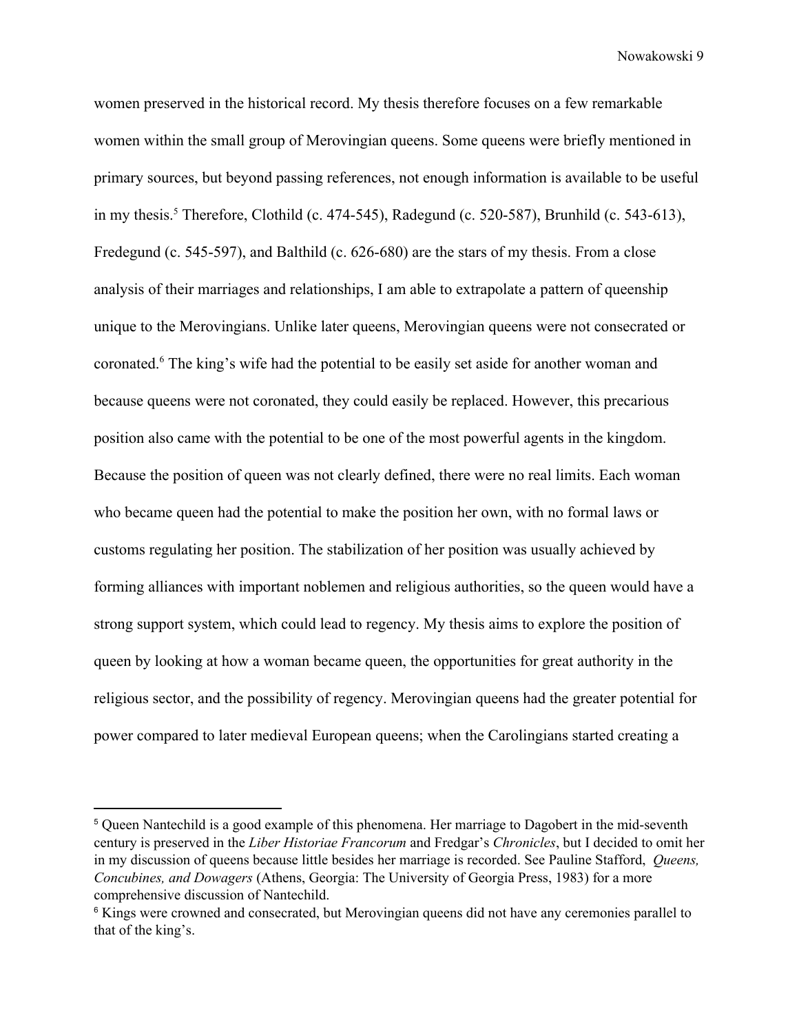women preserved in the historical record. My thesis therefore focuses on a few remarkable women within the small group of Merovingian queens. Some queens were briefly mentioned in primary sources, but beyond passing references, not enough information is available to be useful in my thesis.[5] Therefore, Clothild (c. 474-545), Radegund (c. 520-587), Brunhild (c. 543-613), Fredegund (c. 545-597), and Balthild (c. 626-680) are the stars of my thesis. From a close analysis of their marriages and relationships, I am able to extrapolate a pattern of queenship unique to the Merovingians. Unlike later queens, Merovingian queens were not consecrated or coronated.[6] The king's wife had the potential to be easily set aside for another woman and because queens were not coronated, they could easily be replaced. However, this precarious position also came with the potential to be one of the most powerful agents in the kingdom. Because the position of queen was not clearly defined, there were no real limits. Each woman who became queen had the potential to make the position her own, with no formal laws or customs regulating her position. The stabilization of her position was usually achieved by forming alliances with important noblemen and religious authorities, so the queen would have a strong support system, which could lead to regency. My thesis aims to explore the position of queen by looking at how a woman became queen, the opportunities for great authority in the religious sector, and the possibility of regency. Merovingian queens had the greater potential for power compared to later medieval European queens; when the Carolingians started creating a

---

[5] Queen Nantechild is a good example of this phenomena. Her marriage to Dagobert in the mid-seventh century is preserved in the *Liber Historiae Francorum* and Fredgar's *Chronicles*, but I decided to omit her in my discussion of queens because little besides her marriage is recorded. See Pauline Stafford, *Queens, Concubines, and Dowagers* (Athens, Georgia: The University of Georgia Press, 1983) for a more comprehensive discussion of Nantechild.

[6] Kings were crowned and consecrated, but Merovingian queens did not have any ceremonies parallel to that of the king's.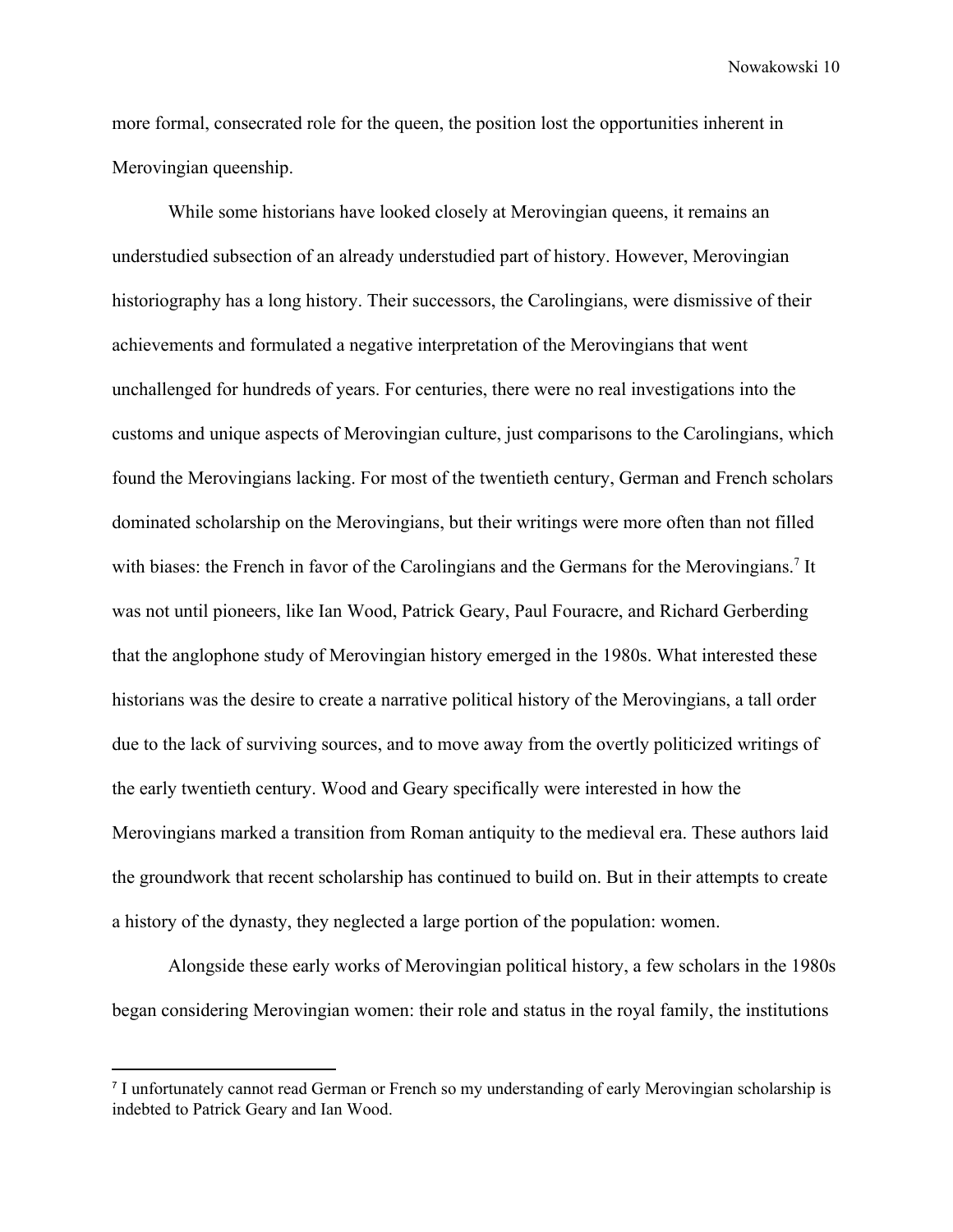more formal, consecrated role for the queen, the position lost the opportunities inherent in Merovingian queenship.

While some historians have looked closely at Merovingian queens, it remains an understudied subsection of an already understudied part of history. However, Merovingian historiography has a long history. Their successors, the Carolingians, were dismissive of their achievements and formulated a negative interpretation of the Merovingians that went unchallenged for hundreds of years. For centuries, there were no real investigations into the customs and unique aspects of Merovingian culture, just comparisons to the Carolingians, which found the Merovingians lacking. For most of the twentieth century, German and French scholars dominated scholarship on the Merovingians, but their writings were more often than not filled with biases: the French in favor of the Carolingians and the Germans for the Merovingians.[7] It was not until pioneers, like Ian Wood, Patrick Geary, Paul Fouracre, and Richard Gerberding that the anglophone study of Merovingian history emerged in the 1980s. What interested these historians was the desire to create a narrative political history of the Merovingians, a tall order due to the lack of surviving sources, and to move away from the overtly politicized writings of the early twentieth century. Wood and Geary specifically were interested in how the Merovingians marked a transition from Roman antiquity to the medieval era. These authors laid the groundwork that recent scholarship has continued to build on. But in their attempts to create a history of the dynasty, they neglected a large portion of the population: women.

Alongside these early works of Merovingian political history, a few scholars in the 1980s began considering Merovingian women: their role and status in the royal family, the institutions

[7] I unfortunately cannot read German or French so my understanding of early Merovingian scholarship is indebted to Patrick Geary and Ian Wood.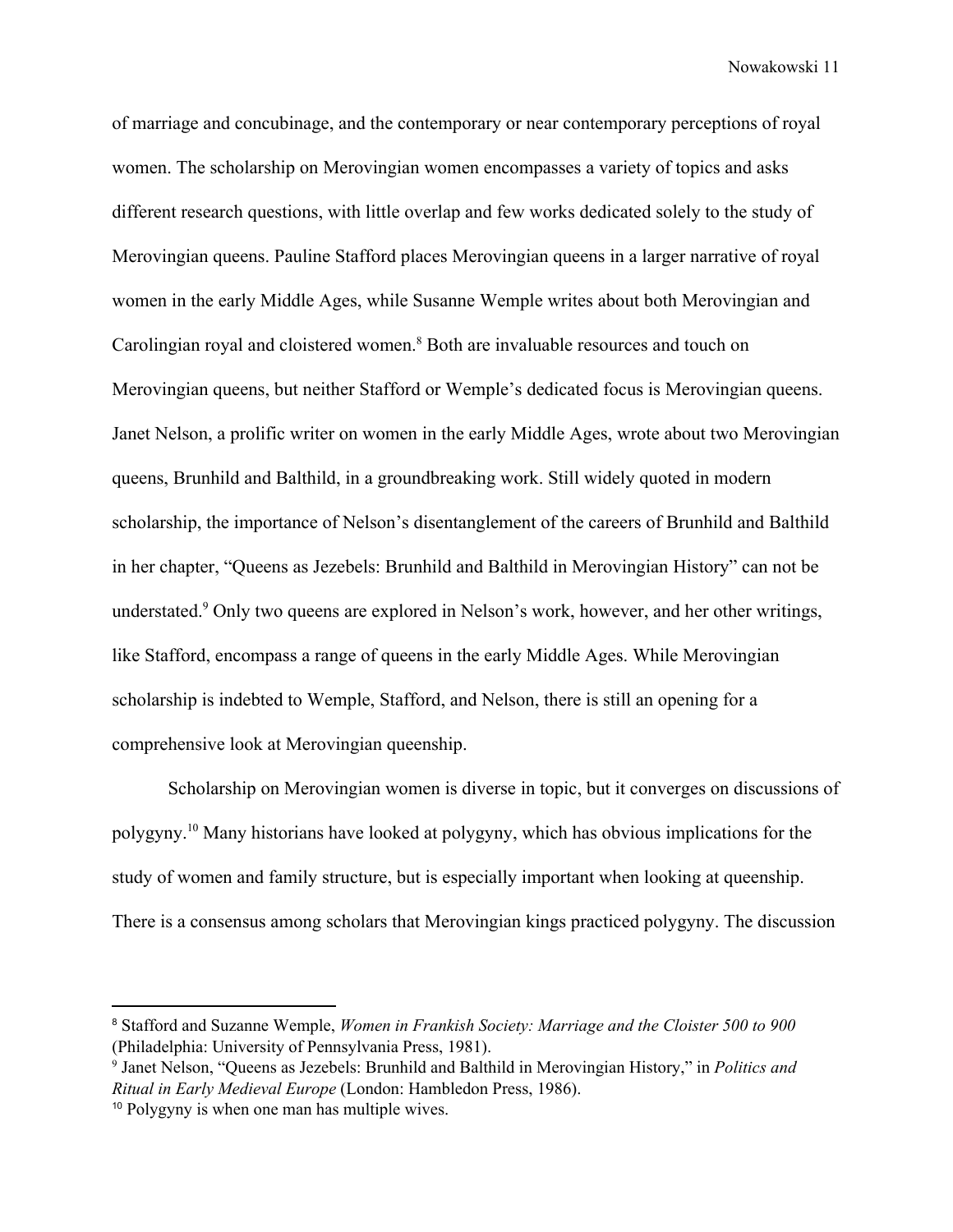of marriage and concubinage, and the contemporary or near contemporary perceptions of royal women. The scholarship on Merovingian women encompasses a variety of topics and asks different research questions, with little overlap and few works dedicated solely to the study of Merovingian queens. Pauline Stafford places Merovingian queens in a larger narrative of royal women in the early Middle Ages, while Susanne Wemple writes about both Merovingian and Carolingian royal and cloistered women.[8] Both are invaluable resources and touch on Merovingian queens, but neither Stafford or Wemple's dedicated focus is Merovingian queens. Janet Nelson, a prolific writer on women in the early Middle Ages, wrote about two Merovingian queens, Brunhild and Balthild, in a groundbreaking work. Still widely quoted in modern scholarship, the importance of Nelson's disentanglement of the careers of Brunhild and Balthild in her chapter, "Queens as Jezebels: Brunhild and Balthild in Merovingian History" can not be understated.[9] Only two queens are explored in Nelson's work, however, and her other writings, like Stafford, encompass a range of queens in the early Middle Ages. While Merovingian scholarship is indebted to Wemple, Stafford, and Nelson, there is still an opening for a comprehensive look at Merovingian queenship.

Scholarship on Merovingian women is diverse in topic, but it converges on discussions of polygyny.[10] Many historians have looked at polygyny, which has obvious implications for the study of women and family structure, but is especially important when looking at queenship. There is a consensus among scholars that Merovingian kings practiced polygyny. The discussion

---

[8] Stafford and Suzanne Wemple, *Women in Frankish Society: Marriage and the Cloister 500 to 900* (Philadelphia: University of Pennsylvania Press, 1981).

[9] Janet Nelson, "Queens as Jezebels: Brunhild and Balthild in Merovingian History," in *Politics and Ritual in Early Medieval Europe* (London: Hambledon Press, 1986).

[10] Polygyny is when one man has multiple wives.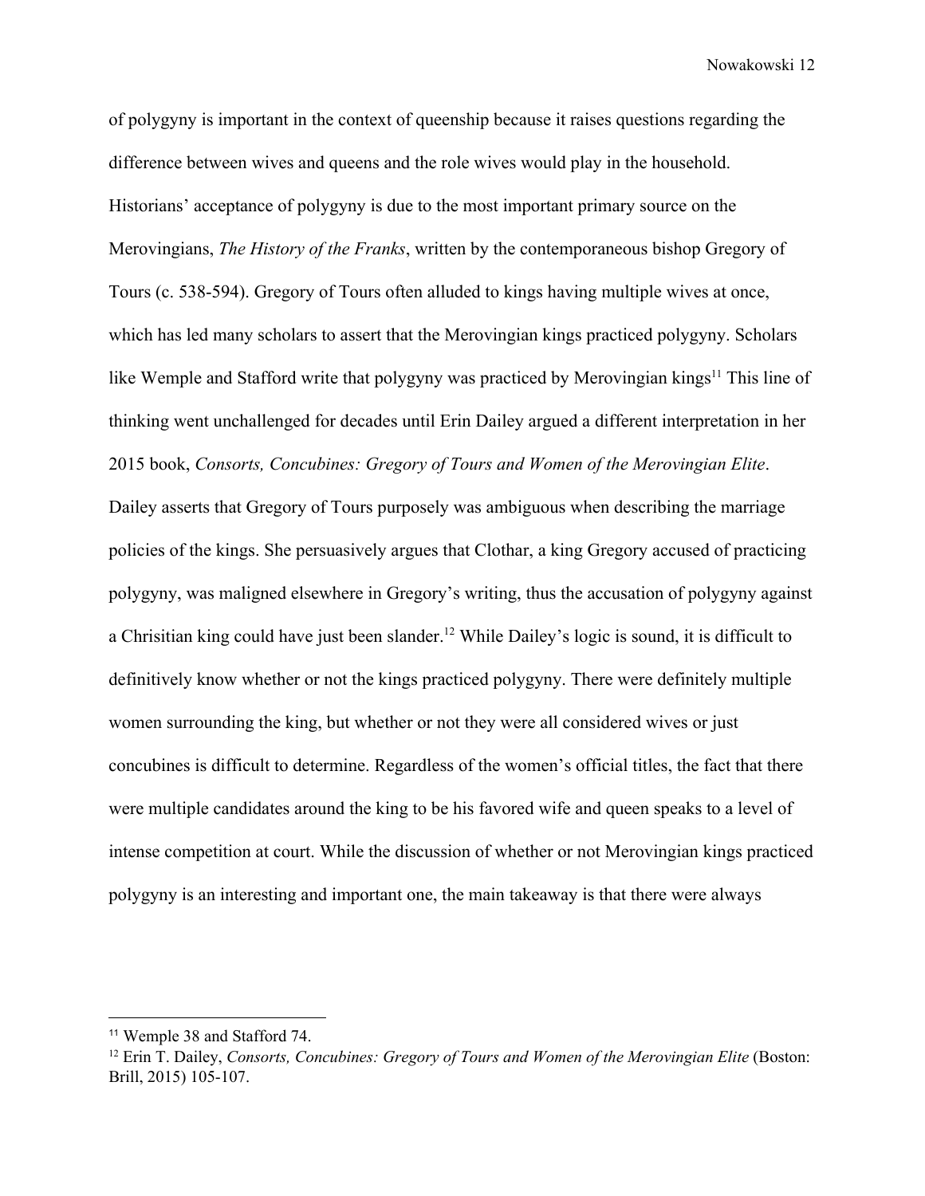of polygyny is important in the context of queenship because it raises questions regarding the difference between wives and queens and the role wives would play in the household. Historians' acceptance of polygyny is due to the most important primary source on the Merovingians, *The History of the Franks*, written by the contemporaneous bishop Gregory of Tours (c. 538-594). Gregory of Tours often alluded to kings having multiple wives at once, which has led many scholars to assert that the Merovingian kings practiced polygyny. Scholars like Wemple and Stafford write that polygyny was practiced by Merovingian kings[11] This line of thinking went unchallenged for decades until Erin Dailey argued a different interpretation in her 2015 book, *Consorts, Concubines: Gregory of Tours and Women of the Merovingian Elite*. Dailey asserts that Gregory of Tours purposely was ambiguous when describing the marriage policies of the kings. She persuasively argues that Clothar, a king Gregory accused of practicing polygyny, was maligned elsewhere in Gregory's writing, thus the accusation of polygyny against a Chrisitian king could have just been slander.[12] While Dailey's logic is sound, it is difficult to definitively know whether or not the kings practiced polygyny. There were definitely multiple women surrounding the king, but whether or not they were all considered wives or just concubines is difficult to determine. Regardless of the women's official titles, the fact that there were multiple candidates around the king to be his favored wife and queen speaks to a level of intense competition at court. While the discussion of whether or not Merovingian kings practiced polygyny is an interesting and important one, the main takeaway is that there were always

---

[11] Wemple 38 and Stafford 74.

[12] Erin T. Dailey, *Consorts, Concubines: Gregory of Tours and Women of the Merovingian Elite* (Boston: Brill, 2015) 105-107.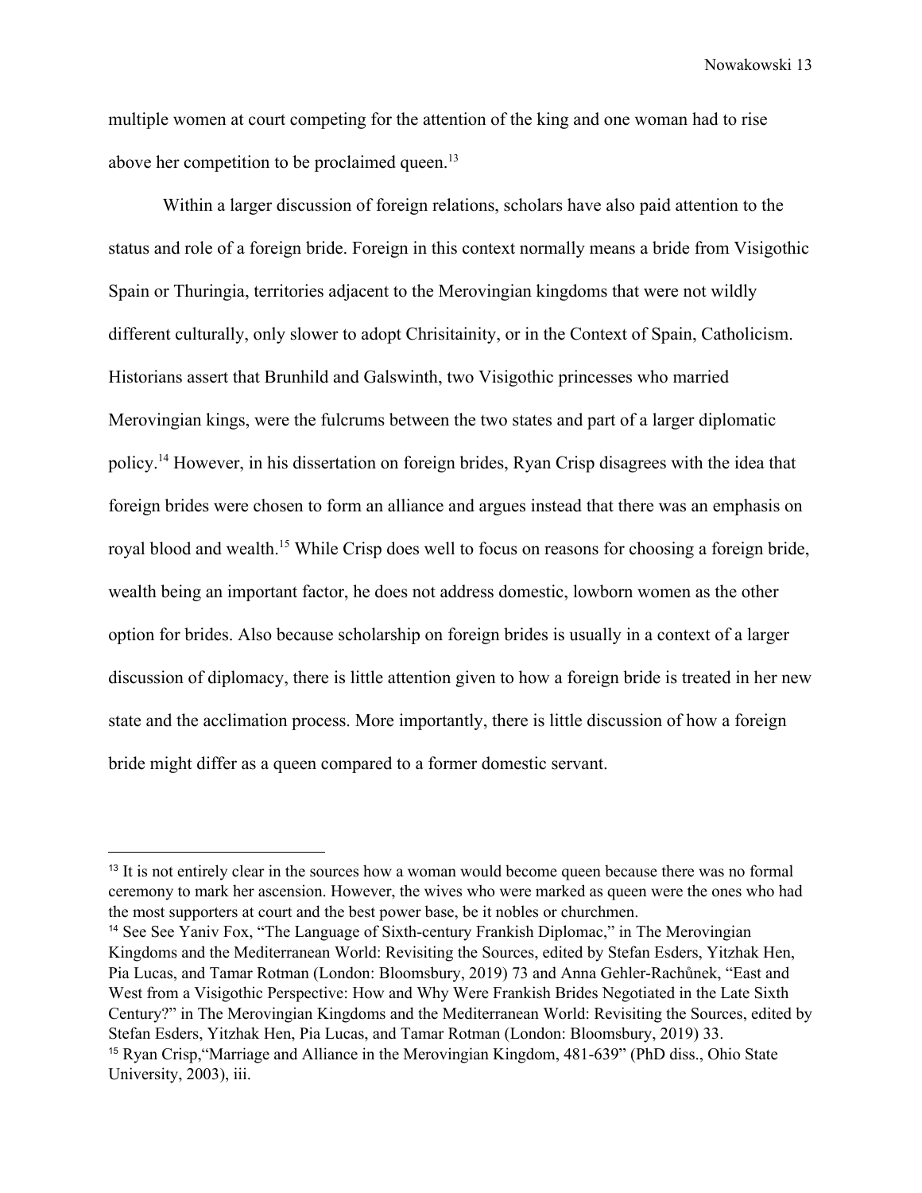multiple women at court competing for the attention of the king and one woman had to rise above her competition to be proclaimed queen.[13]

Within a larger discussion of foreign relations, scholars have also paid attention to the status and role of a foreign bride. Foreign in this context normally means a bride from Visigothic Spain or Thuringia, territories adjacent to the Merovingian kingdoms that were not wildly different culturally, only slower to adopt Chrisitainity, or in the Context of Spain, Catholicism. Historians assert that Brunhild and Galswinth, two Visigothic princesses who married Merovingian kings, were the fulcrums between the two states and part of a larger diplomatic policy.[14] However, in his dissertation on foreign brides, Ryan Crisp disagrees with the idea that foreign brides were chosen to form an alliance and argues instead that there was an emphasis on royal blood and wealth.[15] While Crisp does well to focus on reasons for choosing a foreign bride, wealth being an important factor, he does not address domestic, lowborn women as the other option for brides. Also because scholarship on foreign brides is usually in a context of a larger discussion of diplomacy, there is little attention given to how a foreign bride is treated in her new state and the acclimation process. More importantly, there is little discussion of how a foreign bride might differ as a queen compared to a former domestic servant.

---

[13] It is not entirely clear in the sources how a woman would become queen because there was no formal ceremony to mark her ascension. However, the wives who were marked as queen were the ones who had the most supporters at court and the best power base, be it nobles or churchmen.

[14] See See Yaniv Fox, "The Language of Sixth-century Frankish Diplomac," in The Merovingian Kingdoms and the Mediterranean World: Revisiting the Sources, edited by Stefan Esders, Yitzhak Hen, Pia Lucas, and Tamar Rotman (London: Bloomsbury, 2019) 73 and Anna Gehler-Rachůnek, "East and West from a Visigothic Perspective: How and Why Were Frankish Brides Negotiated in the Late Sixth Century?" in The Merovingian Kingdoms and the Mediterranean World: Revisiting the Sources, edited by Stefan Esders, Yitzhak Hen, Pia Lucas, and Tamar Rotman (London: Bloomsbury, 2019) 33.

[15] Ryan Crisp,"Marriage and Alliance in the Merovingian Kingdom, 481-639" (PhD diss., Ohio State University, 2003), iii.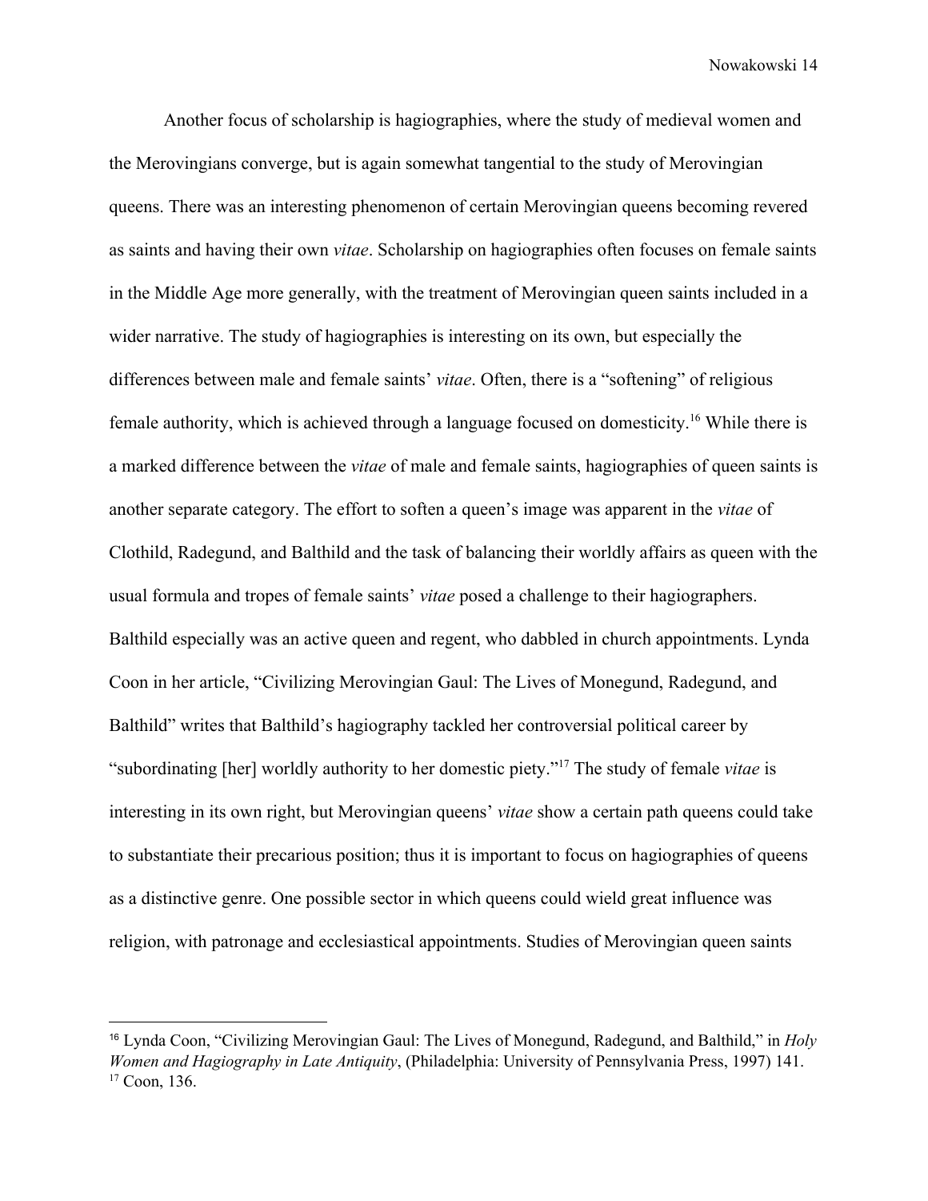Another focus of scholarship is hagiographies, where the study of medieval women and the Merovingians converge, but is again somewhat tangential to the study of Merovingian queens. There was an interesting phenomenon of certain Merovingian queens becoming revered as saints and having their own *vitae*. Scholarship on hagiographies often focuses on female saints in the Middle Age more generally, with the treatment of Merovingian queen saints included in a wider narrative. The study of hagiographies is interesting on its own, but especially the differences between male and female saints' *vitae*. Often, there is a "softening" of religious female authority, which is achieved through a language focused on domesticity.[16] While there is a marked difference between the *vitae* of male and female saints, hagiographies of queen saints is another separate category. The effort to soften a queen's image was apparent in the *vitae* of Clothild, Radegund, and Balthild and the task of balancing their worldly affairs as queen with the usual formula and tropes of female saints' *vitae* posed a challenge to their hagiographers. Balthild especially was an active queen and regent, who dabbled in church appointments. Lynda Coon in her article, "Civilizing Merovingian Gaul: The Lives of Monegund, Radegund, and Balthild" writes that Balthild's hagiography tackled her controversial political career by "subordinating [her] worldly authority to her domestic piety."[17] The study of female *vitae* is interesting in its own right, but Merovingian queens' *vitae* show a certain path queens could take to substantiate their precarious position; thus it is important to focus on hagiographies of queens as a distinctive genre. One possible sector in which queens could wield great influence was religion, with patronage and ecclesiastical appointments. Studies of Merovingian queen saints

---

[16] Lynda Coon, "Civilizing Merovingian Gaul: The Lives of Monegund, Radegund, and Balthild," in *Holy Women and Hagiography in Late Antiquity*, (Philadelphia: University of Pennsylvania Press, 1997) 141.
[17] Coon, 136.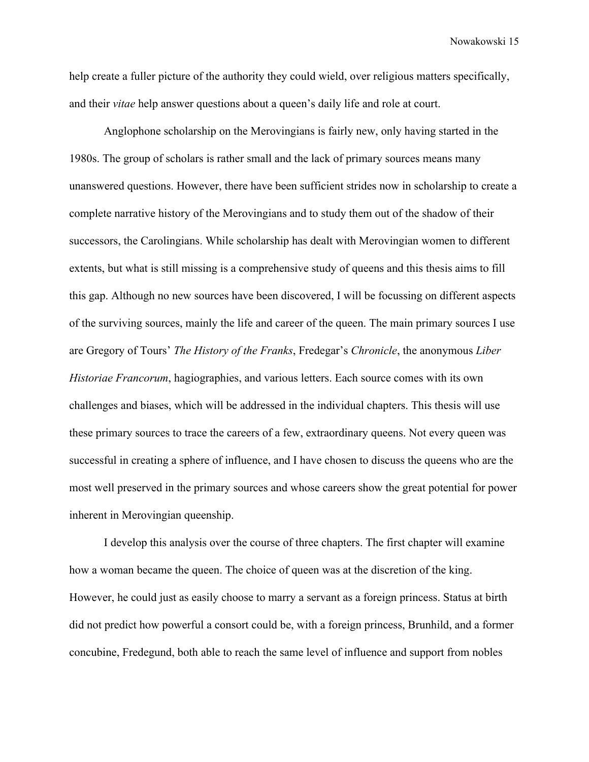help create a fuller picture of the authority they could wield, over religious matters specifically, and their *vitae* help answer questions about a queen's daily life and role at court.

Anglophone scholarship on the Merovingians is fairly new, only having started in the 1980s. The group of scholars is rather small and the lack of primary sources means many unanswered questions. However, there have been sufficient strides now in scholarship to create a complete narrative history of the Merovingians and to study them out of the shadow of their successors, the Carolingians. While scholarship has dealt with Merovingian women to different extents, but what is still missing is a comprehensive study of queens and this thesis aims to fill this gap. Although no new sources have been discovered, I will be focussing on different aspects of the surviving sources, mainly the life and career of the queen. The main primary sources I use are Gregory of Tours' *The History of the Franks*, Fredegar's *Chronicle*, the anonymous *Liber Historiae Francorum*, hagiographies, and various letters. Each source comes with its own challenges and biases, which will be addressed in the individual chapters. This thesis will use these primary sources to trace the careers of a few, extraordinary queens. Not every queen was successful in creating a sphere of influence, and I have chosen to discuss the queens who are the most well preserved in the primary sources and whose careers show the great potential for power inherent in Merovingian queenship.

I develop this analysis over the course of three chapters. The first chapter will examine how a woman became the queen. The choice of queen was at the discretion of the king. However, he could just as easily choose to marry a servant as a foreign princess. Status at birth did not predict how powerful a consort could be, with a foreign princess, Brunhild, and a former concubine, Fredegund, both able to reach the same level of influence and support from nobles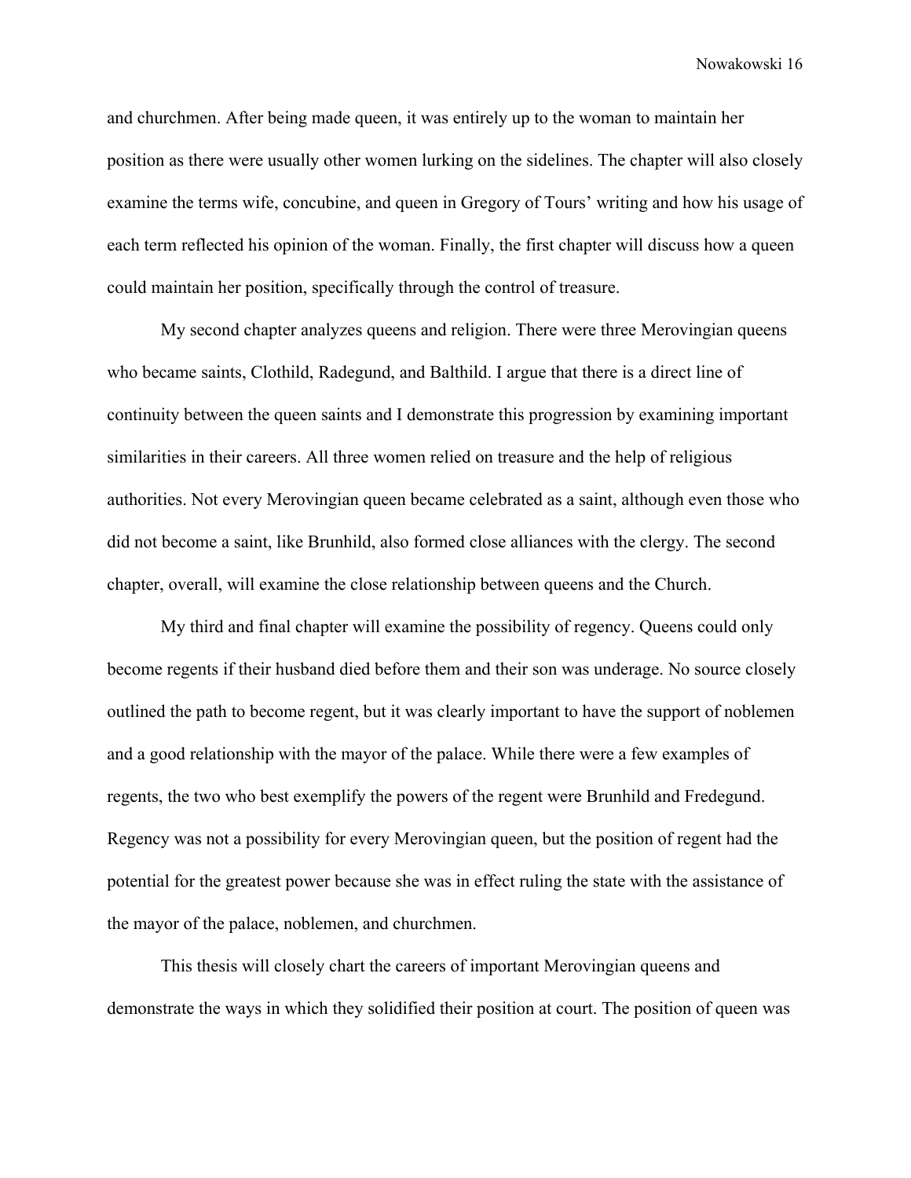and churchmen. After being made queen, it was entirely up to the woman to maintain her position as there were usually other women lurking on the sidelines. The chapter will also closely examine the terms wife, concubine, and queen in Gregory of Tours' writing and how his usage of each term reflected his opinion of the woman. Finally, the first chapter will discuss how a queen could maintain her position, specifically through the control of treasure.

My second chapter analyzes queens and religion. There were three Merovingian queens who became saints, Clothild, Radegund, and Balthild. I argue that there is a direct line of continuity between the queen saints and I demonstrate this progression by examining important similarities in their careers. All three women relied on treasure and the help of religious authorities. Not every Merovingian queen became celebrated as a saint, although even those who did not become a saint, like Brunhild, also formed close alliances with the clergy. The second chapter, overall, will examine the close relationship between queens and the Church.

My third and final chapter will examine the possibility of regency. Queens could only become regents if their husband died before them and their son was underage. No source closely outlined the path to become regent, but it was clearly important to have the support of noblemen and a good relationship with the mayor of the palace. While there were a few examples of regents, the two who best exemplify the powers of the regent were Brunhild and Fredegund. Regency was not a possibility for every Merovingian queen, but the position of regent had the potential for the greatest power because she was in effect ruling the state with the assistance of the mayor of the palace, noblemen, and churchmen.

This thesis will closely chart the careers of important Merovingian queens and demonstrate the ways in which they solidified their position at court. The position of queen was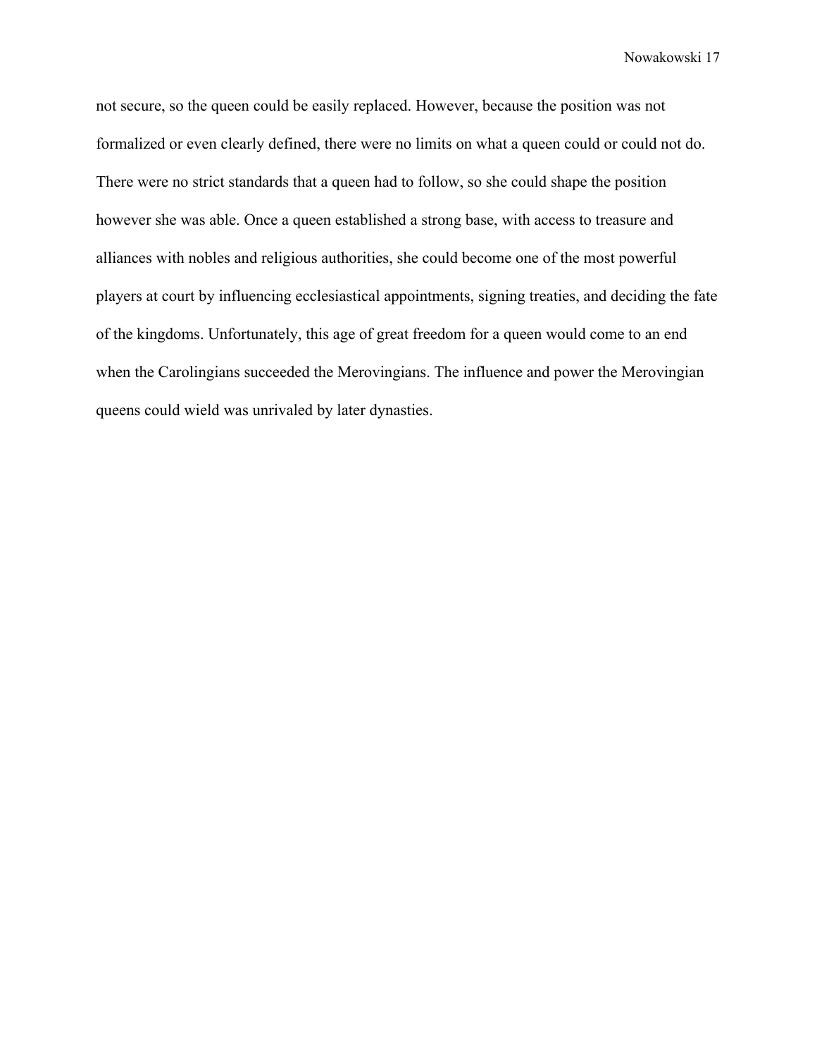not secure, so the queen could be easily replaced. However, because the position was not formalized or even clearly defined, there were no limits on what a queen could or could not do. There were no strict standards that a queen had to follow, so she could shape the position however she was able. Once a queen established a strong base, with access to treasure and alliances with nobles and religious authorities, she could become one of the most powerful players at court by influencing ecclesiastical appointments, signing treaties, and deciding the fate of the kingdoms. Unfortunately, this age of great freedom for a queen would come to an end when the Carolingians succeeded the Merovingians. The influence and power the Merovingian queens could wield was unrivaled by later dynasties.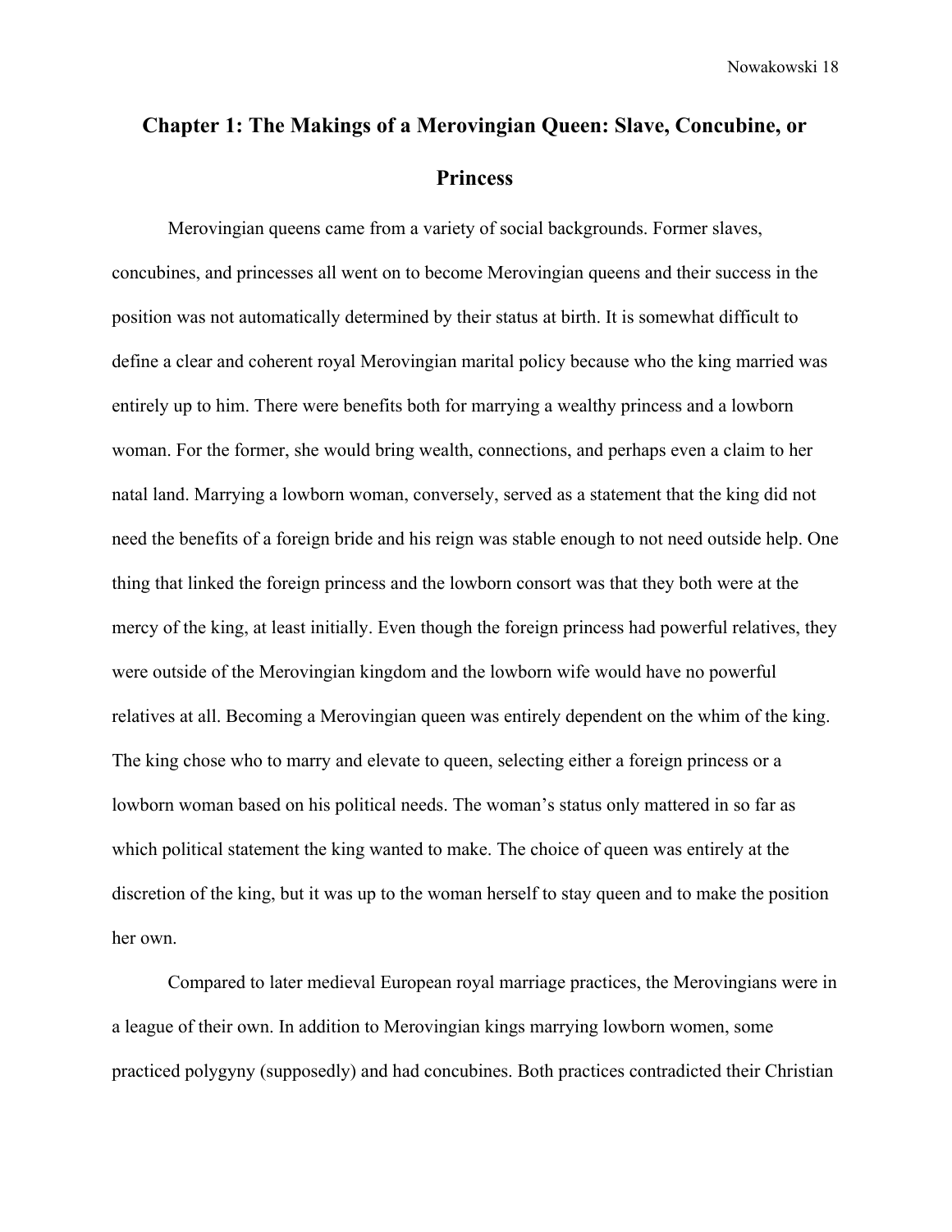# Chapter 1: The Makings of a Merovingian Queen: Slave, Concubine, or Princess

Merovingian queens came from a variety of social backgrounds. Former slaves, concubines, and princesses all went on to become Merovingian queens and their success in the position was not automatically determined by their status at birth. It is somewhat difficult to define a clear and coherent royal Merovingian marital policy because who the king married was entirely up to him. There were benefits both for marrying a wealthy princess and a lowborn woman. For the former, she would bring wealth, connections, and perhaps even a claim to her natal land. Marrying a lowborn woman, conversely, served as a statement that the king did not need the benefits of a foreign bride and his reign was stable enough to not need outside help. One thing that linked the foreign princess and the lowborn consort was that they both were at the mercy of the king, at least initially. Even though the foreign princess had powerful relatives, they were outside of the Merovingian kingdom and the lowborn wife would have no powerful relatives at all. Becoming a Merovingian queen was entirely dependent on the whim of the king. The king chose who to marry and elevate to queen, selecting either a foreign princess or a lowborn woman based on his political needs. The woman's status only mattered in so far as which political statement the king wanted to make. The choice of queen was entirely at the discretion of the king, but it was up to the woman herself to stay queen and to make the position her own.

Compared to later medieval European royal marriage practices, the Merovingians were in a league of their own. In addition to Merovingian kings marrying lowborn women, some practiced polygyny (supposedly) and had concubines. Both practices contradicted their Christian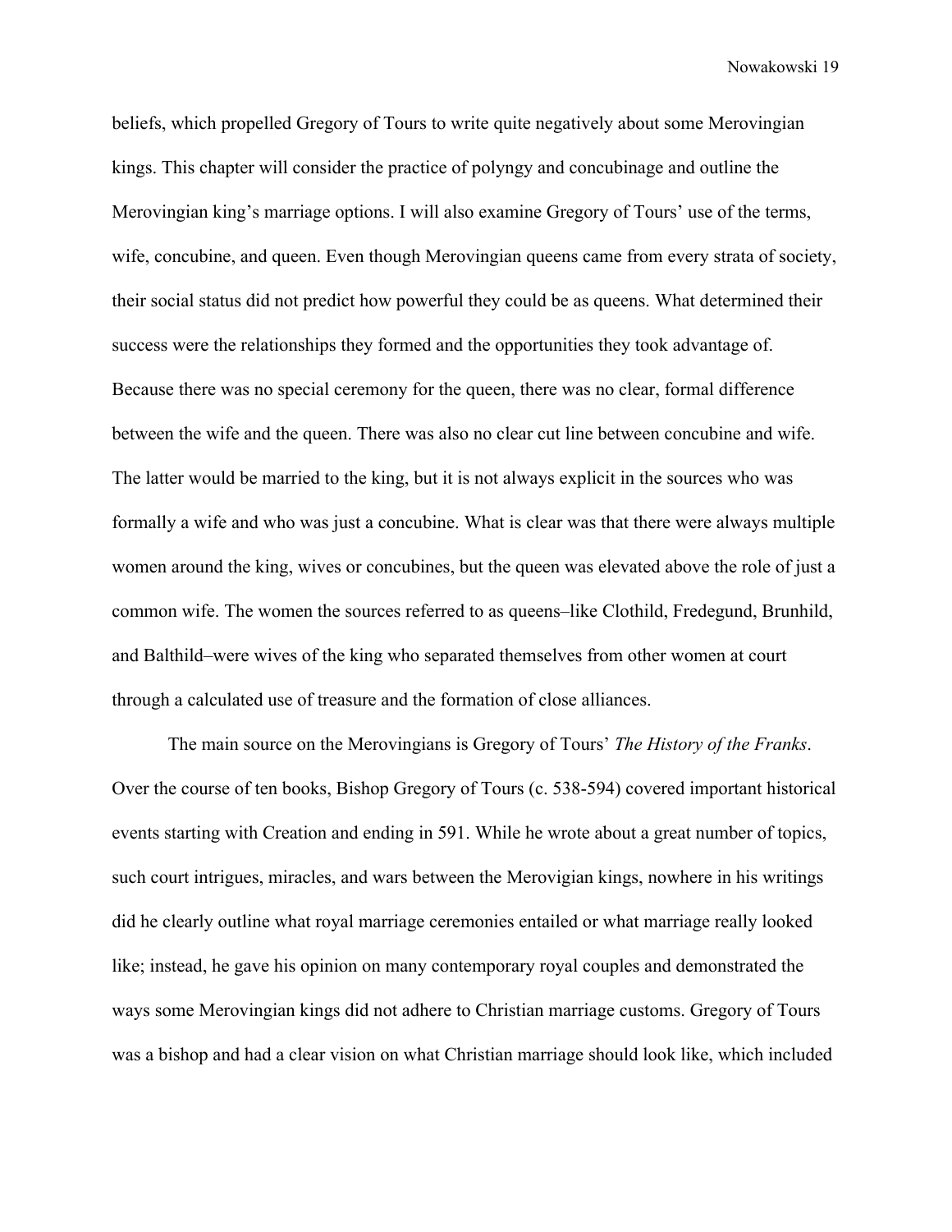beliefs, which propelled Gregory of Tours to write quite negatively about some Merovingian kings. This chapter will consider the practice of polyngy and concubinage and outline the Merovingian king's marriage options. I will also examine Gregory of Tours' use of the terms, wife, concubine, and queen. Even though Merovingian queens came from every strata of society, their social status did not predict how powerful they could be as queens. What determined their success were the relationships they formed and the opportunities they took advantage of. Because there was no special ceremony for the queen, there was no clear, formal difference between the wife and the queen. There was also no clear cut line between concubine and wife. The latter would be married to the king, but it is not always explicit in the sources who was formally a wife and who was just a concubine. What is clear was that there were always multiple women around the king, wives or concubines, but the queen was elevated above the role of just a common wife. The women the sources referred to as queens–like Clothild, Fredegund, Brunhild, and Balthild–were wives of the king who separated themselves from other women at court through a calculated use of treasure and the formation of close alliances.

The main source on the Merovingians is Gregory of Tours' *The History of the Franks*. Over the course of ten books, Bishop Gregory of Tours (c. 538-594) covered important historical events starting with Creation and ending in 591. While he wrote about a great number of topics, such court intrigues, miracles, and wars between the Merovigian kings, nowhere in his writings did he clearly outline what royal marriage ceremonies entailed or what marriage really looked like; instead, he gave his opinion on many contemporary royal couples and demonstrated the ways some Merovingian kings did not adhere to Christian marriage customs. Gregory of Tours was a bishop and had a clear vision on what Christian marriage should look like, which included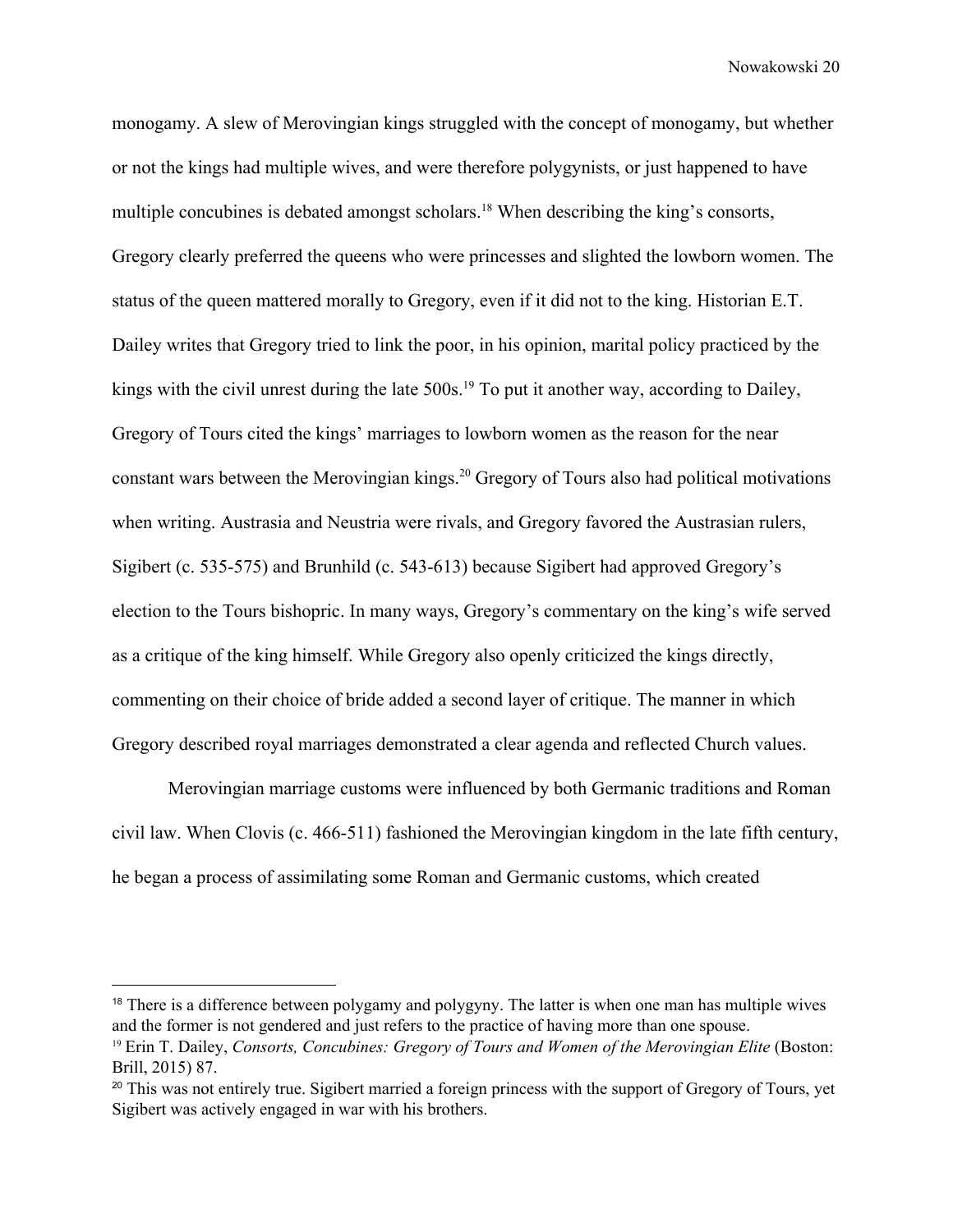monogamy. A slew of Merovingian kings struggled with the concept of monogamy, but whether or not the kings had multiple wives, and were therefore polygynists, or just happened to have multiple concubines is debated amongst scholars.[18] When describing the king's consorts, Gregory clearly preferred the queens who were princesses and slighted the lowborn women. The status of the queen mattered morally to Gregory, even if it did not to the king. Historian E.T. Dailey writes that Gregory tried to link the poor, in his opinion, marital policy practiced by the kings with the civil unrest during the late 500s.[19] To put it another way, according to Dailey, Gregory of Tours cited the kings' marriages to lowborn women as the reason for the near constant wars between the Merovingian kings.[20] Gregory of Tours also had political motivations when writing. Austrasia and Neustria were rivals, and Gregory favored the Austrasian rulers, Sigibert (c. 535-575) and Brunhild (c. 543-613) because Sigibert had approved Gregory's election to the Tours bishopric. In many ways, Gregory's commentary on the king's wife served as a critique of the king himself. While Gregory also openly criticized the kings directly, commenting on their choice of bride added a second layer of critique. The manner in which Gregory described royal marriages demonstrated a clear agenda and reflected Church values.

Merovingian marriage customs were influenced by both Germanic traditions and Roman civil law. When Clovis (c. 466-511) fashioned the Merovingian kingdom in the late fifth century, he began a process of assimilating some Roman and Germanic customs, which created

---

[18] There is a difference between polygamy and polygyny. The latter is when one man has multiple wives and the former is not gendered and just refers to the practice of having more than one spouse.

[19] Erin T. Dailey, *Consorts, Concubines: Gregory of Tours and Women of the Merovingian Elite* (Boston: Brill, 2015) 87.

[20] This was not entirely true. Sigibert married a foreign princess with the support of Gregory of Tours, yet Sigibert was actively engaged in war with his brothers.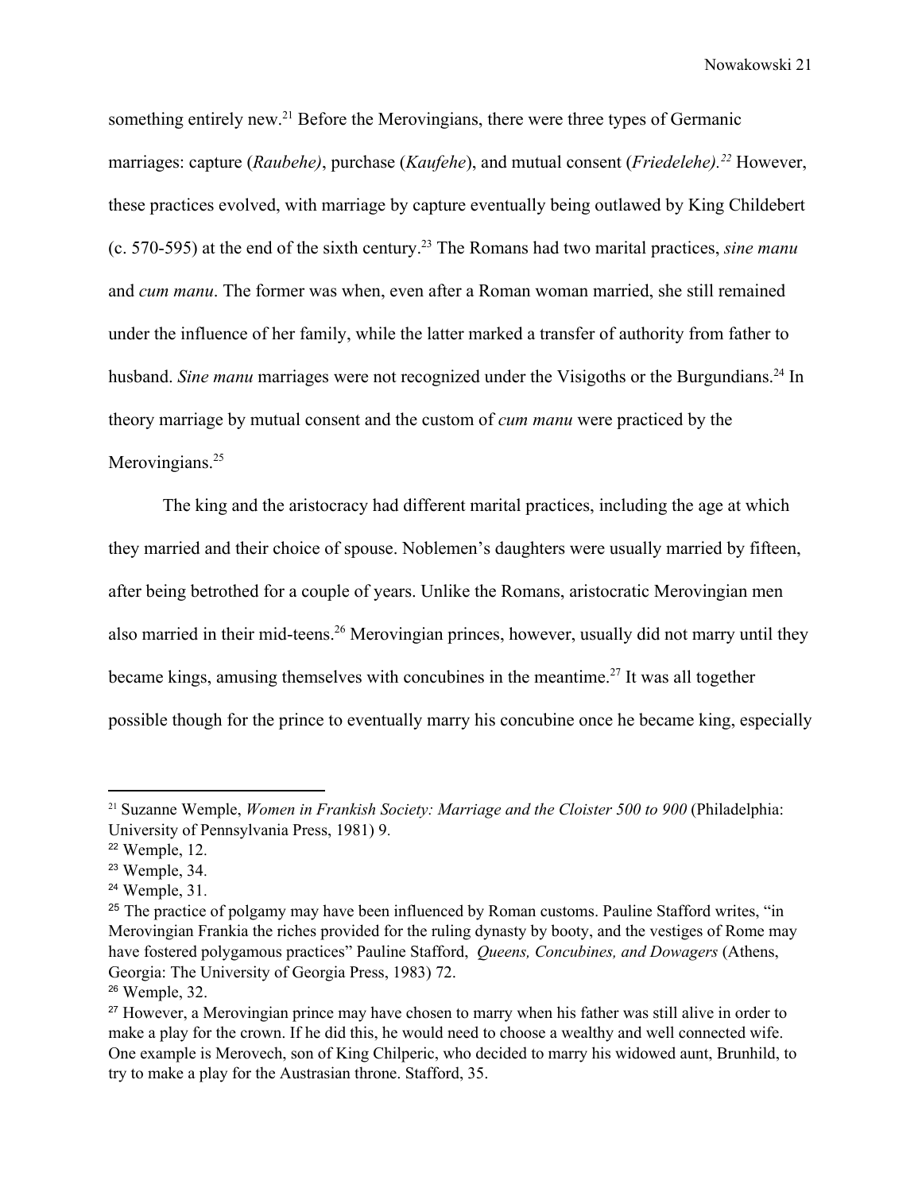something entirely new.[21] Before the Merovingians, there were three types of Germanic marriages: capture (*Raubehe)*, purchase (*Kaufehe*), and mutual consent (*Friedelehe).[22]* However, these practices evolved, with marriage by capture eventually being outlawed by King Childebert (c. 570-595) at the end of the sixth century.[23] The Romans had two marital practices, *sine manu* and *cum manu*. The former was when, even after a Roman woman married, she still remained under the influence of her family, while the latter marked a transfer of authority from father to husband. *Sine manu* marriages were not recognized under the Visigoths or the Burgundians.[24] In theory marriage by mutual consent and the custom of *cum manu* were practiced by the Merovingians.[25]

The king and the aristocracy had different marital practices, including the age at which they married and their choice of spouse. Noblemen's daughters were usually married by fifteen, after being betrothed for a couple of years. Unlike the Romans, aristocratic Merovingian men also married in their mid-teens.[26] Merovingian princes, however, usually did not marry until they became kings, amusing themselves with concubines in the meantime.[27] It was all together possible though for the prince to eventually marry his concubine once he became king, especially

---

[21] Suzanne Wemple, *Women in Frankish Society: Marriage and the Cloister 500 to 900* (Philadelphia: University of Pennsylvania Press, 1981) 9.

[22] Wemple, 12.

[23] Wemple, 34.

[24] Wemple, 31.

[25] The practice of polgamy may have been influenced by Roman customs. Pauline Stafford writes, "in Merovingian Frankia the riches provided for the ruling dynasty by booty, and the vestiges of Rome may have fostered polygamous practices" Pauline Stafford, *Queens, Concubines, and Dowagers* (Athens, Georgia: The University of Georgia Press, 1983) 72.

[26] Wemple, 32.

[27] However, a Merovingian prince may have chosen to marry when his father was still alive in order to make a play for the crown. If he did this, he would need to choose a wealthy and well connected wife. One example is Merovech, son of King Chilperic, who decided to marry his widowed aunt, Brunhild, to try to make a play for the Austrasian throne. Stafford, 35.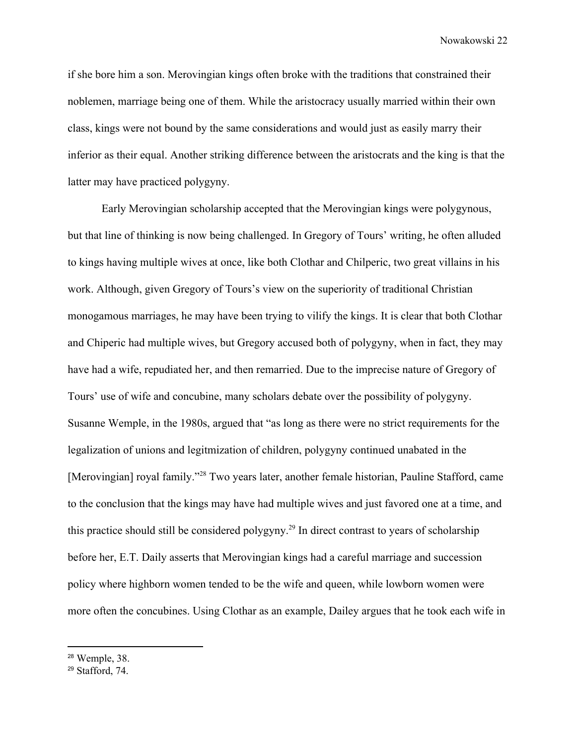if she bore him a son. Merovingian kings often broke with the traditions that constrained their noblemen, marriage being one of them. While the aristocracy usually married within their own class, kings were not bound by the same considerations and would just as easily marry their inferior as their equal. Another striking difference between the aristocrats and the king is that the latter may have practiced polygyny.

Early Merovingian scholarship accepted that the Merovingian kings were polygynous, but that line of thinking is now being challenged. In Gregory of Tours' writing, he often alluded to kings having multiple wives at once, like both Clothar and Chilperic, two great villains in his work. Although, given Gregory of Tours's view on the superiority of traditional Christian monogamous marriages, he may have been trying to vilify the kings. It is clear that both Clothar and Chiperic had multiple wives, but Gregory accused both of polygyny, when in fact, they may have had a wife, repudiated her, and then remarried. Due to the imprecise nature of Gregory of Tours' use of wife and concubine, many scholars debate over the possibility of polygyny. Susanne Wemple, in the 1980s, argued that "as long as there were no strict requirements for the legalization of unions and legitmization of children, polygyny continued unabated in the [Merovingian] royal family."[28] Two years later, another female historian, Pauline Stafford, came to the conclusion that the kings may have had multiple wives and just favored one at a time, and this practice should still be considered polygyny.[29] In direct contrast to years of scholarship before her, E.T. Daily asserts that Merovingian kings had a careful marriage and succession policy where highborn women tended to be the wife and queen, while lowborn women were more often the concubines. Using Clothar as an example, Dailey argues that he took each wife in

[28] Wemple, 38.

[29] Stafford, 74.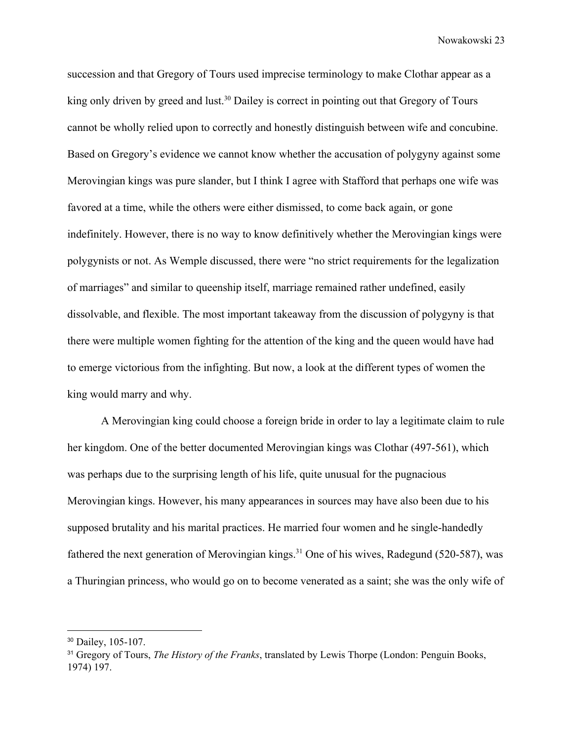succession and that Gregory of Tours used imprecise terminology to make Clothar appear as a king only driven by greed and lust.[30] Dailey is correct in pointing out that Gregory of Tours cannot be wholly relied upon to correctly and honestly distinguish between wife and concubine. Based on Gregory's evidence we cannot know whether the accusation of polygyny against some Merovingian kings was pure slander, but I think I agree with Stafford that perhaps one wife was favored at a time, while the others were either dismissed, to come back again, or gone indefinitely. However, there is no way to know definitively whether the Merovingian kings were polygynists or not. As Wemple discussed, there were "no strict requirements for the legalization of marriages" and similar to queenship itself, marriage remained rather undefined, easily dissolvable, and flexible. The most important takeaway from the discussion of polygyny is that there were multiple women fighting for the attention of the king and the queen would have had to emerge victorious from the infighting. But now, a look at the different types of women the king would marry and why.

A Merovingian king could choose a foreign bride in order to lay a legitimate claim to rule her kingdom. One of the better documented Merovingian kings was Clothar (497-561), which was perhaps due to the surprising length of his life, quite unusual for the pugnacious Merovingian kings. However, his many appearances in sources may have also been due to his supposed brutality and his marital practices. He married four women and he single-handedly fathered the next generation of Merovingian kings.[31] One of his wives, Radegund (520-587), was a Thuringian princess, who would go on to become venerated as a saint; she was the only wife of

---

[30] Dailey, 105-107.

[31] Gregory of Tours, *The History of the Franks*, translated by Lewis Thorpe (London: Penguin Books, 1974) 197.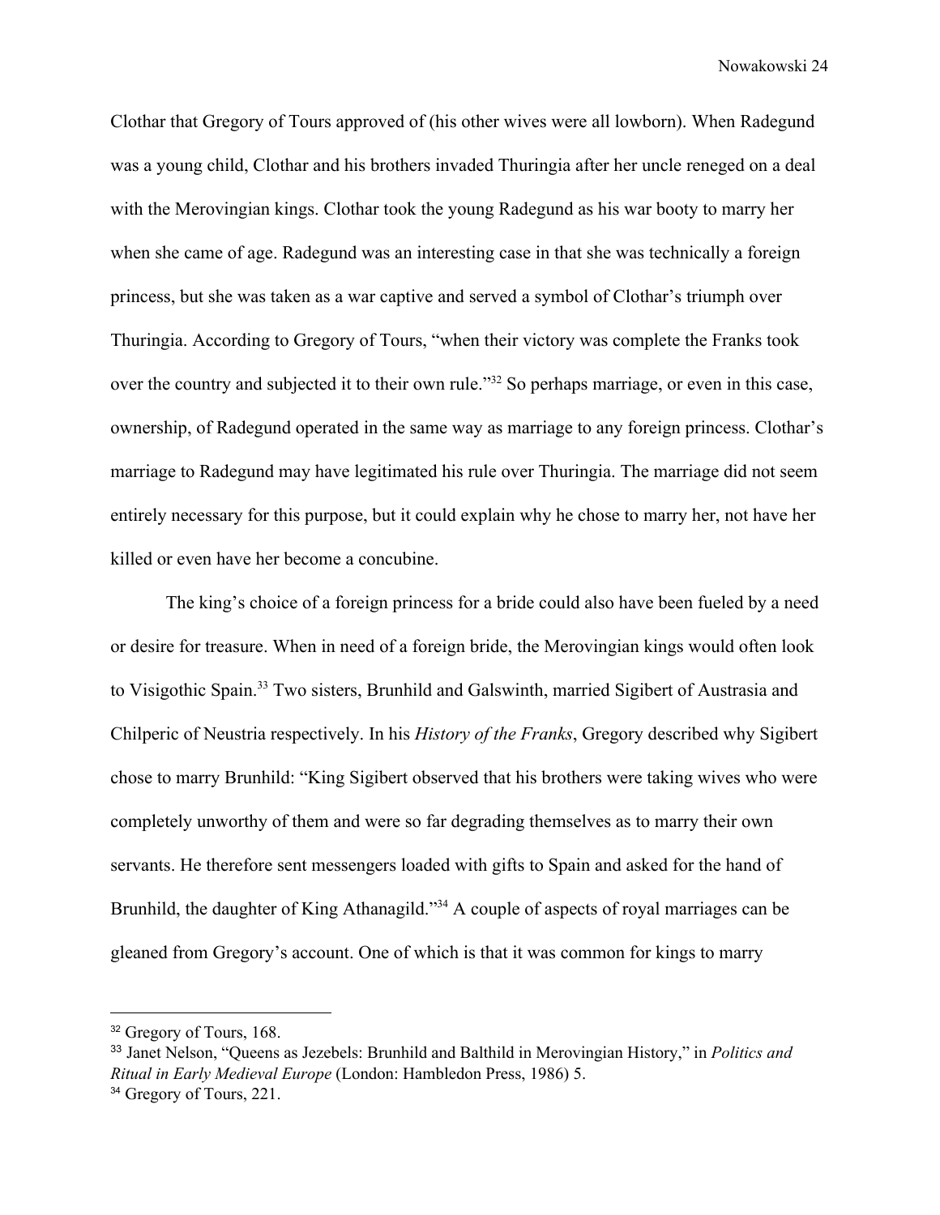Clothar that Gregory of Tours approved of (his other wives were all lowborn). When Radegund was a young child, Clothar and his brothers invaded Thuringia after her uncle reneged on a deal with the Merovingian kings. Clothar took the young Radegund as his war booty to marry her when she came of age. Radegund was an interesting case in that she was technically a foreign princess, but she was taken as a war captive and served a symbol of Clothar's triumph over Thuringia. According to Gregory of Tours, "when their victory was complete the Franks took over the country and subjected it to their own rule."[32] So perhaps marriage, or even in this case, ownership, of Radegund operated in the same way as marriage to any foreign princess. Clothar's marriage to Radegund may have legitimated his rule over Thuringia. The marriage did not seem entirely necessary for this purpose, but it could explain why he chose to marry her, not have her killed or even have her become a concubine.

The king's choice of a foreign princess for a bride could also have been fueled by a need or desire for treasure. When in need of a foreign bride, the Merovingian kings would often look to Visigothic Spain.[33] Two sisters, Brunhild and Galswinth, married Sigibert of Austrasia and Chilperic of Neustria respectively. In his *History of the Franks*, Gregory described why Sigibert chose to marry Brunhild: "King Sigibert observed that his brothers were taking wives who were completely unworthy of them and were so far degrading themselves as to marry their own servants. He therefore sent messengers loaded with gifts to Spain and asked for the hand of Brunhild, the daughter of King Athanagild."[34] A couple of aspects of royal marriages can be gleaned from Gregory's account. One of which is that it was common for kings to marry

---

[32] Gregory of Tours, 168.

[33] Janet Nelson, "Queens as Jezebels: Brunhild and Balthild in Merovingian History," in *Politics and Ritual in Early Medieval Europe* (London: Hambledon Press, 1986) 5.

[34] Gregory of Tours, 221.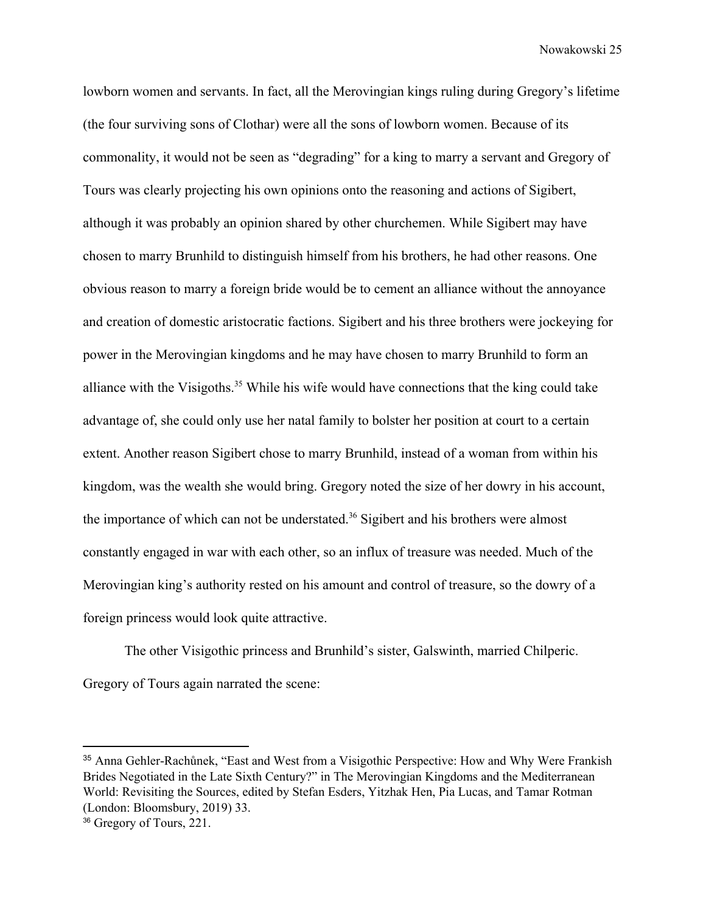lowborn women and servants. In fact, all the Merovingian kings ruling during Gregory's lifetime (the four surviving sons of Clothar) were all the sons of lowborn women. Because of its commonality, it would not be seen as "degrading" for a king to marry a servant and Gregory of Tours was clearly projecting his own opinions onto the reasoning and actions of Sigibert, although it was probably an opinion shared by other churchemen. While Sigibert may have chosen to marry Brunhild to distinguish himself from his brothers, he had other reasons. One obvious reason to marry a foreign bride would be to cement an alliance without the annoyance and creation of domestic aristocratic factions. Sigibert and his three brothers were jockeying for power in the Merovingian kingdoms and he may have chosen to marry Brunhild to form an alliance with the Visigoths.[35] While his wife would have connections that the king could take advantage of, she could only use her natal family to bolster her position at court to a certain extent. Another reason Sigibert chose to marry Brunhild, instead of a woman from within his kingdom, was the wealth she would bring. Gregory noted the size of her dowry in his account, the importance of which can not be understated.[36] Sigibert and his brothers were almost constantly engaged in war with each other, so an influx of treasure was needed. Much of the Merovingian king's authority rested on his amount and control of treasure, so the dowry of a foreign princess would look quite attractive.

The other Visigothic princess and Brunhild's sister, Galswinth, married Chilperic. Gregory of Tours again narrated the scene:

---

[35] Anna Gehler-Rachůnek, "East and West from a Visigothic Perspective: How and Why Were Frankish Brides Negotiated in the Late Sixth Century?" in The Merovingian Kingdoms and the Mediterranean World: Revisiting the Sources, edited by Stefan Esders, Yitzhak Hen, Pia Lucas, and Tamar Rotman (London: Bloomsbury, 2019) 33.

[36] Gregory of Tours, 221.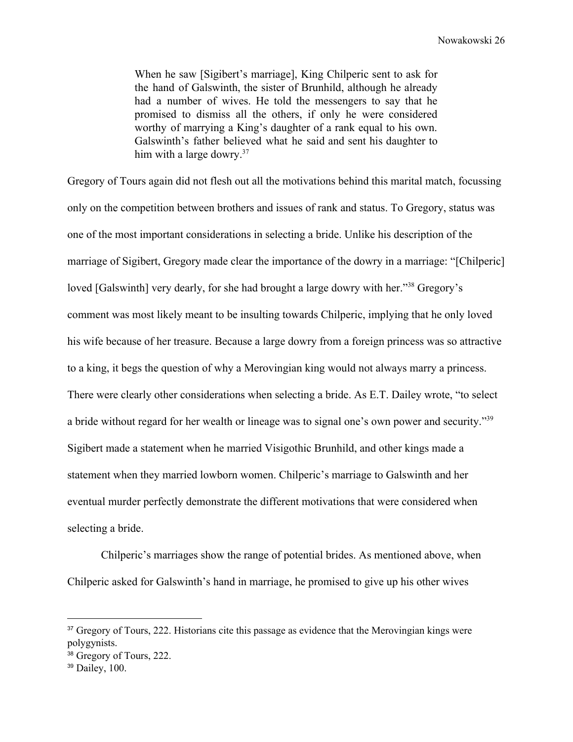> When he saw [Sigibert's marriage], King Chilperic sent to ask for the hand of Galswinth, the sister of Brunhild, although he already had a number of wives. He told the messengers to say that he promised to dismiss all the others, if only he were considered worthy of marrying a King's daughter of a rank equal to his own. Galswinth's father believed what he said and sent his daughter to him with a large dowry.[37]

Gregory of Tours again did not flesh out all the motivations behind this marital match, focussing only on the competition between brothers and issues of rank and status. To Gregory, status was one of the most important considerations in selecting a bride. Unlike his description of the marriage of Sigibert, Gregory made clear the importance of the dowry in a marriage: "[Chilperic] loved [Galswinth] very dearly, for she had brought a large dowry with her."[38] Gregory's comment was most likely meant to be insulting towards Chilperic, implying that he only loved his wife because of her treasure. Because a large dowry from a foreign princess was so attractive to a king, it begs the question of why a Merovingian king would not always marry a princess. There were clearly other considerations when selecting a bride. As E.T. Dailey wrote, "to select a bride without regard for her wealth or lineage was to signal one's own power and security."[39] Sigibert made a statement when he married Visigothic Brunhild, and other kings made a statement when they married lowborn women. Chilperic's marriage to Galswinth and her eventual murder perfectly demonstrate the different motivations that were considered when selecting a bride.

Chilperic's marriages show the range of potential brides. As mentioned above, when Chilperic asked for Galswinth's hand in marriage, he promised to give up his other wives

---

[37] Gregory of Tours, 222. Historians cite this passage as evidence that the Merovingian kings were polygynists.

[38] Gregory of Tours, 222.

[39] Dailey, 100.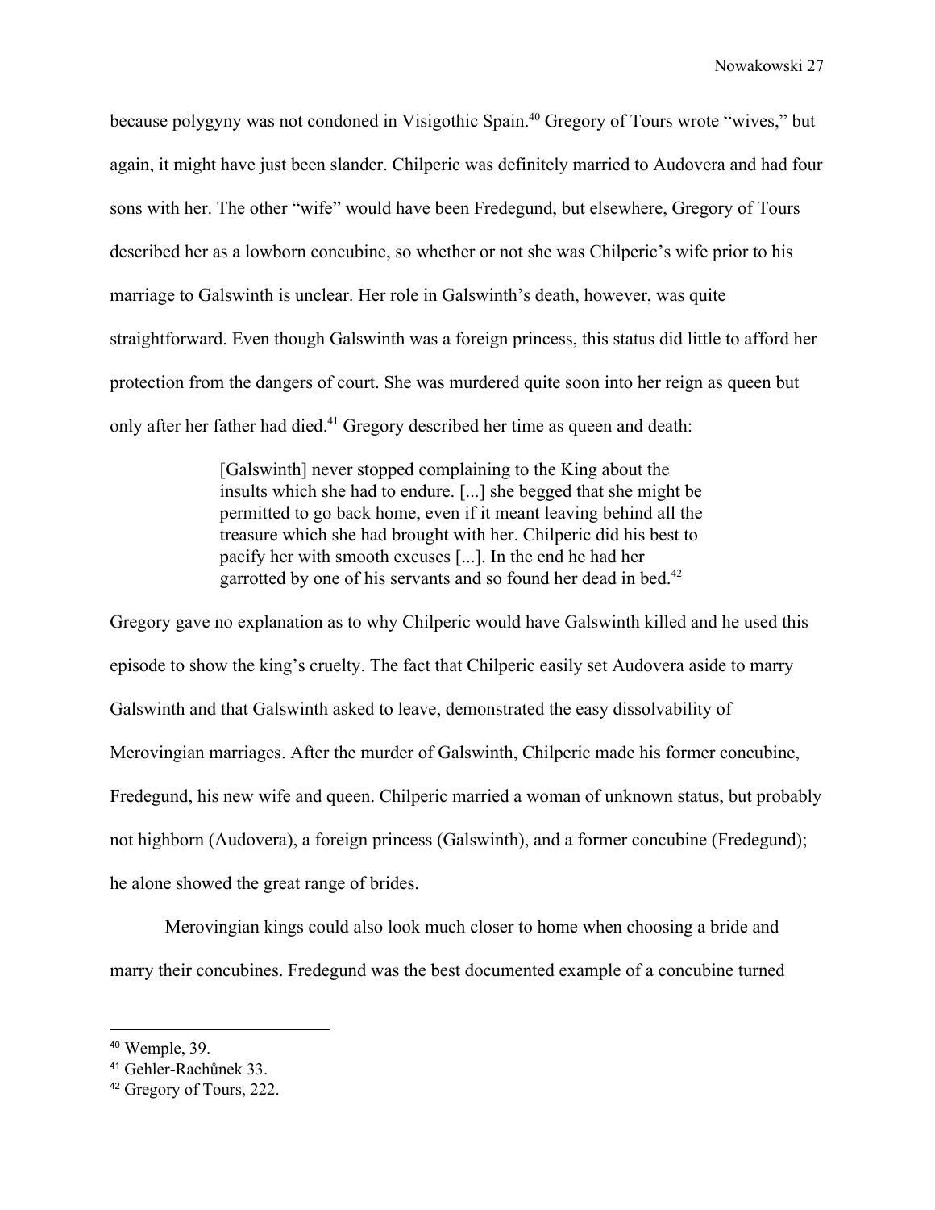because polygyny was not condoned in Visigothic Spain.[40] Gregory of Tours wrote "wives," but again, it might have just been slander. Chilperic was definitely married to Audovera and had four sons with her. The other "wife" would have been Fredegund, but elsewhere, Gregory of Tours described her as a lowborn concubine, so whether or not she was Chilperic's wife prior to his marriage to Galswinth is unclear. Her role in Galswinth's death, however, was quite straightforward. Even though Galswinth was a foreign princess, this status did little to afford her protection from the dangers of court. She was murdered quite soon into her reign as queen but only after her father had died.[41] Gregory described her time as queen and death:

> [Galswinth] never stopped complaining to the King about the insults which she had to endure. [...] she begged that she might be permitted to go back home, even if it meant leaving behind all the treasure which she had brought with her. Chilperic did his best to pacify her with smooth excuses [...]. In the end he had her garrotted by one of his servants and so found her dead in bed.[42]

Gregory gave no explanation as to why Chilperic would have Galswinth killed and he used this episode to show the king's cruelty. The fact that Chilperic easily set Audovera aside to marry Galswinth and that Galswinth asked to leave, demonstrated the easy dissolvability of Merovingian marriages. After the murder of Galswinth, Chilperic made his former concubine, Fredegund, his new wife and queen. Chilperic married a woman of unknown status, but probably not highborn (Audovera), a foreign princess (Galswinth), and a former concubine (Fredegund); he alone showed the great range of brides.

Merovingian kings could also look much closer to home when choosing a bride and marry their concubines. Fredegund was the best documented example of a concubine turned

---

[40] Wemple, 39.

[41] Gehler-Rachůnek 33.

[42] Gregory of Tours, 222.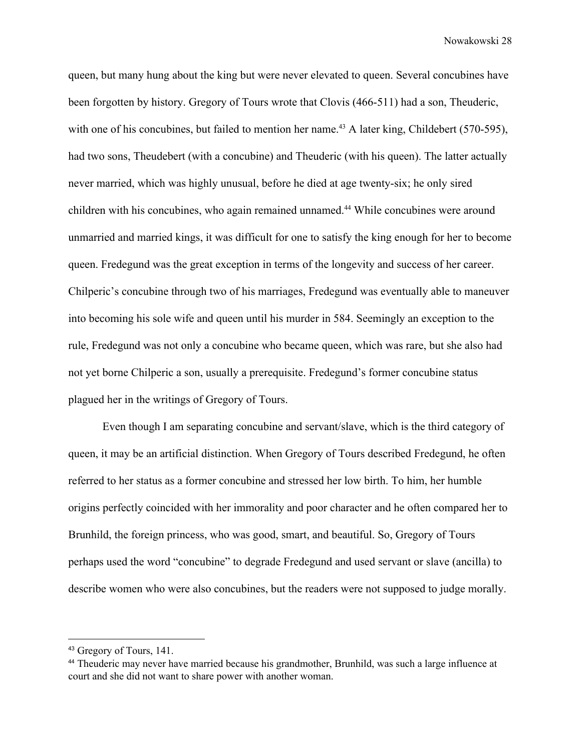queen, but many hung about the king but were never elevated to queen. Several concubines have been forgotten by history. Gregory of Tours wrote that Clovis (466-511) had a son, Theuderic, with one of his concubines, but failed to mention her name.[43] A later king, Childebert (570-595), had two sons, Theudebert (with a concubine) and Theuderic (with his queen). The latter actually never married, which was highly unusual, before he died at age twenty-six; he only sired children with his concubines, who again remained unnamed.[44] While concubines were around unmarried and married kings, it was difficult for one to satisfy the king enough for her to become queen. Fredegund was the great exception in terms of the longevity and success of her career. Chilperic's concubine through two of his marriages, Fredegund was eventually able to maneuver into becoming his sole wife and queen until his murder in 584. Seemingly an exception to the rule, Fredegund was not only a concubine who became queen, which was rare, but she also had not yet borne Chilperic a son, usually a prerequisite. Fredegund's former concubine status plagued her in the writings of Gregory of Tours.

Even though I am separating concubine and servant/slave, which is the third category of queen, it may be an artificial distinction. When Gregory of Tours described Fredegund, he often referred to her status as a former concubine and stressed her low birth. To him, her humble origins perfectly coincided with her immorality and poor character and he often compared her to Brunhild, the foreign princess, who was good, smart, and beautiful. So, Gregory of Tours perhaps used the word "concubine" to degrade Fredegund and used servant or slave (ancilla) to describe women who were also concubines, but the readers were not supposed to judge morally.

---

[43] Gregory of Tours, 141.

[44] Theuderic may never have married because his grandmother, Brunhild, was such a large influence at court and she did not want to share power with another woman.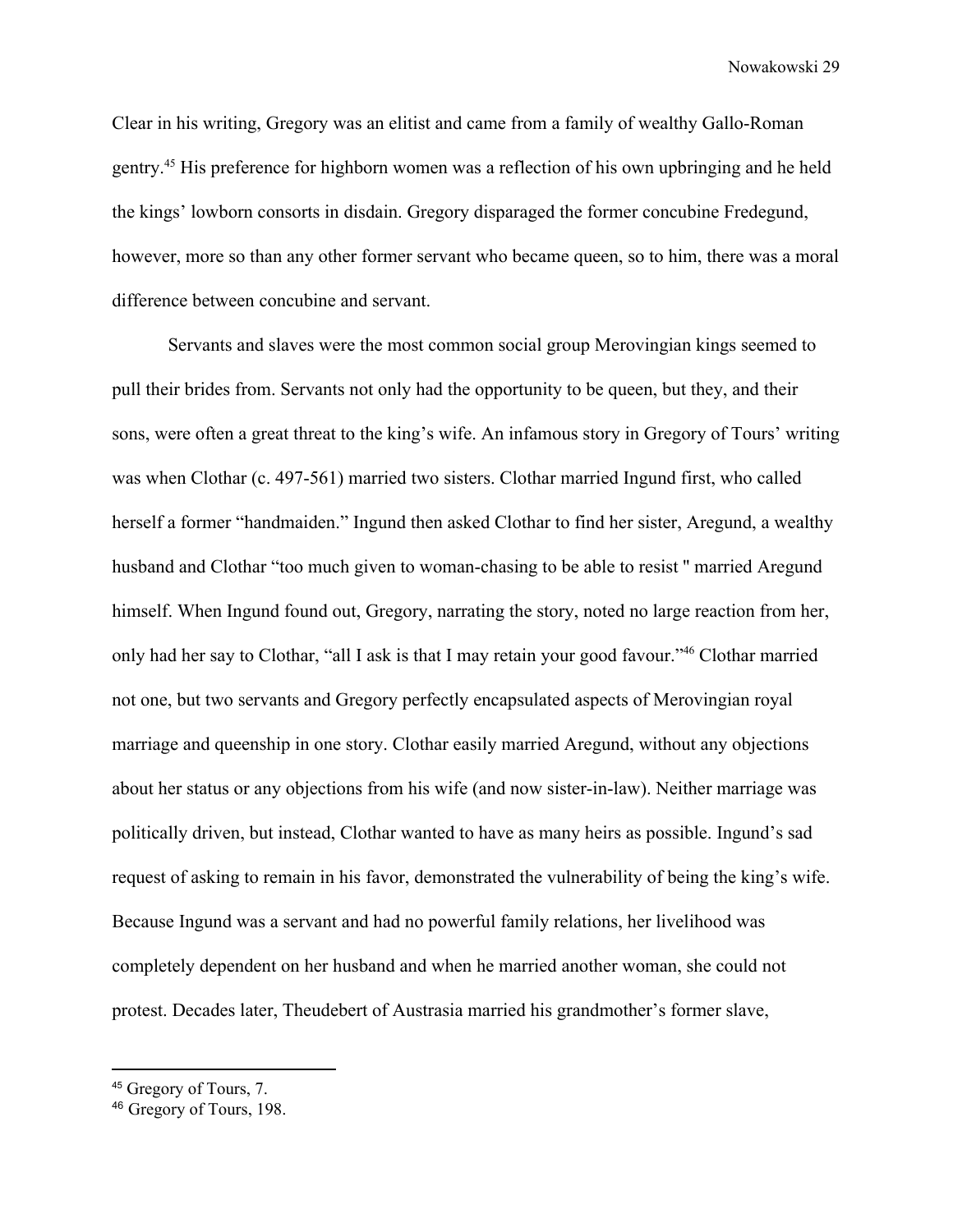Clear in his writing, Gregory was an elitist and came from a family of wealthy Gallo-Roman gentry.[45] His preference for highborn women was a reflection of his own upbringing and he held the kings' lowborn consorts in disdain. Gregory disparaged the former concubine Fredegund, however, more so than any other former servant who became queen, so to him, there was a moral difference between concubine and servant.

Servants and slaves were the most common social group Merovingian kings seemed to pull their brides from. Servants not only had the opportunity to be queen, but they, and their sons, were often a great threat to the king's wife. An infamous story in Gregory of Tours' writing was when Clothar (c. 497-561) married two sisters. Clothar married Ingund first, who called herself a former "handmaiden." Ingund then asked Clothar to find her sister, Aregund, a wealthy husband and Clothar "too much given to woman-chasing to be able to resist " married Aregund himself. When Ingund found out, Gregory, narrating the story, noted no large reaction from her, only had her say to Clothar, "all I ask is that I may retain your good favour."[46] Clothar married not one, but two servants and Gregory perfectly encapsulated aspects of Merovingian royal marriage and queenship in one story. Clothar easily married Aregund, without any objections about her status or any objections from his wife (and now sister-in-law). Neither marriage was politically driven, but instead, Clothar wanted to have as many heirs as possible. Ingund's sad request of asking to remain in his favor, demonstrated the vulnerability of being the king's wife. Because Ingund was a servant and had no powerful family relations, her livelihood was completely dependent on her husband and when he married another woman, she could not protest. Decades later, Theudebert of Austrasia married his grandmother's former slave,

---

[45] Gregory of Tours, 7.

[46] Gregory of Tours, 198.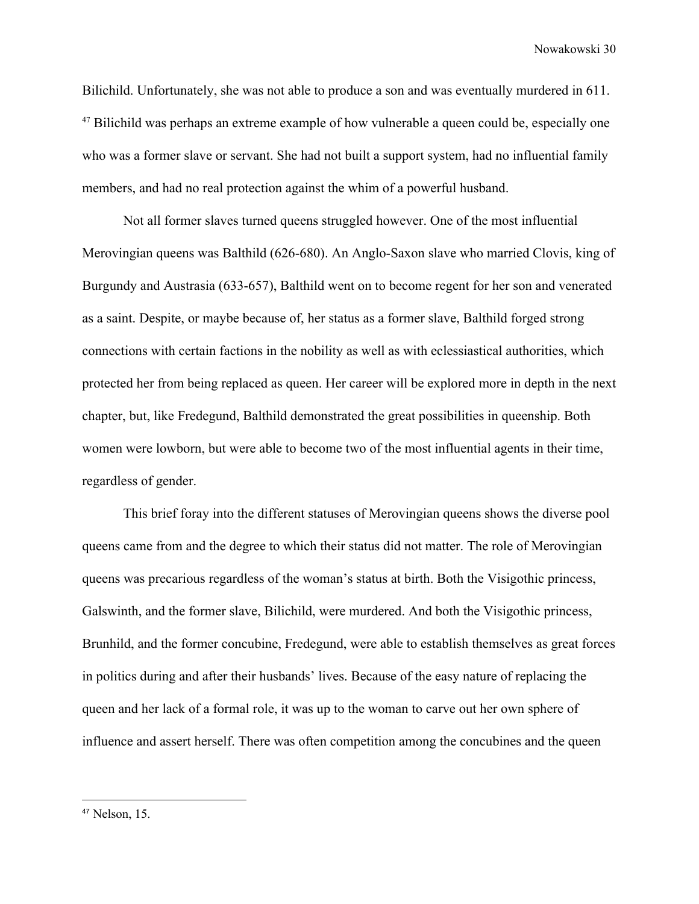Bilichild. Unfortunately, she was not able to produce a son and was eventually murdered in 611. [47] Bilichild was perhaps an extreme example of how vulnerable a queen could be, especially one who was a former slave or servant. She had not built a support system, had no influential family members, and had no real protection against the whim of a powerful husband.

Not all former slaves turned queens struggled however. One of the most influential Merovingian queens was Balthild (626-680). An Anglo-Saxon slave who married Clovis, king of Burgundy and Austrasia (633-657), Balthild went on to become regent for her son and venerated as a saint. Despite, or maybe because of, her status as a former slave, Balthild forged strong connections with certain factions in the nobility as well as with eclessiastical authorities, which protected her from being replaced as queen. Her career will be explored more in depth in the next chapter, but, like Fredegund, Balthild demonstrated the great possibilities in queenship. Both women were lowborn, but were able to become two of the most influential agents in their time, regardless of gender.

This brief foray into the different statuses of Merovingian queens shows the diverse pool queens came from and the degree to which their status did not matter. The role of Merovingian queens was precarious regardless of the woman's status at birth. Both the Visigothic princess, Galswinth, and the former slave, Bilichild, were murdered. And both the Visigothic princess, Brunhild, and the former concubine, Fredegund, were able to establish themselves as great forces in politics during and after their husbands' lives. Because of the easy nature of replacing the queen and her lack of a formal role, it was up to the woman to carve out her own sphere of influence and assert herself. There was often competition among the concubines and the queen

[47] Nelson, 15.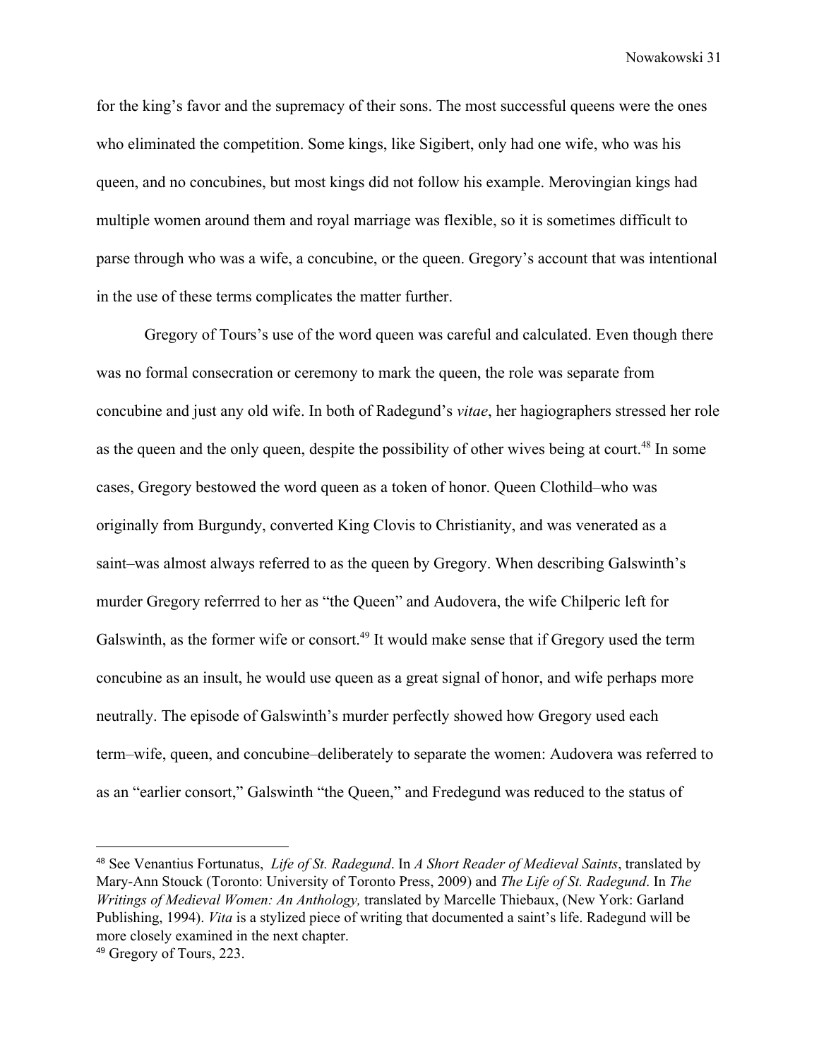for the king's favor and the supremacy of their sons. The most successful queens were the ones who eliminated the competition. Some kings, like Sigibert, only had one wife, who was his queen, and no concubines, but most kings did not follow his example. Merovingian kings had multiple women around them and royal marriage was flexible, so it is sometimes difficult to parse through who was a wife, a concubine, or the queen. Gregory's account that was intentional in the use of these terms complicates the matter further.

Gregory of Tours's use of the word queen was careful and calculated. Even though there was no formal consecration or ceremony to mark the queen, the role was separate from concubine and just any old wife. In both of Radegund's *vitae*, her hagiographers stressed her role as the queen and the only queen, despite the possibility of other wives being at court.[48] In some cases, Gregory bestowed the word queen as a token of honor. Queen Clothild–who was originally from Burgundy, converted King Clovis to Christianity, and was venerated as a saint–was almost always referred to as the queen by Gregory. When describing Galswinth's murder Gregory referrred to her as "the Queen" and Audovera, the wife Chilperic left for Galswinth, as the former wife or consort.[49] It would make sense that if Gregory used the term concubine as an insult, he would use queen as a great signal of honor, and wife perhaps more neutrally. The episode of Galswinth's murder perfectly showed how Gregory used each term–wife, queen, and concubine–deliberately to separate the women: Audovera was referred to as an "earlier consort," Galswinth "the Queen," and Fredegund was reduced to the status of

---

[48] See Venantius Fortunatus, *Life of St. Radegund*. In *A Short Reader of Medieval Saints*, translated by Mary-Ann Stouck (Toronto: University of Toronto Press, 2009) and *The Life of St. Radegund*. In *The Writings of Medieval Women: An Anthology,* translated by Marcelle Thiebaux, (New York: Garland Publishing, 1994). *Vita* is a stylized piece of writing that documented a saint's life. Radegund will be more closely examined in the next chapter.

[49] Gregory of Tours, 223.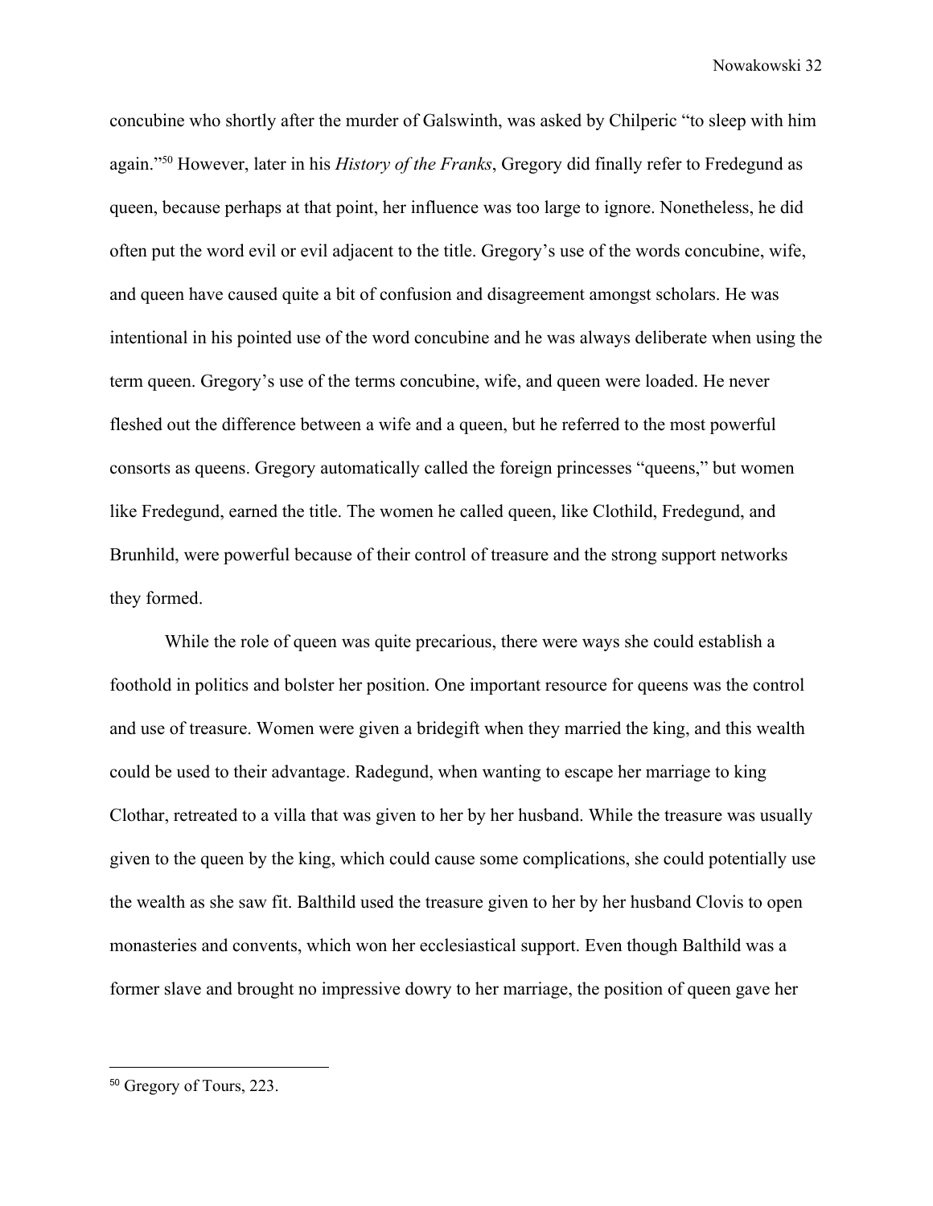concubine who shortly after the murder of Galswinth, was asked by Chilperic "to sleep with him again."[50] However, later in his *History of the Franks*, Gregory did finally refer to Fredegund as queen, because perhaps at that point, her influence was too large to ignore. Nonetheless, he did often put the word evil or evil adjacent to the title. Gregory's use of the words concubine, wife, and queen have caused quite a bit of confusion and disagreement amongst scholars. He was intentional in his pointed use of the word concubine and he was always deliberate when using the term queen. Gregory's use of the terms concubine, wife, and queen were loaded. He never fleshed out the difference between a wife and a queen, but he referred to the most powerful consorts as queens. Gregory automatically called the foreign princesses "queens," but women like Fredegund, earned the title. The women he called queen, like Clothild, Fredegund, and Brunhild, were powerful because of their control of treasure and the strong support networks they formed.

While the role of queen was quite precarious, there were ways she could establish a foothold in politics and bolster her position. One important resource for queens was the control and use of treasure. Women were given a bridegift when they married the king, and this wealth could be used to their advantage. Radegund, when wanting to escape her marriage to king Clothar, retreated to a villa that was given to her by her husband. While the treasure was usually given to the queen by the king, which could cause some complications, she could potentially use the wealth as she saw fit. Balthild used the treasure given to her by her husband Clovis to open monasteries and convents, which won her ecclesiastical support. Even though Balthild was a former slave and brought no impressive dowry to her marriage, the position of queen gave her

[50] Gregory of Tours, 223.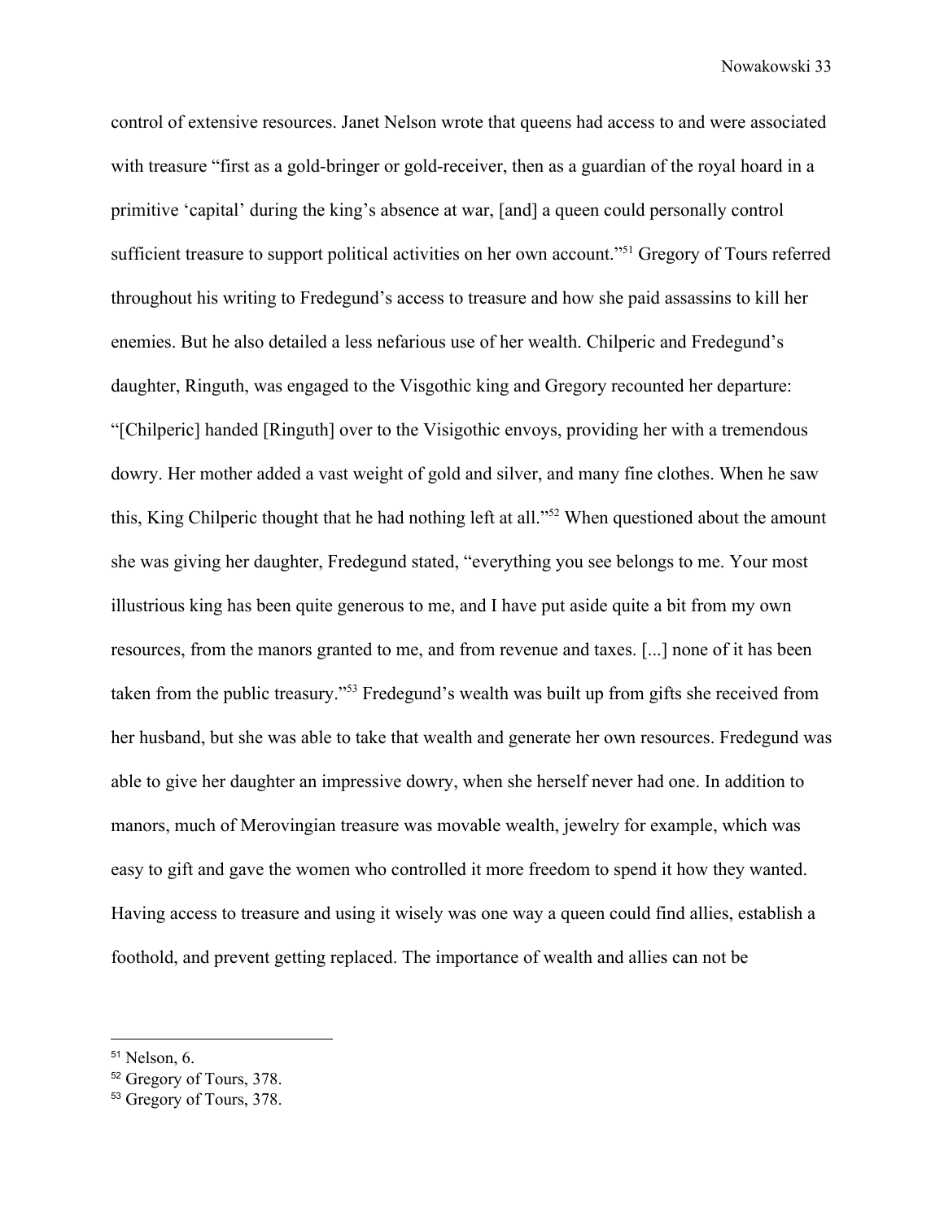control of extensive resources. Janet Nelson wrote that queens had access to and were associated with treasure "first as a gold-bringer or gold-receiver, then as a guardian of the royal hoard in a primitive 'capital' during the king's absence at war, [and] a queen could personally control sufficient treasure to support political activities on her own account."[51] Gregory of Tours referred throughout his writing to Fredegund's access to treasure and how she paid assassins to kill her enemies. But he also detailed a less nefarious use of her wealth. Chilperic and Fredegund's daughter, Ringuth, was engaged to the Visgothic king and Gregory recounted her departure: "[Chilperic] handed [Ringuth] over to the Visigothic envoys, providing her with a tremendous dowry. Her mother added a vast weight of gold and silver, and many fine clothes. When he saw this, King Chilperic thought that he had nothing left at all."[52] When questioned about the amount she was giving her daughter, Fredegund stated, "everything you see belongs to me. Your most illustrious king has been quite generous to me, and I have put aside quite a bit from my own resources, from the manors granted to me, and from revenue and taxes. [...] none of it has been taken from the public treasury."[53] Fredegund's wealth was built up from gifts she received from her husband, but she was able to take that wealth and generate her own resources. Fredegund was able to give her daughter an impressive dowry, when she herself never had one. In addition to manors, much of Merovingian treasure was movable wealth, jewelry for example, which was easy to gift and gave the women who controlled it more freedom to spend it how they wanted. Having access to treasure and using it wisely was one way a queen could find allies, establish a foothold, and prevent getting replaced. The importance of wealth and allies can not be

---

[51] Nelson, 6.

[52] Gregory of Tours, 378.

[53] Gregory of Tours, 378.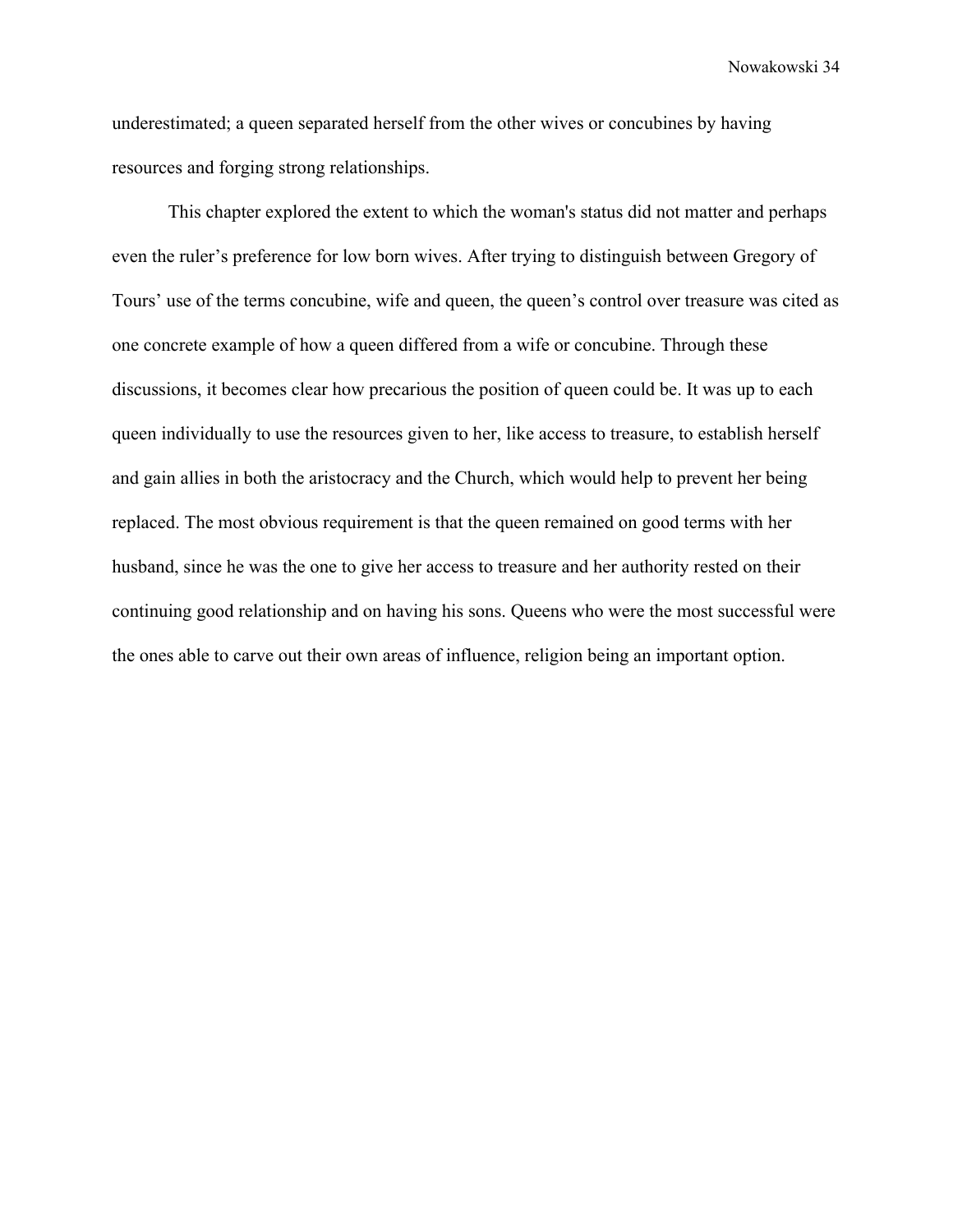underestimated; a queen separated herself from the other wives or concubines by having resources and forging strong relationships.

This chapter explored the extent to which the woman's status did not matter and perhaps even the ruler's preference for low born wives. After trying to distinguish between Gregory of Tours' use of the terms concubine, wife and queen, the queen's control over treasure was cited as one concrete example of how a queen differed from a wife or concubine. Through these discussions, it becomes clear how precarious the position of queen could be. It was up to each queen individually to use the resources given to her, like access to treasure, to establish herself and gain allies in both the aristocracy and the Church, which would help to prevent her being replaced. The most obvious requirement is that the queen remained on good terms with her husband, since he was the one to give her access to treasure and her authority rested on their continuing good relationship and on having his sons. Queens who were the most successful were the ones able to carve out their own areas of influence, religion being an important option.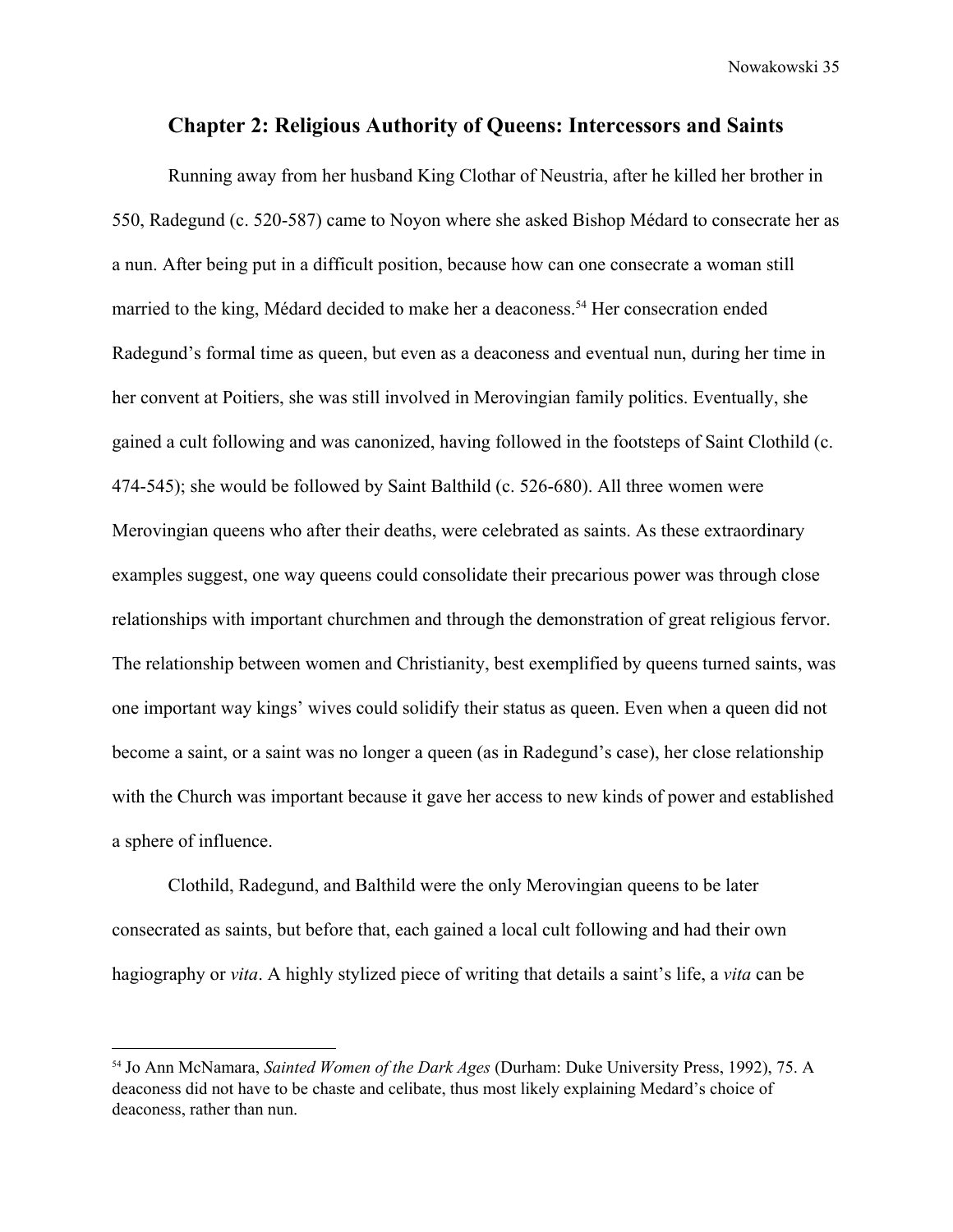## Chapter 2: Religious Authority of Queens: Intercessors and Saints

Running away from her husband King Clothar of Neustria, after he killed her brother in 550, Radegund (c. 520-587) came to Noyon where she asked Bishop Médard to consecrate her as a nun. After being put in a difficult position, because how can one consecrate a woman still married to the king, Médard decided to make her a deaconess.[54] Her consecration ended Radegund's formal time as queen, but even as a deaconess and eventual nun, during her time in her convent at Poitiers, she was still involved in Merovingian family politics. Eventually, she gained a cult following and was canonized, having followed in the footsteps of Saint Clothild (c. 474-545); she would be followed by Saint Balthild (c. 526-680). All three women were Merovingian queens who after their deaths, were celebrated as saints. As these extraordinary examples suggest, one way queens could consolidate their precarious power was through close relationships with important churchmen and through the demonstration of great religious fervor. The relationship between women and Christianity, best exemplified by queens turned saints, was one important way kings' wives could solidify their status as queen. Even when a queen did not become a saint, or a saint was no longer a queen (as in Radegund's case), her close relationship with the Church was important because it gave her access to new kinds of power and established a sphere of influence.

Clothild, Radegund, and Balthild were the only Merovingian queens to be later consecrated as saints, but before that, each gained a local cult following and had their own hagiography or *vita*. A highly stylized piece of writing that details a saint's life, a *vita* can be

---

[54] Jo Ann McNamara, *Sainted Women of the Dark Ages* (Durham: Duke University Press, 1992), 75. A deaconess did not have to be chaste and celibate, thus most likely explaining Medard's choice of deaconess, rather than nun.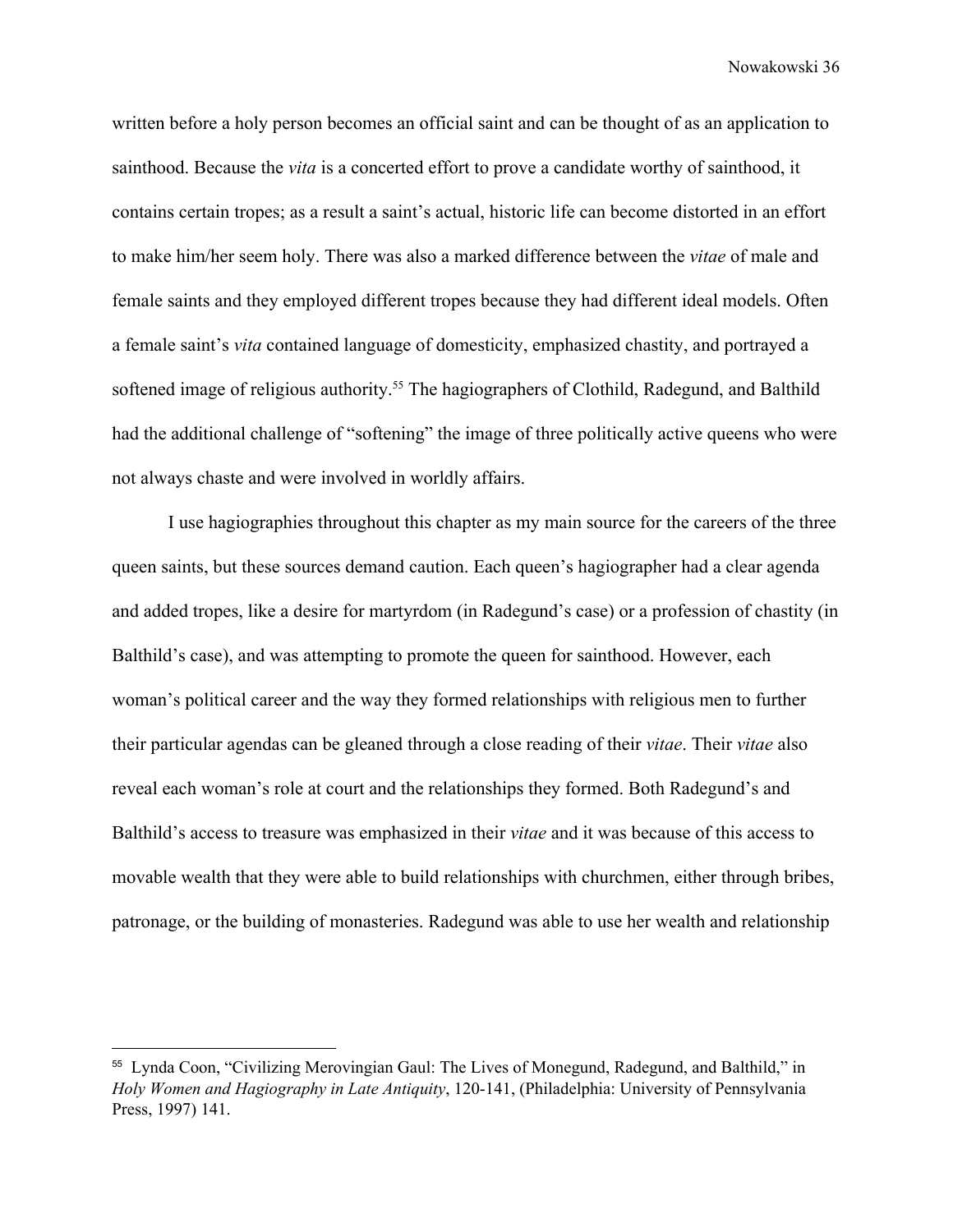written before a holy person becomes an official saint and can be thought of as an application to sainthood. Because the *vita* is a concerted effort to prove a candidate worthy of sainthood, it contains certain tropes; as a result a saint's actual, historic life can become distorted in an effort to make him/her seem holy. There was also a marked difference between the *vitae* of male and female saints and they employed different tropes because they had different ideal models. Often a female saint's *vita* contained language of domesticity, emphasized chastity, and portrayed a softened image of religious authority.[55] The hagiographers of Clothild, Radegund, and Balthild had the additional challenge of "softening" the image of three politically active queens who were not always chaste and were involved in worldly affairs.

I use hagiographies throughout this chapter as my main source for the careers of the three queen saints, but these sources demand caution. Each queen's hagiographer had a clear agenda and added tropes, like a desire for martyrdom (in Radegund's case) or a profession of chastity (in Balthild's case), and was attempting to promote the queen for sainthood. However, each woman's political career and the way they formed relationships with religious men to further their particular agendas can be gleaned through a close reading of their *vitae*. Their *vitae* also reveal each woman's role at court and the relationships they formed. Both Radegund's and Balthild's access to treasure was emphasized in their *vitae* and it was because of this access to movable wealth that they were able to build relationships with churchmen, either through bribes, patronage, or the building of monasteries. Radegund was able to use her wealth and relationship

---

[55] Lynda Coon, "Civilizing Merovingian Gaul: The Lives of Monegund, Radegund, and Balthild," in *Holy Women and Hagiography in Late Antiquity*, 120-141, (Philadelphia: University of Pennsylvania Press, 1997) 141.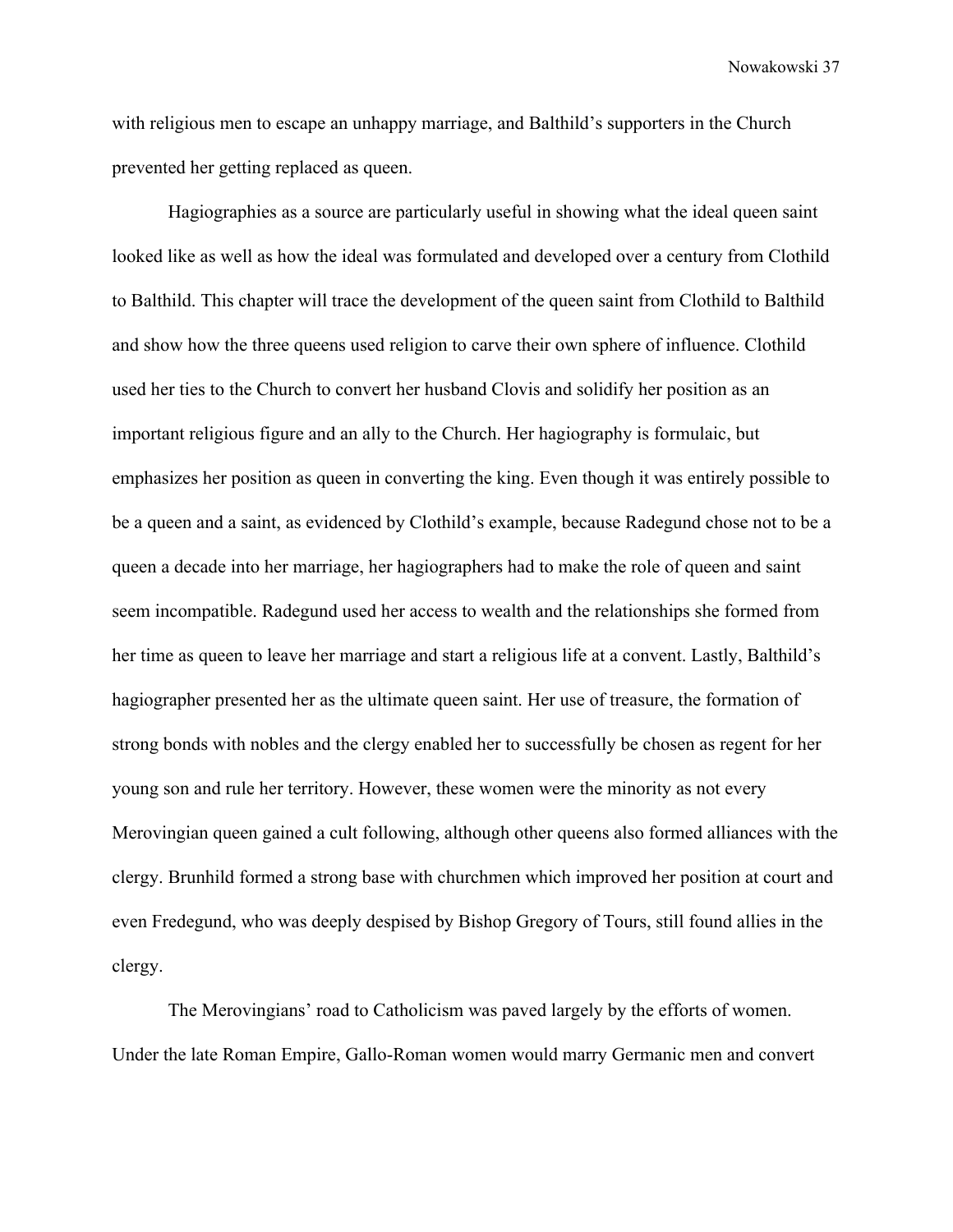with religious men to escape an unhappy marriage, and Balthild's supporters in the Church prevented her getting replaced as queen.

Hagiographies as a source are particularly useful in showing what the ideal queen saint looked like as well as how the ideal was formulated and developed over a century from Clothild to Balthild. This chapter will trace the development of the queen saint from Clothild to Balthild and show how the three queens used religion to carve their own sphere of influence. Clothild used her ties to the Church to convert her husband Clovis and solidify her position as an important religious figure and an ally to the Church. Her hagiography is formulaic, but emphasizes her position as queen in converting the king. Even though it was entirely possible to be a queen and a saint, as evidenced by Clothild's example, because Radegund chose not to be a queen a decade into her marriage, her hagiographers had to make the role of queen and saint seem incompatible. Radegund used her access to wealth and the relationships she formed from her time as queen to leave her marriage and start a religious life at a convent. Lastly, Balthild's hagiographer presented her as the ultimate queen saint. Her use of treasure, the formation of strong bonds with nobles and the clergy enabled her to successfully be chosen as regent for her young son and rule her territory. However, these women were the minority as not every Merovingian queen gained a cult following, although other queens also formed alliances with the clergy. Brunhild formed a strong base with churchmen which improved her position at court and even Fredegund, who was deeply despised by Bishop Gregory of Tours, still found allies in the clergy.

The Merovingians' road to Catholicism was paved largely by the efforts of women. Under the late Roman Empire, Gallo-Roman women would marry Germanic men and convert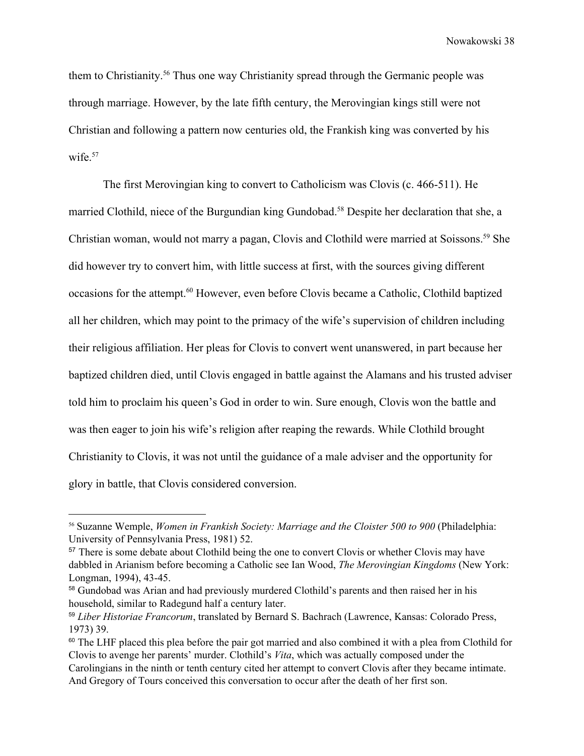them to Christianity.[56] Thus one way Christianity spread through the Germanic people was through marriage. However, by the late fifth century, the Merovingian kings still were not Christian and following a pattern now centuries old, the Frankish king was converted by his wife.[57]

The first Merovingian king to convert to Catholicism was Clovis (c. 466-511). He married Clothild, niece of the Burgundian king Gundobad.[58] Despite her declaration that she, a Christian woman, would not marry a pagan, Clovis and Clothild were married at Soissons.[59] She did however try to convert him, with little success at first, with the sources giving different occasions for the attempt.[60] However, even before Clovis became a Catholic, Clothild baptized all her children, which may point to the primacy of the wife's supervision of children including their religious affiliation. Her pleas for Clovis to convert went unanswered, in part because her baptized children died, until Clovis engaged in battle against the Alamans and his trusted adviser told him to proclaim his queen's God in order to win. Sure enough, Clovis won the battle and was then eager to join his wife's religion after reaping the rewards. While Clothild brought Christianity to Clovis, it was not until the guidance of a male adviser and the opportunity for glory in battle, that Clovis considered conversion.

---

[56] Suzanne Wemple, *Women in Frankish Society: Marriage and the Cloister 500 to 900* (Philadelphia: University of Pennsylvania Press, 1981) 52.

[57] There is some debate about Clothild being the one to convert Clovis or whether Clovis may have dabbled in Arianism before becoming a Catholic see Ian Wood, *The Merovingian Kingdoms* (New York: Longman, 1994), 43-45.

[58] Gundobad was Arian and had previously murdered Clothild's parents and then raised her in his household, similar to Radegund half a century later.

[59] *Liber Historiae Francorum*, translated by Bernard S. Bachrach (Lawrence, Kansas: Colorado Press, 1973) 39.

[60] The LHF placed this plea before the pair got married and also combined it with a plea from Clothild for Clovis to avenge her parents' murder. Clothild's *Vita*, which was actually composed under the Carolingians in the ninth or tenth century cited her attempt to convert Clovis after they became intimate. And Gregory of Tours conceived this conversation to occur after the death of her first son.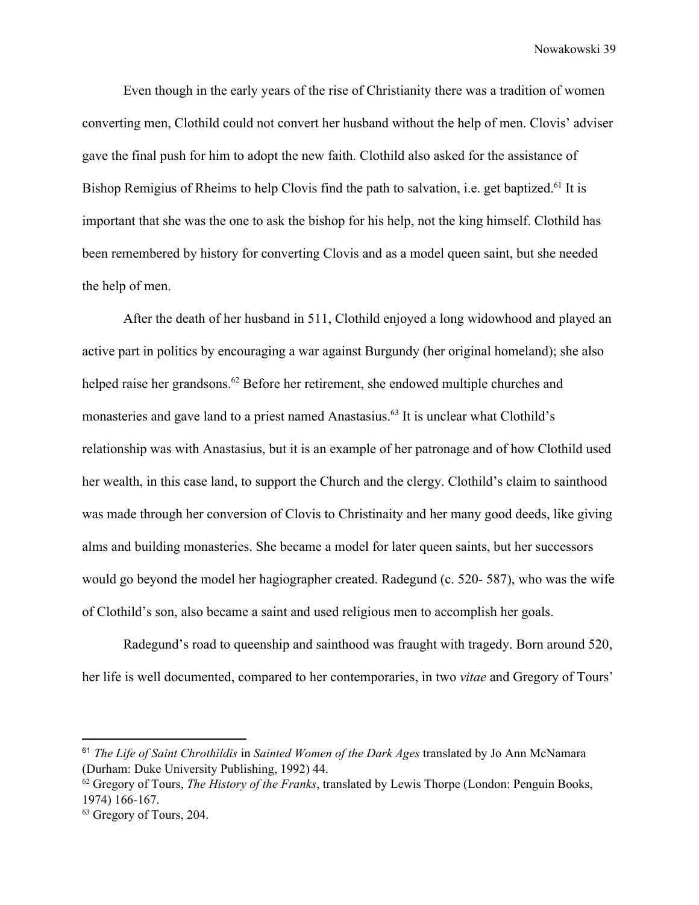Even though in the early years of the rise of Christianity there was a tradition of women converting men, Clothild could not convert her husband without the help of men. Clovis' adviser gave the final push for him to adopt the new faith. Clothild also asked for the assistance of Bishop Remigius of Rheims to help Clovis find the path to salvation, i.e. get baptized.[61] It is important that she was the one to ask the bishop for his help, not the king himself. Clothild has been remembered by history for converting Clovis and as a model queen saint, but she needed the help of men.

After the death of her husband in 511, Clothild enjoyed a long widowhood and played an active part in politics by encouraging a war against Burgundy (her original homeland); she also helped raise her grandsons.[62] Before her retirement, she endowed multiple churches and monasteries and gave land to a priest named Anastasius.[63] It is unclear what Clothild's relationship was with Anastasius, but it is an example of her patronage and of how Clothild used her wealth, in this case land, to support the Church and the clergy. Clothild's claim to sainthood was made through her conversion of Clovis to Christinaity and her many good deeds, like giving alms and building monasteries. She became a model for later queen saints, but her successors would go beyond the model her hagiographer created. Radegund (c. 520- 587), who was the wife of Clothild's son, also became a saint and used religious men to accomplish her goals.

Radegund's road to queenship and sainthood was fraught with tragedy. Born around 520, her life is well documented, compared to her contemporaries, in two *vitae* and Gregory of Tours'

---

[61] *The Life of Saint Chrothildis* in *Sainted Women of the Dark Ages* translated by Jo Ann McNamara (Durham: Duke University Publishing, 1992) 44.

[62] Gregory of Tours, *The History of the Franks*, translated by Lewis Thorpe (London: Penguin Books, 1974) 166-167.

[63] Gregory of Tours, 204.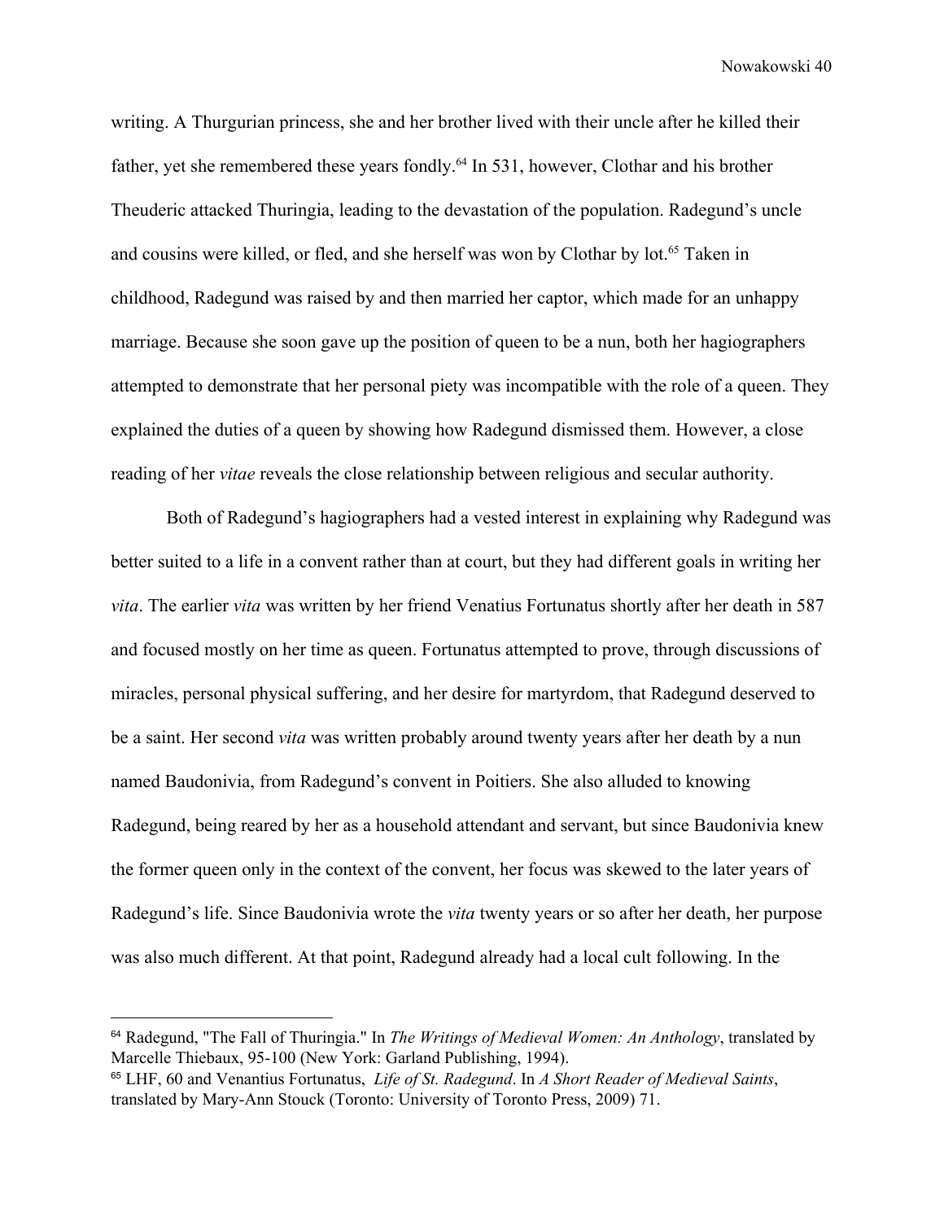writing. A Thurgurian princess, she and her brother lived with their uncle after he killed their father, yet she remembered these years fondly.[64] In 531, however, Clothar and his brother Theuderic attacked Thuringia, leading to the devastation of the population. Radegund's uncle and cousins were killed, or fled, and she herself was won by Clothar by lot.[65] Taken in childhood, Radegund was raised by and then married her captor, which made for an unhappy marriage. Because she soon gave up the position of queen to be a nun, both her hagiographers attempted to demonstrate that her personal piety was incompatible with the role of a queen. They explained the duties of a queen by showing how Radegund dismissed them. However, a close reading of her *vitae* reveals the close relationship between religious and secular authority.

Both of Radegund's hagiographers had a vested interest in explaining why Radegund was better suited to a life in a convent rather than at court, but they had different goals in writing her *vita*. The earlier *vita* was written by her friend Venatius Fortunatus shortly after her death in 587 and focused mostly on her time as queen. Fortunatus attempted to prove, through discussions of miracles, personal physical suffering, and her desire for martyrdom, that Radegund deserved to be a saint. Her second *vita* was written probably around twenty years after her death by a nun named Baudonivia, from Radegund's convent in Poitiers. She also alluded to knowing Radegund, being reared by her as a household attendant and servant, but since Baudonivia knew the former queen only in the context of the convent, her focus was skewed to the later years of Radegund's life. Since Baudonivia wrote the *vita* twenty years or so after her death, her purpose was also much different. At that point, Radegund already had a local cult following. In the

---

[64] Radegund, "The Fall of Thuringia." In *The Writings of Medieval Women: An Anthology*, translated by Marcelle Thiebaux, 95-100 (New York: Garland Publishing, 1994).

[65] LHF, 60 and Venantius Fortunatus, *Life of St. Radegund*. In *A Short Reader of Medieval Saints*, translated by Mary-Ann Stouck (Toronto: University of Toronto Press, 2009) 71.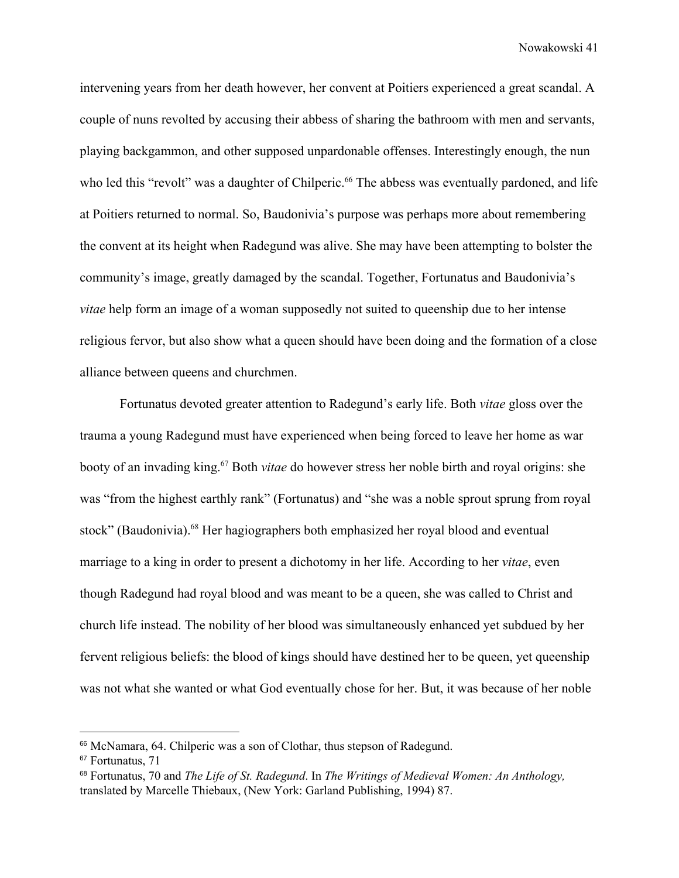intervening years from her death however, her convent at Poitiers experienced a great scandal. A couple of nuns revolted by accusing their abbess of sharing the bathroom with men and servants, playing backgammon, and other supposed unpardonable offenses. Interestingly enough, the nun who led this "revolt" was a daughter of Chilperic.[66] The abbess was eventually pardoned, and life at Poitiers returned to normal. So, Baudonivia's purpose was perhaps more about remembering the convent at its height when Radegund was alive. She may have been attempting to bolster the community's image, greatly damaged by the scandal. Together, Fortunatus and Baudonivia's *vitae* help form an image of a woman supposedly not suited to queenship due to her intense religious fervor, but also show what a queen should have been doing and the formation of a close alliance between queens and churchmen.

Fortunatus devoted greater attention to Radegund's early life. Both *vitae* gloss over the trauma a young Radegund must have experienced when being forced to leave her home as war booty of an invading king.[67] Both *vitae* do however stress her noble birth and royal origins: she was "from the highest earthly rank" (Fortunatus) and "she was a noble sprout sprung from royal stock" (Baudonivia).[68] Her hagiographers both emphasized her royal blood and eventual marriage to a king in order to present a dichotomy in her life. According to her *vitae*, even though Radegund had royal blood and was meant to be a queen, she was called to Christ and church life instead. The nobility of her blood was simultaneously enhanced yet subdued by her fervent religious beliefs: the blood of kings should have destined her to be queen, yet queenship was not what she wanted or what God eventually chose for her. But, it was because of her noble

---

[66] McNamara, 64. Chilperic was a son of Clothar, thus stepson of Radegund.

[67] Fortunatus, 71

[68] Fortunatus, 70 and *The Life of St. Radegund*. In *The Writings of Medieval Women: An Anthology,* translated by Marcelle Thiebaux, (New York: Garland Publishing, 1994) 87.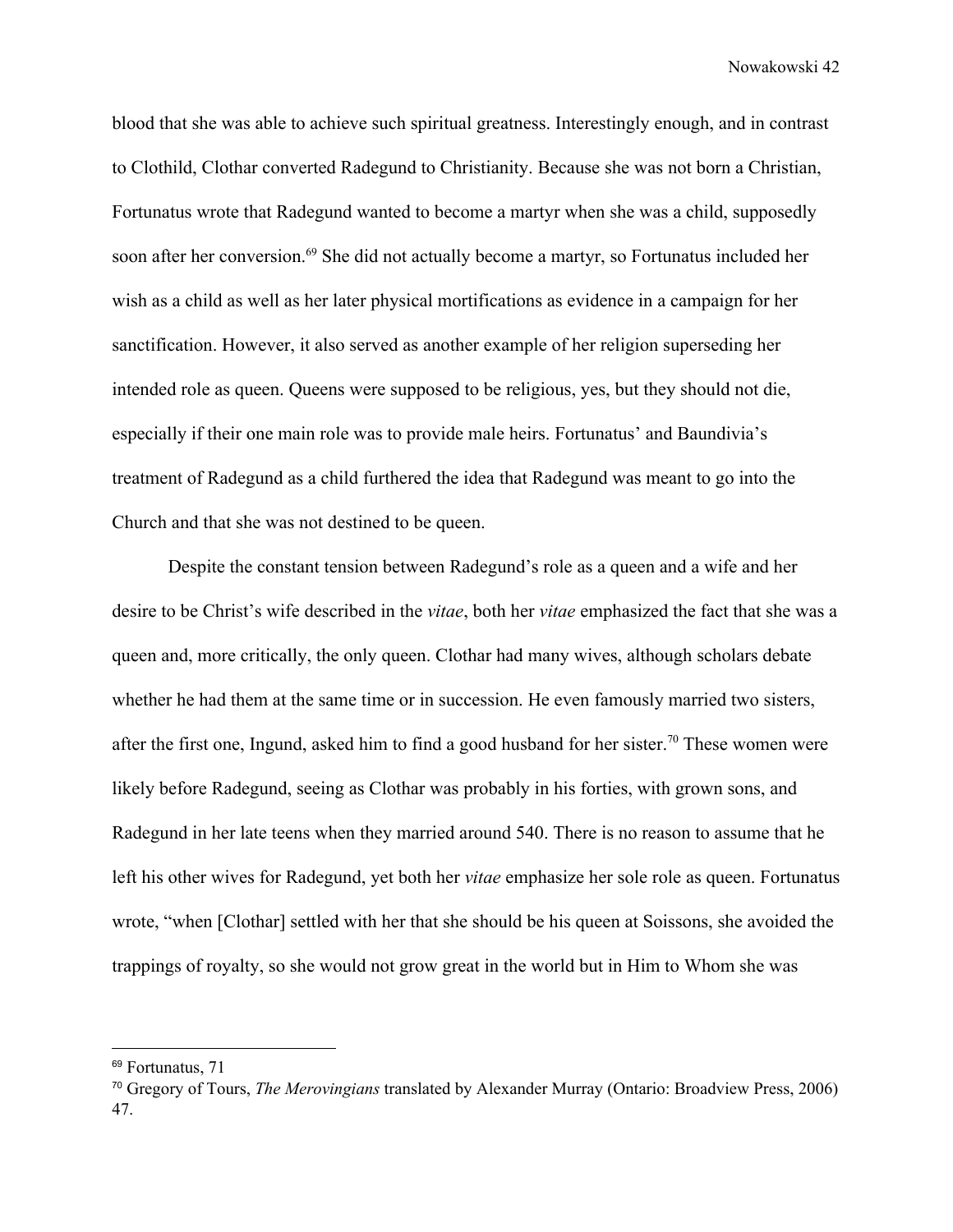blood that she was able to achieve such spiritual greatness. Interestingly enough, and in contrast to Clothild, Clothar converted Radegund to Christianity. Because she was not born a Christian, Fortunatus wrote that Radegund wanted to become a martyr when she was a child, supposedly soon after her conversion.[69] She did not actually become a martyr, so Fortunatus included her wish as a child as well as her later physical mortifications as evidence in a campaign for her sanctification. However, it also served as another example of her religion superseding her intended role as queen. Queens were supposed to be religious, yes, but they should not die, especially if their one main role was to provide male heirs. Fortunatus' and Baundivia's treatment of Radegund as a child furthered the idea that Radegund was meant to go into the Church and that she was not destined to be queen.

Despite the constant tension between Radegund's role as a queen and a wife and her desire to be Christ's wife described in the *vitae*, both her *vitae* emphasized the fact that she was a queen and, more critically, the only queen. Clothar had many wives, although scholars debate whether he had them at the same time or in succession. He even famously married two sisters, after the first one, Ingund, asked him to find a good husband for her sister.[70] These women were likely before Radegund, seeing as Clothar was probably in his forties, with grown sons, and Radegund in her late teens when they married around 540. There is no reason to assume that he left his other wives for Radegund, yet both her *vitae* emphasize her sole role as queen. Fortunatus wrote, "when [Clothar] settled with her that she should be his queen at Soissons, she avoided the trappings of royalty, so she would not grow great in the world but in Him to Whom she was

---

[69] Fortunatus, 71

[70] Gregory of Tours, *The Merovingians* translated by Alexander Murray (Ontario: Broadview Press, 2006) 47.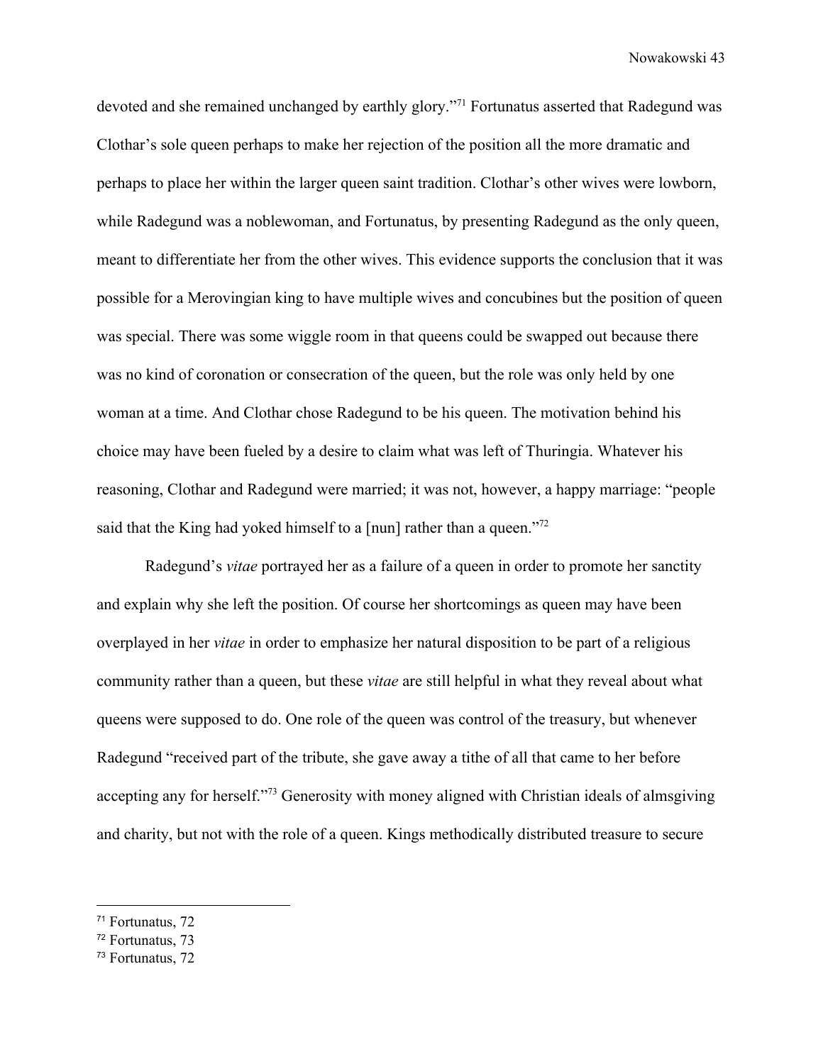devoted and she remained unchanged by earthly glory."[71] Fortunatus asserted that Radegund was Clothar's sole queen perhaps to make her rejection of the position all the more dramatic and perhaps to place her within the larger queen saint tradition. Clothar's other wives were lowborn, while Radegund was a noblewoman, and Fortunatus, by presenting Radegund as the only queen, meant to differentiate her from the other wives. This evidence supports the conclusion that it was possible for a Merovingian king to have multiple wives and concubines but the position of queen was special. There was some wiggle room in that queens could be swapped out because there was no kind of coronation or consecration of the queen, but the role was only held by one woman at a time. And Clothar chose Radegund to be his queen. The motivation behind his choice may have been fueled by a desire to claim what was left of Thuringia. Whatever his reasoning, Clothar and Radegund were married; it was not, however, a happy marriage: "people said that the King had yoked himself to a [nun] rather than a queen."[72]

Radegund's *vitae* portrayed her as a failure of a queen in order to promote her sanctity and explain why she left the position. Of course her shortcomings as queen may have been overplayed in her *vitae* in order to emphasize her natural disposition to be part of a religious community rather than a queen, but these *vitae* are still helpful in what they reveal about what queens were supposed to do. One role of the queen was control of the treasury, but whenever Radegund "received part of the tribute, she gave away a tithe of all that came to her before accepting any for herself."[73] Generosity with money aligned with Christian ideals of almsgiving and charity, but not with the role of a queen. Kings methodically distributed treasure to secure

---

[71] Fortunatus, 72

[72] Fortunatus, 73

[73] Fortunatus, 72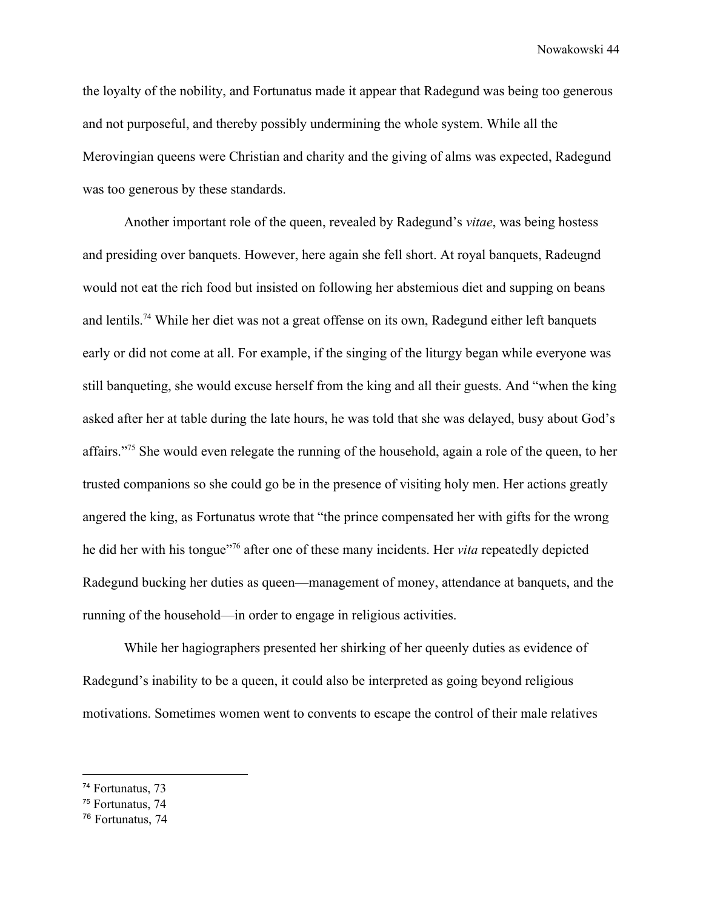the loyalty of the nobility, and Fortunatus made it appear that Radegund was being too generous and not purposeful, and thereby possibly undermining the whole system. While all the Merovingian queens were Christian and charity and the giving of alms was expected, Radegund was too generous by these standards.

Another important role of the queen, revealed by Radegund's *vitae*, was being hostess and presiding over banquets. However, here again she fell short. At royal banquets, Radeugnd would not eat the rich food but insisted on following her abstemious diet and supping on beans and lentils.[74] While her diet was not a great offense on its own, Radegund either left banquets early or did not come at all. For example, if the singing of the liturgy began while everyone was still banqueting, she would excuse herself from the king and all their guests. And "when the king asked after her at table during the late hours, he was told that she was delayed, busy about God's affairs."[75] She would even relegate the running of the household, again a role of the queen, to her trusted companions so she could go be in the presence of visiting holy men. Her actions greatly angered the king, as Fortunatus wrote that "the prince compensated her with gifts for the wrong he did her with his tongue"[76] after one of these many incidents. Her *vita* repeatedly depicted Radegund bucking her duties as queen—management of money, attendance at banquets, and the running of the household—in order to engage in religious activities.

While her hagiographers presented her shirking of her queenly duties as evidence of Radegund's inability to be a queen, it could also be interpreted as going beyond religious motivations. Sometimes women went to convents to escape the control of their male relatives

[74] Fortunatus, 73
[75] Fortunatus, 74
[76] Fortunatus, 74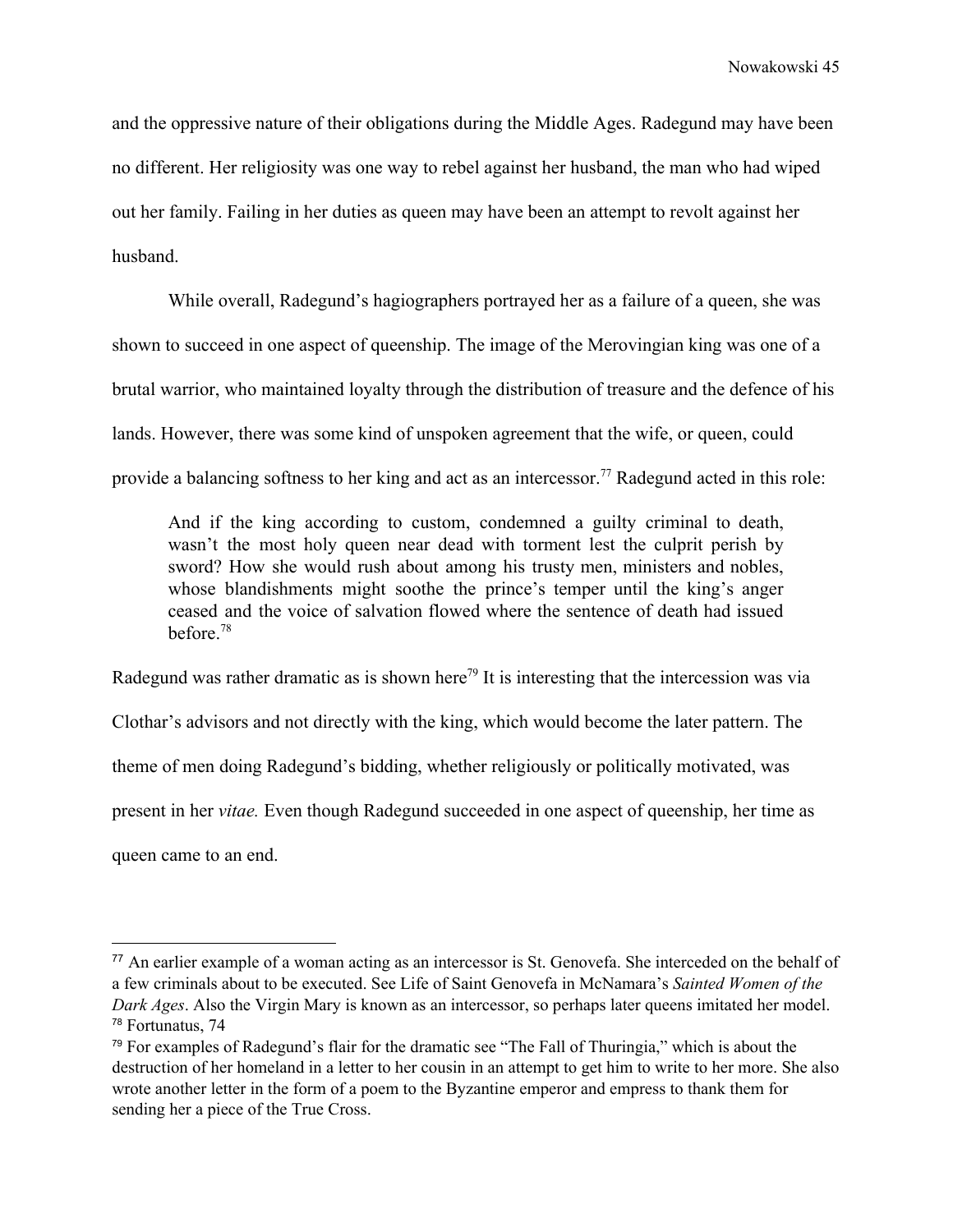and the oppressive nature of their obligations during the Middle Ages. Radegund may have been no different. Her religiosity was one way to rebel against her husband, the man who had wiped out her family. Failing in her duties as queen may have been an attempt to revolt against her husband.

While overall, Radegund's hagiographers portrayed her as a failure of a queen, she was shown to succeed in one aspect of queenship. The image of the Merovingian king was one of a brutal warrior, who maintained loyalty through the distribution of treasure and the defence of his lands. However, there was some kind of unspoken agreement that the wife, or queen, could provide a balancing softness to her king and act as an intercessor.[77] Radegund acted in this role:

> And if the king according to custom, condemned a guilty criminal to death, wasn't the most holy queen near dead with torment lest the culprit perish by sword? How she would rush about among his trusty men, ministers and nobles, whose blandishments might soothe the prince's temper until the king's anger ceased and the voice of salvation flowed where the sentence of death had issued before.[78]

Radegund was rather dramatic as is shown here[79] It is interesting that the intercession was via Clothar's advisors and not directly with the king, which would become the later pattern. The theme of men doing Radegund's bidding, whether religiously or politically motivated, was present in her *vitae.* Even though Radegund succeeded in one aspect of queenship, her time as queen came to an end.

---

[77] An earlier example of a woman acting as an intercessor is St. Genovefa. She interceded on the behalf of a few criminals about to be executed. See Life of Saint Genovefa in McNamara's *Sainted Women of the Dark Ages*. Also the Virgin Mary is known as an intercessor, so perhaps later queens imitated her model.

[78] Fortunatus, 74

[79] For examples of Radegund's flair for the dramatic see "The Fall of Thuringia," which is about the destruction of her homeland in a letter to her cousin in an attempt to get him to write to her more. She also wrote another letter in the form of a poem to the Byzantine emperor and empress to thank them for sending her a piece of the True Cross.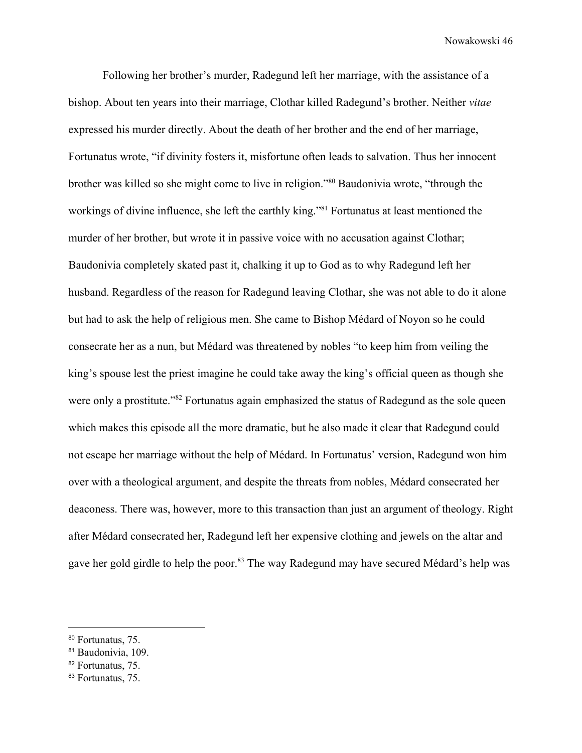Following her brother's murder, Radegund left her marriage, with the assistance of a bishop. About ten years into their marriage, Clothar killed Radegund's brother. Neither *vitae* expressed his murder directly. About the death of her brother and the end of her marriage, Fortunatus wrote, "if divinity fosters it, misfortune often leads to salvation. Thus her innocent brother was killed so she might come to live in religion."[80] Baudonivia wrote, "through the workings of divine influence, she left the earthly king."[81] Fortunatus at least mentioned the murder of her brother, but wrote it in passive voice with no accusation against Clothar; Baudonivia completely skated past it, chalking it up to God as to why Radegund left her husband. Regardless of the reason for Radegund leaving Clothar, she was not able to do it alone but had to ask the help of religious men. She came to Bishop Médard of Noyon so he could consecrate her as a nun, but Médard was threatened by nobles "to keep him from veiling the king's spouse lest the priest imagine he could take away the king's official queen as though she were only a prostitute."[82] Fortunatus again emphasized the status of Radegund as the sole queen which makes this episode all the more dramatic, but he also made it clear that Radegund could not escape her marriage without the help of Médard. In Fortunatus' version, Radegund won him over with a theological argument, and despite the threats from nobles, Médard consecrated her deaconess. There was, however, more to this transaction than just an argument of theology. Right after Médard consecrated her, Radegund left her expensive clothing and jewels on the altar and gave her gold girdle to help the poor.[83] The way Radegund may have secured Médard's help was

---

[80] Fortunatus, 75.
[81] Baudonivia, 109.
[82] Fortunatus, 75.
[83] Fortunatus, 75.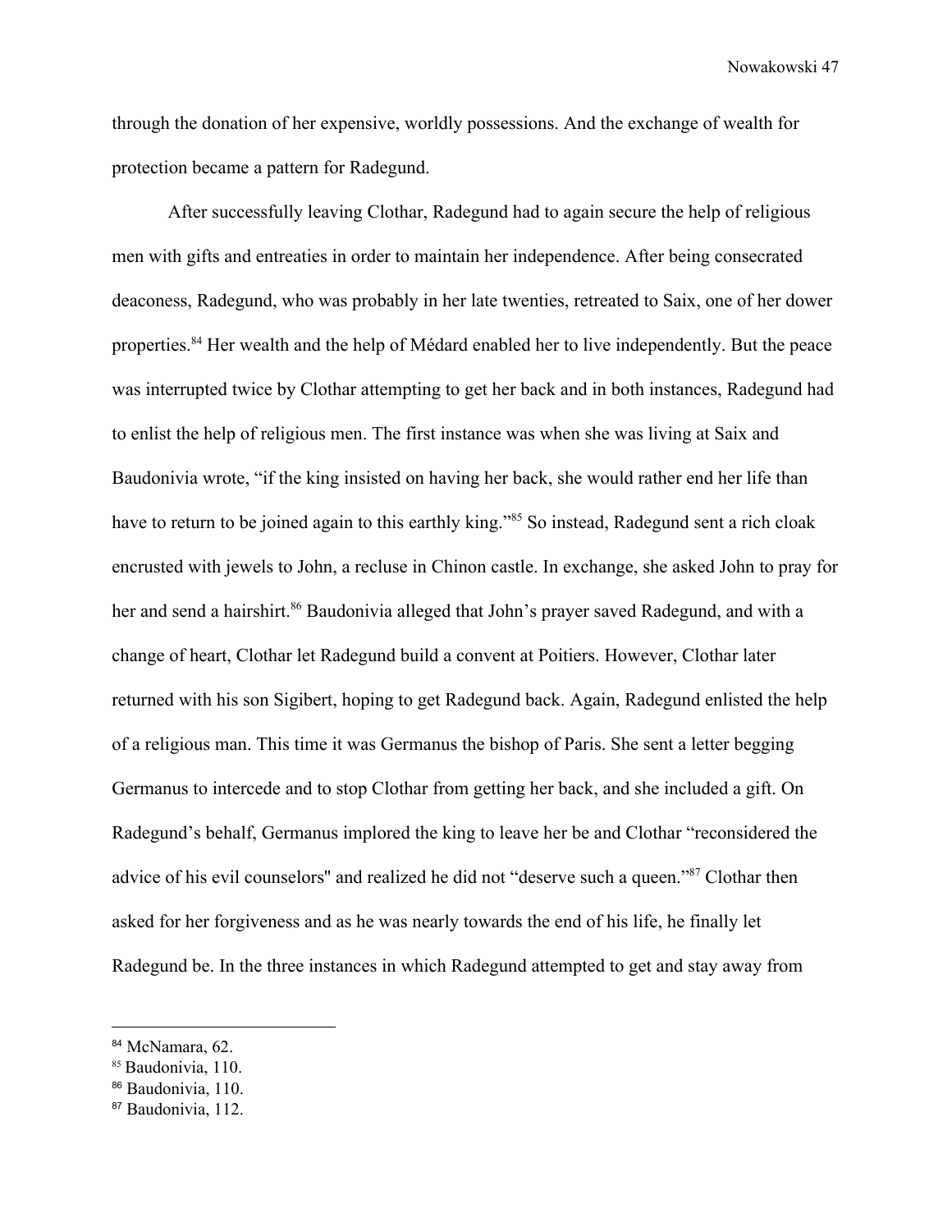through the donation of her expensive, worldly possessions. And the exchange of wealth for protection became a pattern for Radegund.

After successfully leaving Clothar, Radegund had to again secure the help of religious men with gifts and entreaties in order to maintain her independence. After being consecrated deaconess, Radegund, who was probably in her late twenties, retreated to Saix, one of her dower properties.[84] Her wealth and the help of Médard enabled her to live independently. But the peace was interrupted twice by Clothar attempting to get her back and in both instances, Radegund had to enlist the help of religious men. The first instance was when she was living at Saix and Baudonivia wrote, "if the king insisted on having her back, she would rather end her life than have to return to be joined again to this earthly king."[85] So instead, Radegund sent a rich cloak encrusted with jewels to John, a recluse in Chinon castle. In exchange, she asked John to pray for her and send a hairshirt.[86] Baudonivia alleged that John's prayer saved Radegund, and with a change of heart, Clothar let Radegund build a convent at Poitiers. However, Clothar later returned with his son Sigibert, hoping to get Radegund back. Again, Radegund enlisted the help of a religious man. This time it was Germanus the bishop of Paris. She sent a letter begging Germanus to intercede and to stop Clothar from getting her back, and she included a gift. On Radegund's behalf, Germanus implored the king to leave her be and Clothar "reconsidered the advice of his evil counselors" and realized he did not "deserve such a queen."[87] Clothar then asked for her forgiveness and as he was nearly towards the end of his life, he finally let Radegund be. In the three instances in which Radegund attempted to get and stay away from

---

[84] McNamara, 62.

[85] Baudonivia, 110.

[86] Baudonivia, 110.

[87] Baudonivia, 112.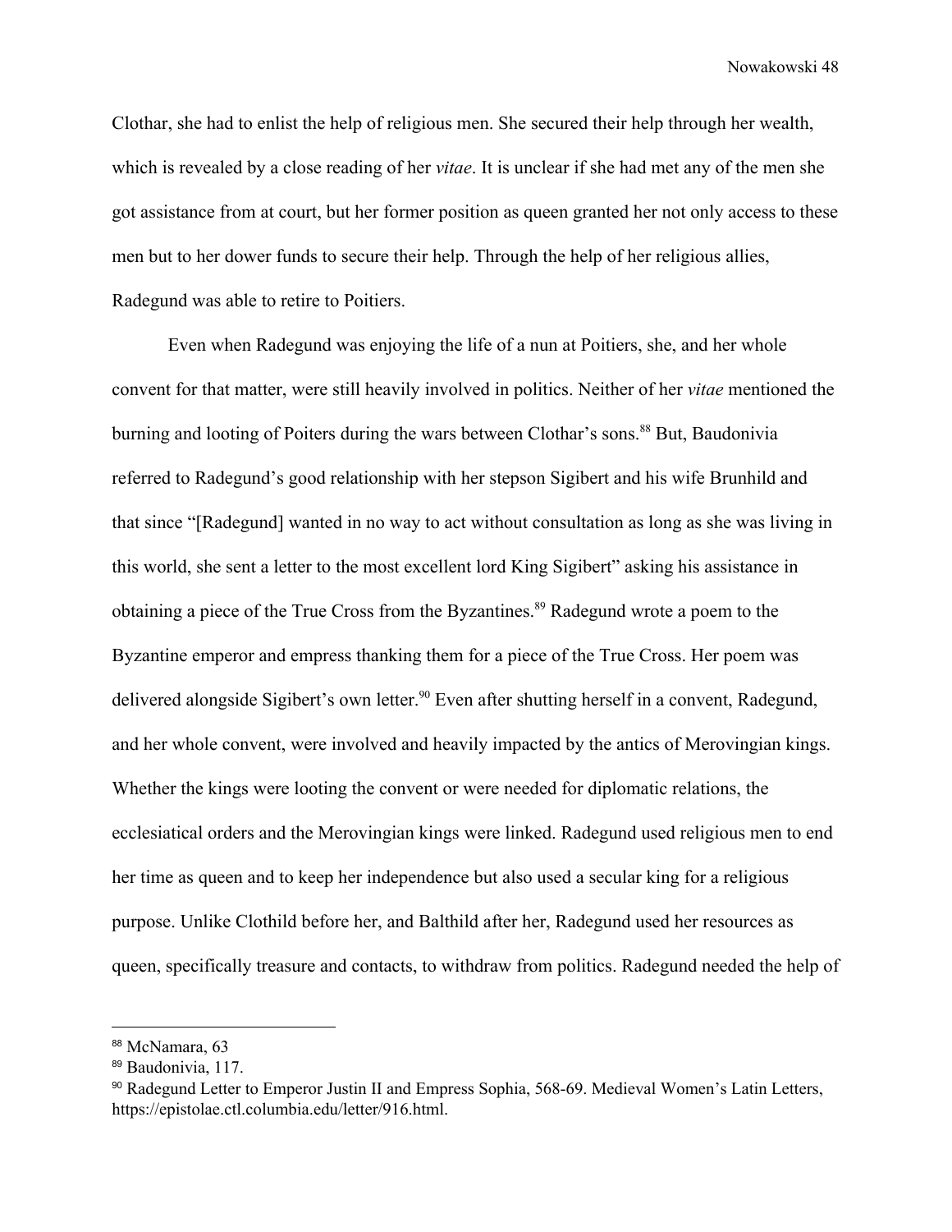Clothar, she had to enlist the help of religious men. She secured their help through her wealth, which is revealed by a close reading of her *vitae*. It is unclear if she had met any of the men she got assistance from at court, but her former position as queen granted her not only access to these men but to her dower funds to secure their help. Through the help of her religious allies, Radegund was able to retire to Poitiers.

Even when Radegund was enjoying the life of a nun at Poitiers, she, and her whole convent for that matter, were still heavily involved in politics. Neither of her *vitae* mentioned the burning and looting of Poiters during the wars between Clothar's sons.[88] But, Baudonivia referred to Radegund's good relationship with her stepson Sigibert and his wife Brunhild and that since "[Radegund] wanted in no way to act without consultation as long as she was living in this world, she sent a letter to the most excellent lord King Sigibert" asking his assistance in obtaining a piece of the True Cross from the Byzantines.[89] Radegund wrote a poem to the Byzantine emperor and empress thanking them for a piece of the True Cross. Her poem was delivered alongside Sigibert's own letter.[90] Even after shutting herself in a convent, Radegund, and her whole convent, were involved and heavily impacted by the antics of Merovingian kings. Whether the kings were looting the convent or were needed for diplomatic relations, the ecclesiatical orders and the Merovingian kings were linked. Radegund used religious men to end her time as queen and to keep her independence but also used a secular king for a religious purpose. Unlike Clothild before her, and Balthild after her, Radegund used her resources as queen, specifically treasure and contacts, to withdraw from politics. Radegund needed the help of

---

[88] McNamara, 63

[89] Baudonivia, 117.

[90] Radegund Letter to Emperor Justin II and Empress Sophia, 568-69. Medieval Women's Latin Letters, https://epistolae.ctl.columbia.edu/letter/916.html.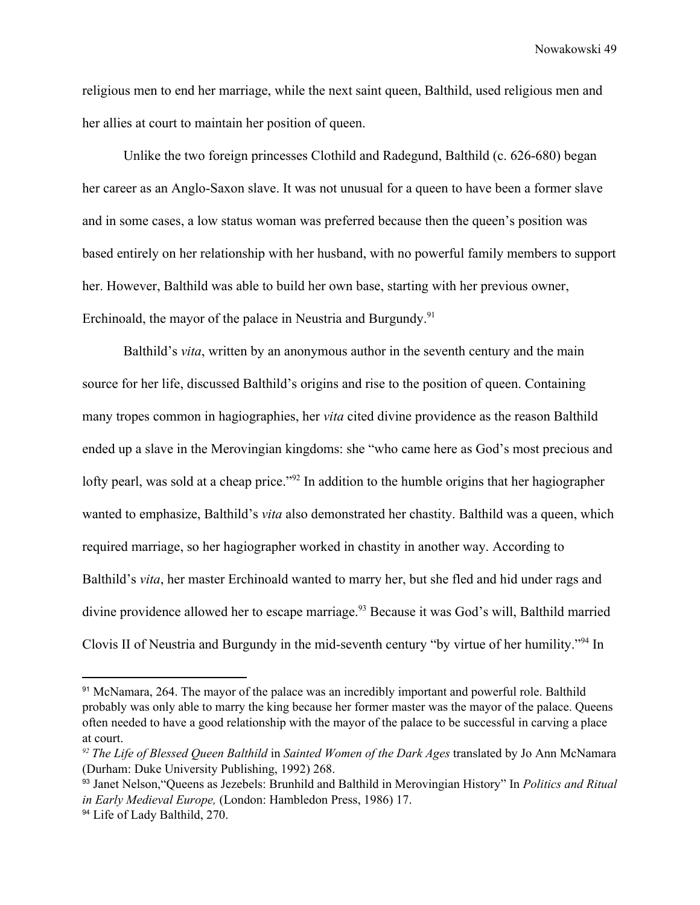religious men to end her marriage, while the next saint queen, Balthild, used religious men and her allies at court to maintain her position of queen.

Unlike the two foreign princesses Clothild and Radegund, Balthild (c. 626-680) began her career as an Anglo-Saxon slave. It was not unusual for a queen to have been a former slave and in some cases, a low status woman was preferred because then the queen's position was based entirely on her relationship with her husband, with no powerful family members to support her. However, Balthild was able to build her own base, starting with her previous owner, Erchinoald, the mayor of the palace in Neustria and Burgundy.[91]

Balthild's *vita*, written by an anonymous author in the seventh century and the main source for her life, discussed Balthild's origins and rise to the position of queen. Containing many tropes common in hagiographies, her *vita* cited divine providence as the reason Balthild ended up a slave in the Merovingian kingdoms: she "who came here as God's most precious and lofty pearl, was sold at a cheap price."[92] In addition to the humble origins that her hagiographer wanted to emphasize, Balthild's *vita* also demonstrated her chastity. Balthild was a queen, which required marriage, so her hagiographer worked in chastity in another way. According to Balthild's *vita*, her master Erchinoald wanted to marry her, but she fled and hid under rags and divine providence allowed her to escape marriage.[93] Because it was God's will, Balthild married Clovis II of Neustria and Burgundy in the mid-seventh century "by virtue of her humility."[94] In

---

[91] McNamara, 264. The mayor of the palace was an incredibly important and powerful role. Balthild probably was only able to marry the king because her former master was the mayor of the palace. Queens often needed to have a good relationship with the mayor of the palace to be successful in carving a place at court.

[92] *The Life of Blessed Queen Balthild* in *Sainted Women of the Dark Ages* translated by Jo Ann McNamara (Durham: Duke University Publishing, 1992) 268.

[93] Janet Nelson, "Queens as Jezebels: Brunhild and Balthild in Merovingian History" In *Politics and Ritual in Early Medieval Europe,* (London: Hambledon Press, 1986) 17.

[94] Life of Lady Balthild, 270.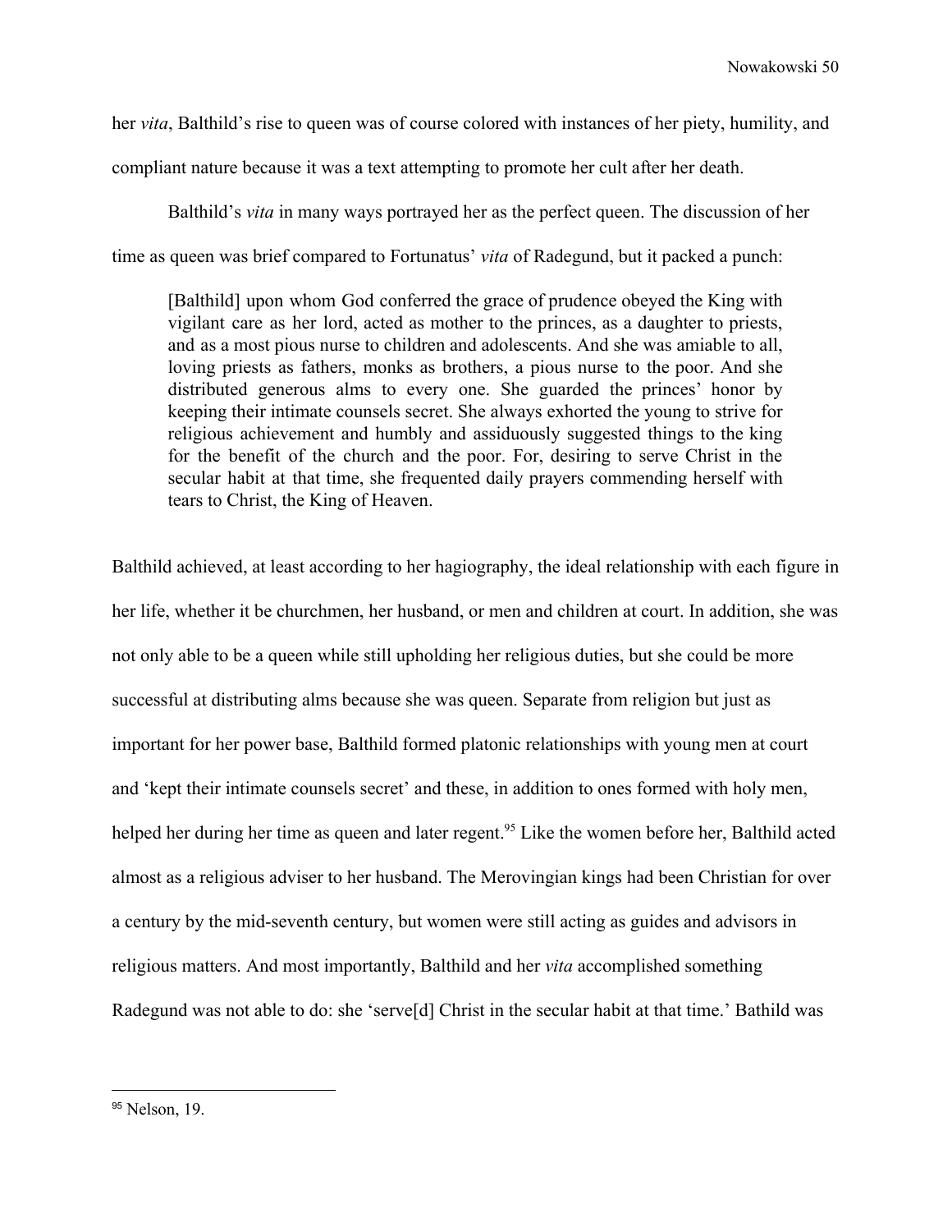her *vita*, Balthild's rise to queen was of course colored with instances of her piety, humility, and compliant nature because it was a text attempting to promote her cult after her death.

Balthild's *vita* in many ways portrayed her as the perfect queen. The discussion of her time as queen was brief compared to Fortunatus' *vita* of Radegund, but it packed a punch:

> [Balthild] upon whom God conferred the grace of prudence obeyed the King with vigilant care as her lord, acted as mother to the princes, as a daughter to priests, and as a most pious nurse to children and adolescents. And she was amiable to all, loving priests as fathers, monks as brothers, a pious nurse to the poor. And she distributed generous alms to every one. She guarded the princes' honor by keeping their intimate counsels secret. She always exhorted the young to strive for religious achievement and humbly and assiduously suggested things to the king for the benefit of the church and the poor. For, desiring to serve Christ in the secular habit at that time, she frequented daily prayers commending herself with tears to Christ, the King of Heaven.

Balthild achieved, at least according to her hagiography, the ideal relationship with each figure in her life, whether it be churchmen, her husband, or men and children at court. In addition, she was not only able to be a queen while still upholding her religious duties, but she could be more successful at distributing alms because she was queen. Separate from religion but just as important for her power base, Balthild formed platonic relationships with young men at court and 'kept their intimate counsels secret' and these, in addition to ones formed with holy men, helped her during her time as queen and later regent.[95] Like the women before her, Balthild acted almost as a religious adviser to her husband. The Merovingian kings had been Christian for over a century by the mid-seventh century, but women were still acting as guides and advisors in religious matters. And most importantly, Balthild and her *vita* accomplished something Radegund was not able to do: she 'serve[d] Christ in the secular habit at that time.' Bathild was

---

[95] Nelson, 19.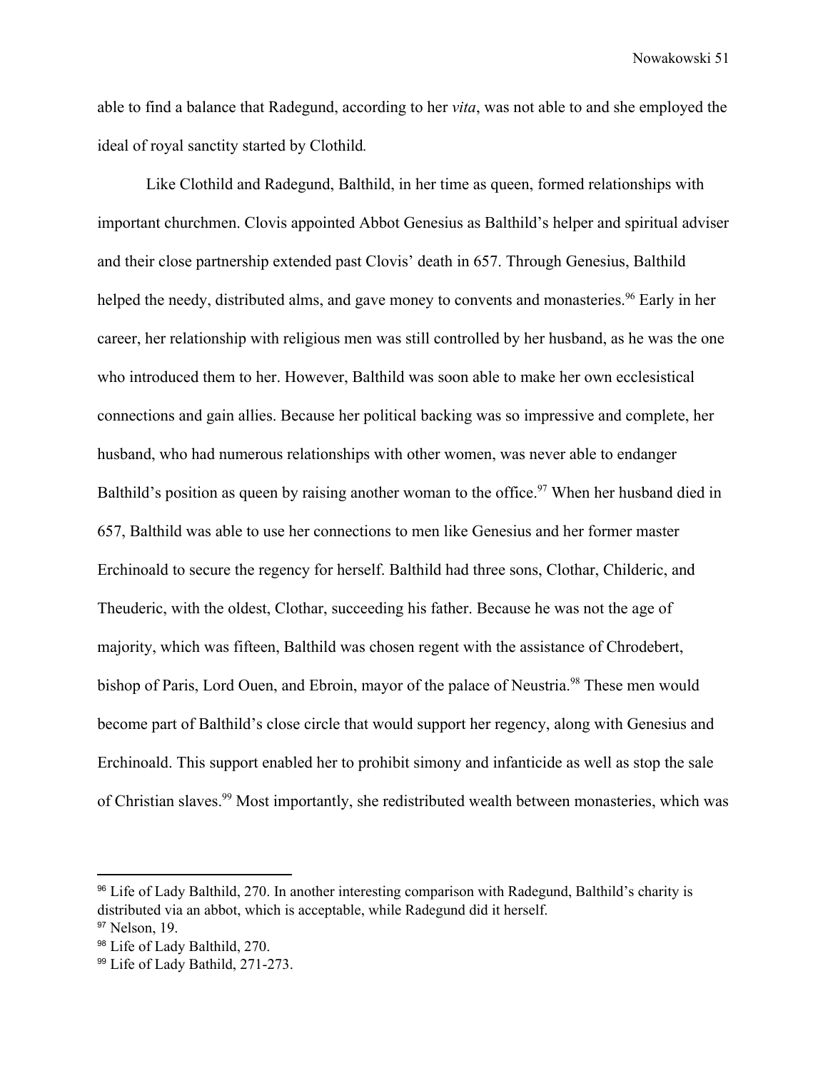able to find a balance that Radegund, according to her *vita*, was not able to and she employed the ideal of royal sanctity started by Clothild.

Like Clothild and Radegund, Balthild, in her time as queen, formed relationships with important churchmen. Clovis appointed Abbot Genesius as Balthild's helper and spiritual adviser and their close partnership extended past Clovis' death in 657. Through Genesius, Balthild helped the needy, distributed alms, and gave money to convents and monasteries.[96] Early in her career, her relationship with religious men was still controlled by her husband, as he was the one who introduced them to her. However, Balthild was soon able to make her own ecclesistical connections and gain allies. Because her political backing was so impressive and complete, her husband, who had numerous relationships with other women, was never able to endanger Balthild's position as queen by raising another woman to the office.[97] When her husband died in 657, Balthild was able to use her connections to men like Genesius and her former master Erchinoald to secure the regency for herself. Balthild had three sons, Clothar, Childeric, and Theuderic, with the oldest, Clothar, succeeding his father. Because he was not the age of majority, which was fifteen, Balthild was chosen regent with the assistance of Chrodebert, bishop of Paris, Lord Ouen, and Ebroin, mayor of the palace of Neustria.[98] These men would become part of Balthild's close circle that would support her regency, along with Genesius and Erchinoald. This support enabled her to prohibit simony and infanticide as well as stop the sale of Christian slaves.[99] Most importantly, she redistributed wealth between monasteries, which was

---

[96] Life of Lady Balthild, 270. In another interesting comparison with Radegund, Balthild's charity is distributed via an abbot, which is acceptable, while Radegund did it herself.

[97] Nelson, 19.

[98] Life of Lady Balthild, 270.

[99] Life of Lady Bathild, 271-273.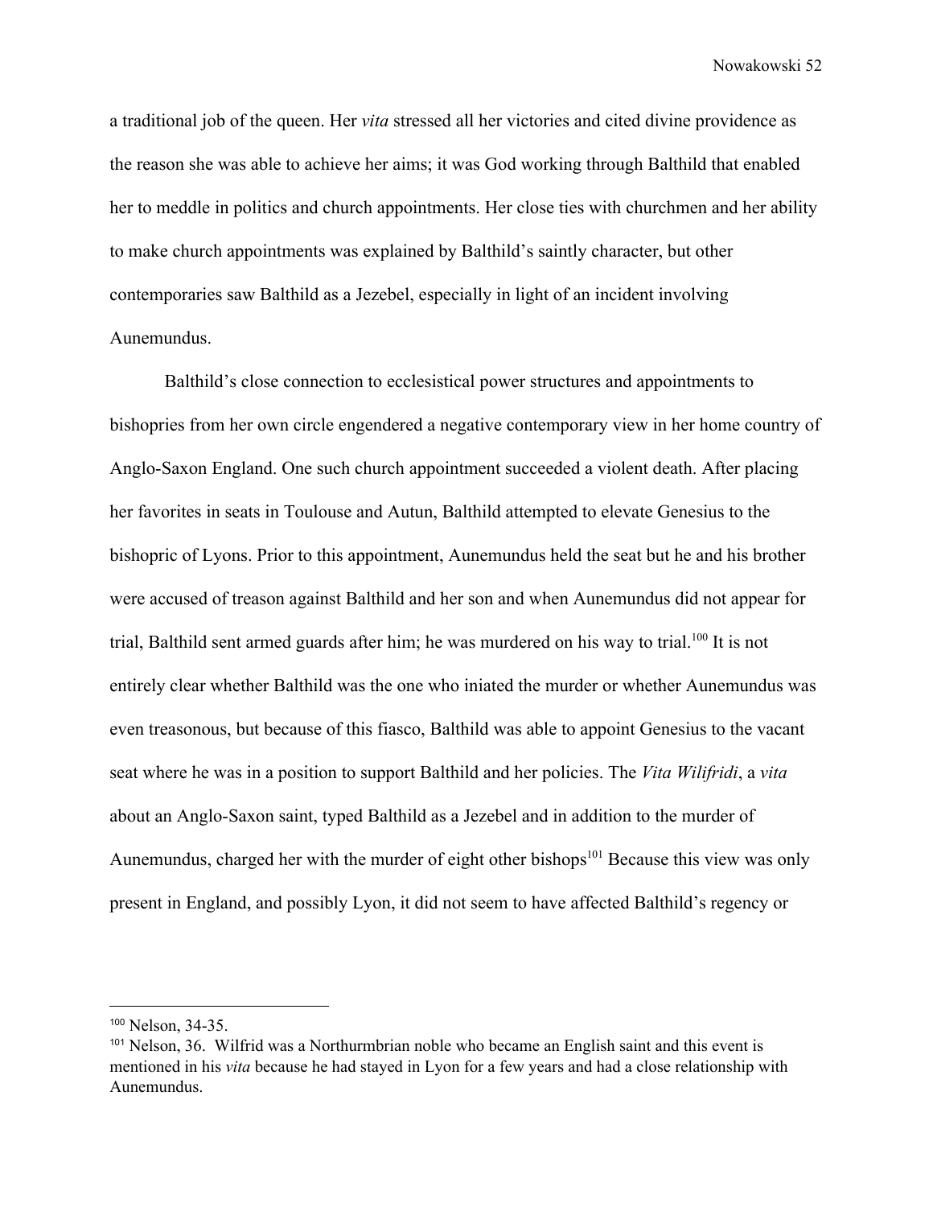a traditional job of the queen. Her *vita* stressed all her victories and cited divine providence as the reason she was able to achieve her aims; it was God working through Balthild that enabled her to meddle in politics and church appointments. Her close ties with churchmen and her ability to make church appointments was explained by Balthild's saintly character, but other contemporaries saw Balthild as a Jezebel, especially in light of an incident involving Aunemundus.

Balthild's close connection to ecclesistical power structures and appointments to bishopries from her own circle engendered a negative contemporary view in her home country of Anglo-Saxon England. One such church appointment succeeded a violent death. After placing her favorites in seats in Toulouse and Autun, Balthild attempted to elevate Genesius to the bishopric of Lyons. Prior to this appointment, Aunemundus held the seat but he and his brother were accused of treason against Balthild and her son and when Aunemundus did not appear for trial, Balthild sent armed guards after him; he was murdered on his way to trial.[100] It is not entirely clear whether Balthild was the one who iniated the murder or whether Aunemundus was even treasonous, but because of this fiasco, Balthild was able to appoint Genesius to the vacant seat where he was in a position to support Balthild and her policies. The *Vita Wilifridi*, a *vita* about an Anglo-Saxon saint, typed Balthild as a Jezebel and in addition to the murder of Aunemundus, charged her with the murder of eight other bishops[101] Because this view was only present in England, and possibly Lyon, it did not seem to have affected Balthild's regency or

---

[100] Nelson, 34-35.

[101] Nelson, 36. Wilfrid was a Northurmbrian noble who became an English saint and this event is mentioned in his *vita* because he had stayed in Lyon for a few years and had a close relationship with Aunemundus.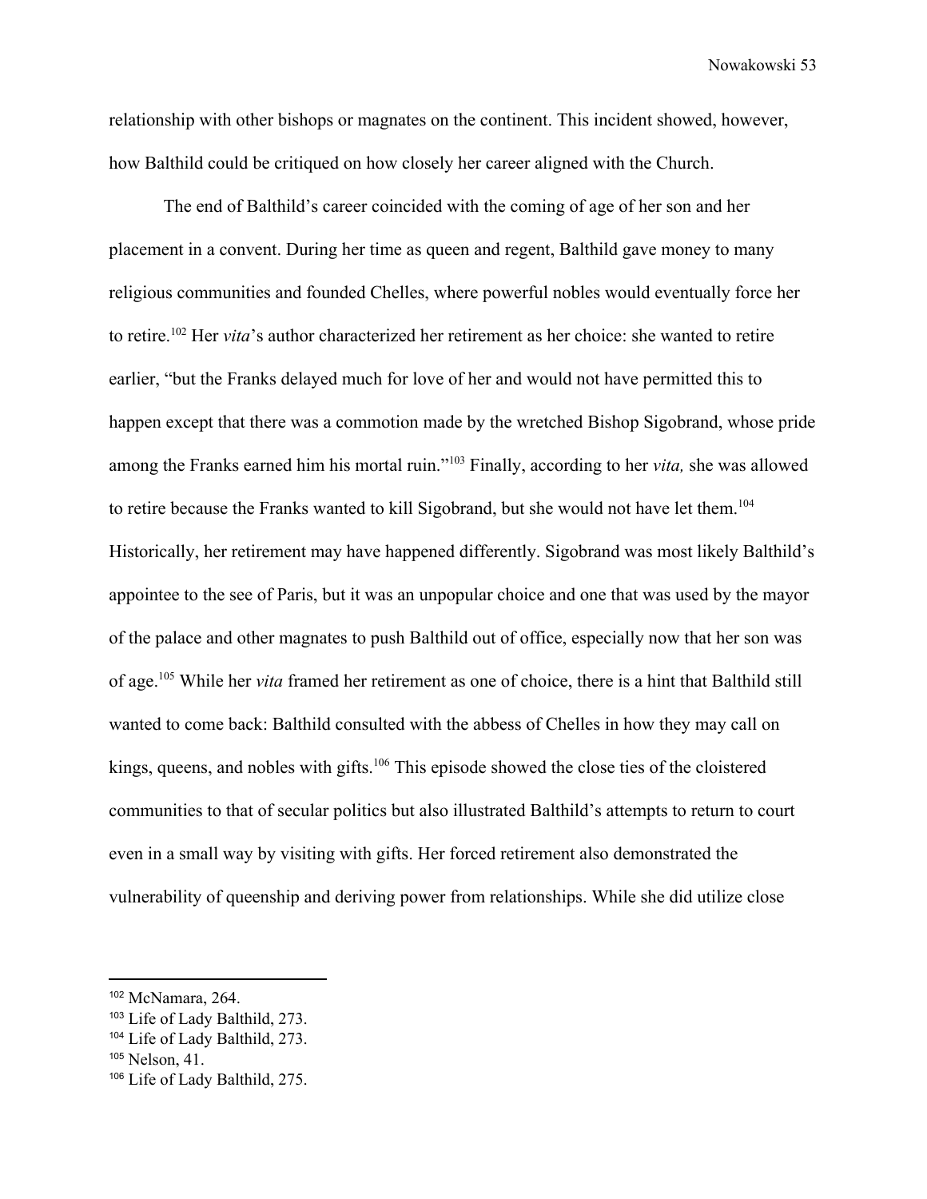relationship with other bishops or magnates on the continent. This incident showed, however, how Balthild could be critiqued on how closely her career aligned with the Church.

The end of Balthild's career coincided with the coming of age of her son and her placement in a convent. During her time as queen and regent, Balthild gave money to many religious communities and founded Chelles, where powerful nobles would eventually force her to retire.[102] Her *vita*'s author characterized her retirement as her choice: she wanted to retire earlier, "but the Franks delayed much for love of her and would not have permitted this to happen except that there was a commotion made by the wretched Bishop Sigobrand, whose pride among the Franks earned him his mortal ruin."[103] Finally, according to her *vita,* she was allowed to retire because the Franks wanted to kill Sigobrand, but she would not have let them.[104] Historically, her retirement may have happened differently. Sigobrand was most likely Balthild's appointee to the see of Paris, but it was an unpopular choice and one that was used by the mayor of the palace and other magnates to push Balthild out of office, especially now that her son was of age.[105] While her *vita* framed her retirement as one of choice, there is a hint that Balthild still wanted to come back: Balthild consulted with the abbess of Chelles in how they may call on kings, queens, and nobles with gifts.[106] This episode showed the close ties of the cloistered communities to that of secular politics but also illustrated Balthild's attempts to return to court even in a small way by visiting with gifts. Her forced retirement also demonstrated the vulnerability of queenship and deriving power from relationships. While she did utilize close

[102] McNamara, 264.
[103] Life of Lady Balthild, 273.
[104] Life of Lady Balthild, 273.
[105] Nelson, 41.
[106] Life of Lady Balthild, 275.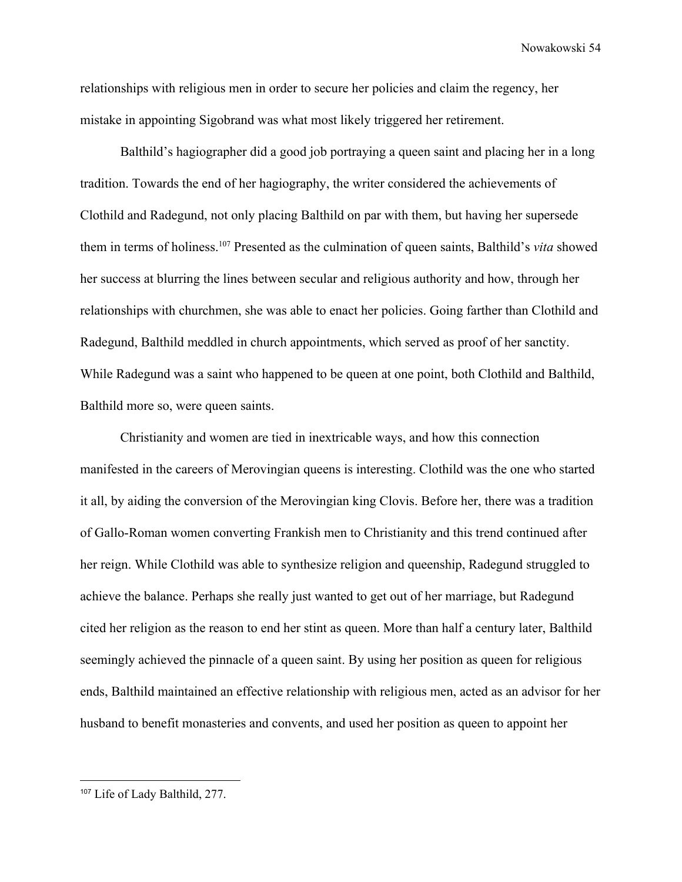relationships with religious men in order to secure her policies and claim the regency, her mistake in appointing Sigobrand was what most likely triggered her retirement.

Balthild's hagiographer did a good job portraying a queen saint and placing her in a long tradition. Towards the end of her hagiography, the writer considered the achievements of Clothild and Radegund, not only placing Balthild on par with them, but having her supersede them in terms of holiness.[107] Presented as the culmination of queen saints, Balthild's *vita* showed her success at blurring the lines between secular and religious authority and how, through her relationships with churchmen, she was able to enact her policies. Going farther than Clothild and Radegund, Balthild meddled in church appointments, which served as proof of her sanctity. While Radegund was a saint who happened to be queen at one point, both Clothild and Balthild, Balthild more so, were queen saints.

Christianity and women are tied in inextricable ways, and how this connection manifested in the careers of Merovingian queens is interesting. Clothild was the one who started it all, by aiding the conversion of the Merovingian king Clovis. Before her, there was a tradition of Gallo-Roman women converting Frankish men to Christianity and this trend continued after her reign. While Clothild was able to synthesize religion and queenship, Radegund struggled to achieve the balance. Perhaps she really just wanted to get out of her marriage, but Radegund cited her religion as the reason to end her stint as queen. More than half a century later, Balthild seemingly achieved the pinnacle of a queen saint. By using her position as queen for religious ends, Balthild maintained an effective relationship with religious men, acted as an advisor for her husband to benefit monasteries and convents, and used her position as queen to appoint her

---

[107] Life of Lady Balthild, 277.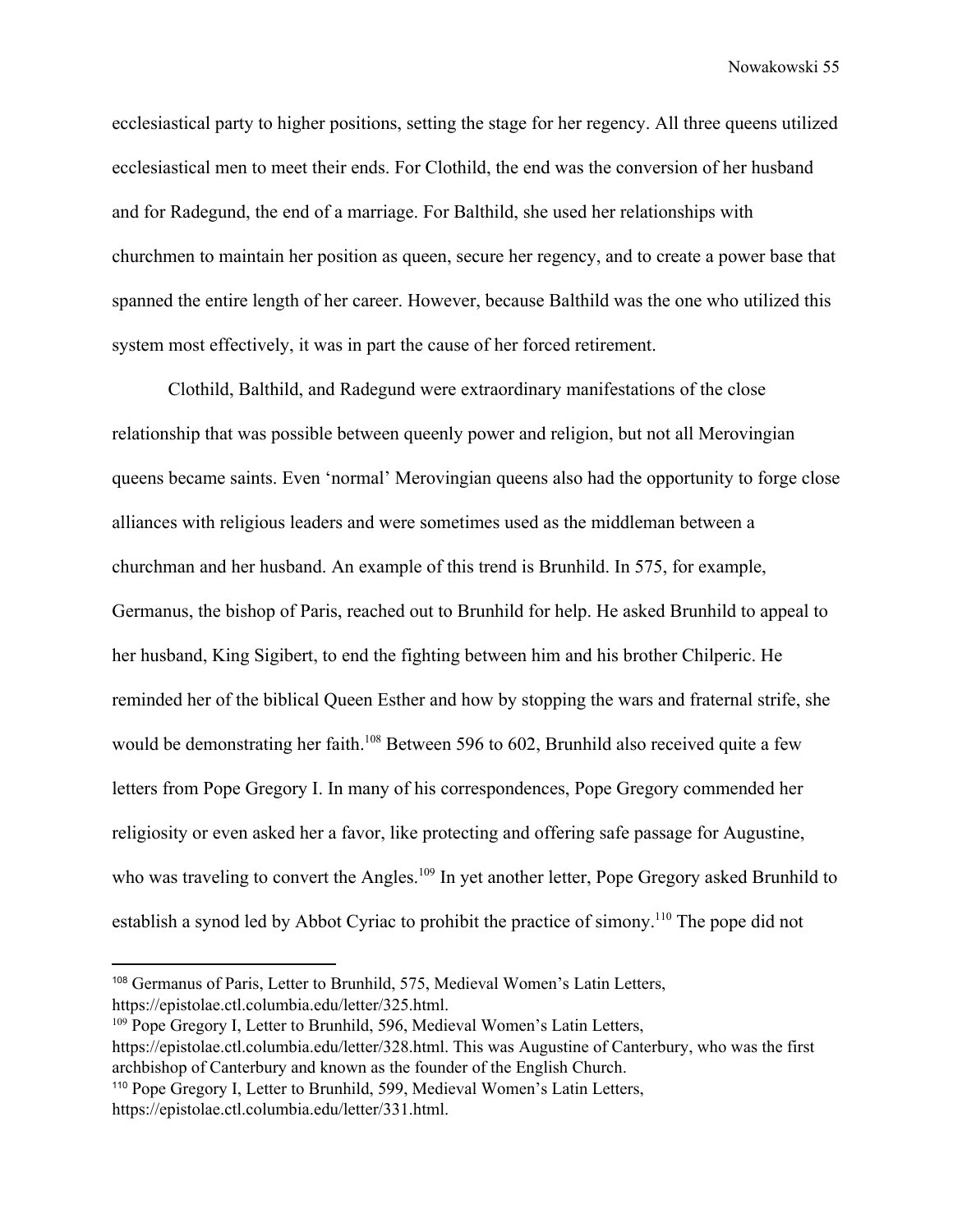ecclesiastical party to higher positions, setting the stage for her regency. All three queens utilized ecclesiastical men to meet their ends. For Clothild, the end was the conversion of her husband and for Radegund, the end of a marriage. For Balthild, she used her relationships with churchmen to maintain her position as queen, secure her regency, and to create a power base that spanned the entire length of her career. However, because Balthild was the one who utilized this system most effectively, it was in part the cause of her forced retirement.

Clothild, Balthild, and Radegund were extraordinary manifestations of the close relationship that was possible between queenly power and religion, but not all Merovingian queens became saints. Even 'normal' Merovingian queens also had the opportunity to forge close alliances with religious leaders and were sometimes used as the middleman between a churchman and her husband. An example of this trend is Brunhild. In 575, for example, Germanus, the bishop of Paris, reached out to Brunhild for help. He asked Brunhild to appeal to her husband, King Sigibert, to end the fighting between him and his brother Chilperic. He reminded her of the biblical Queen Esther and how by stopping the wars and fraternal strife, she would be demonstrating her faith.[108] Between 596 to 602, Brunhild also received quite a few letters from Pope Gregory I. In many of his correspondences, Pope Gregory commended her religiosity or even asked her a favor, like protecting and offering safe passage for Augustine, who was traveling to convert the Angles.[109] In yet another letter, Pope Gregory asked Brunhild to establish a synod led by Abbot Cyriac to prohibit the practice of simony.[110] The pope did not

---

[108] Germanus of Paris, Letter to Brunhild, 575, Medieval Women's Latin Letters, https://epistolae.ctl.columbia.edu/letter/325.html.

[109] Pope Gregory I, Letter to Brunhild, 596, Medieval Women's Latin Letters, https://epistolae.ctl.columbia.edu/letter/328.html. This was Augustine of Canterbury, who was the first archbishop of Canterbury and known as the founder of the English Church.

[110] Pope Gregory I, Letter to Brunhild, 599, Medieval Women's Latin Letters, https://epistolae.ctl.columbia.edu/letter/331.html.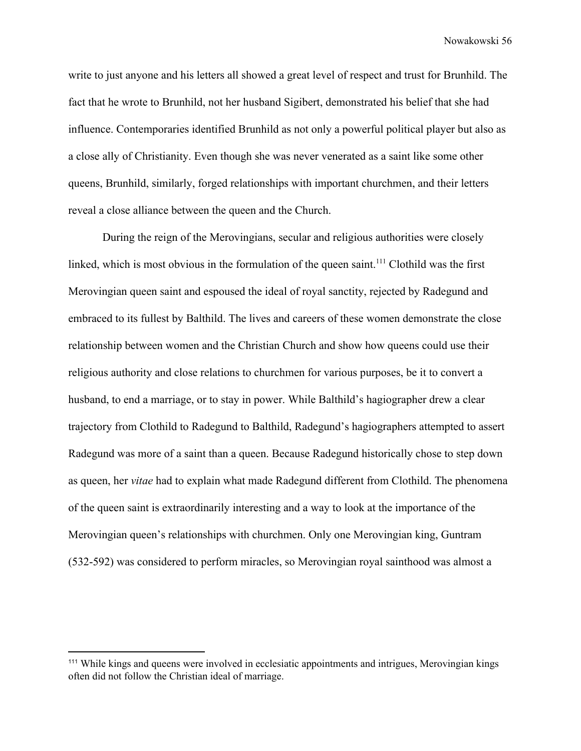write to just anyone and his letters all showed a great level of respect and trust for Brunhild. The fact that he wrote to Brunhild, not her husband Sigibert, demonstrated his belief that she had influence. Contemporaries identified Brunhild as not only a powerful political player but also as a close ally of Christianity. Even though she was never venerated as a saint like some other queens, Brunhild, similarly, forged relationships with important churchmen, and their letters reveal a close alliance between the queen and the Church.

During the reign of the Merovingians, secular and religious authorities were closely linked, which is most obvious in the formulation of the queen saint.[111] Clothild was the first Merovingian queen saint and espoused the ideal of royal sanctity, rejected by Radegund and embraced to its fullest by Balthild. The lives and careers of these women demonstrate the close relationship between women and the Christian Church and show how queens could use their religious authority and close relations to churchmen for various purposes, be it to convert a husband, to end a marriage, or to stay in power. While Balthild's hagiographer drew a clear trajectory from Clothild to Radegund to Balthild, Radegund's hagiographers attempted to assert Radegund was more of a saint than a queen. Because Radegund historically chose to step down as queen, her *vitae* had to explain what made Radegund different from Clothild. The phenomena of the queen saint is extraordinarily interesting and a way to look at the importance of the Merovingian queen's relationships with churchmen. Only one Merovingian king, Guntram (532-592) was considered to perform miracles, so Merovingian royal sainthood was almost a

[111] While kings and queens were involved in ecclesiatic appointments and intrigues, Merovingian kings often did not follow the Christian ideal of marriage.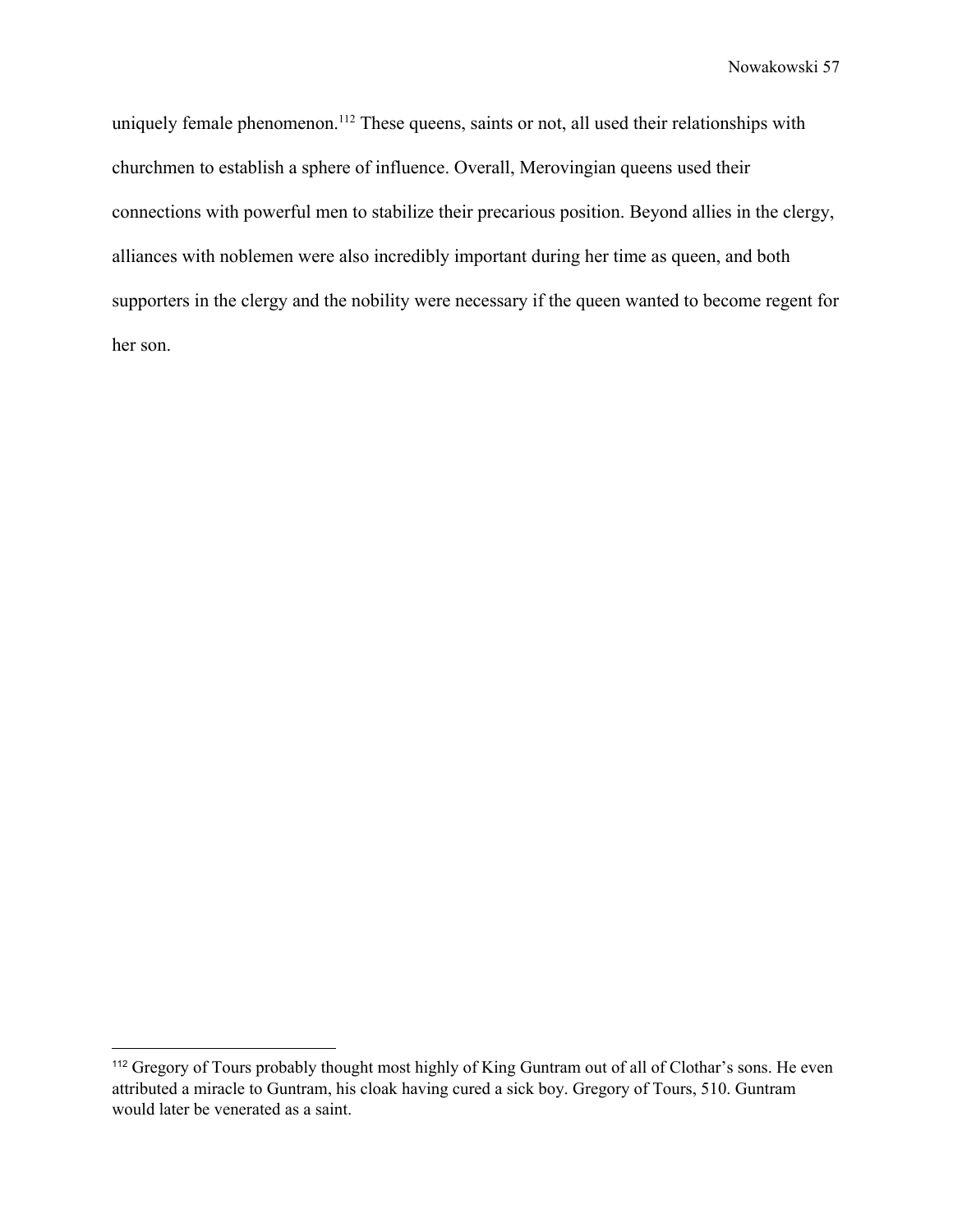uniquely female phenomenon.[112] These queens, saints or not, all used their relationships with churchmen to establish a sphere of influence. Overall, Merovingian queens used their connections with powerful men to stabilize their precarious position. Beyond allies in the clergy, alliances with noblemen were also incredibly important during her time as queen, and both supporters in the clergy and the nobility were necessary if the queen wanted to become regent for her son.

---

[112] Gregory of Tours probably thought most highly of King Guntram out of all of Clothar's sons. He even attributed a miracle to Guntram, his cloak having cured a sick boy. Gregory of Tours, 510. Guntram would later be venerated as a saint.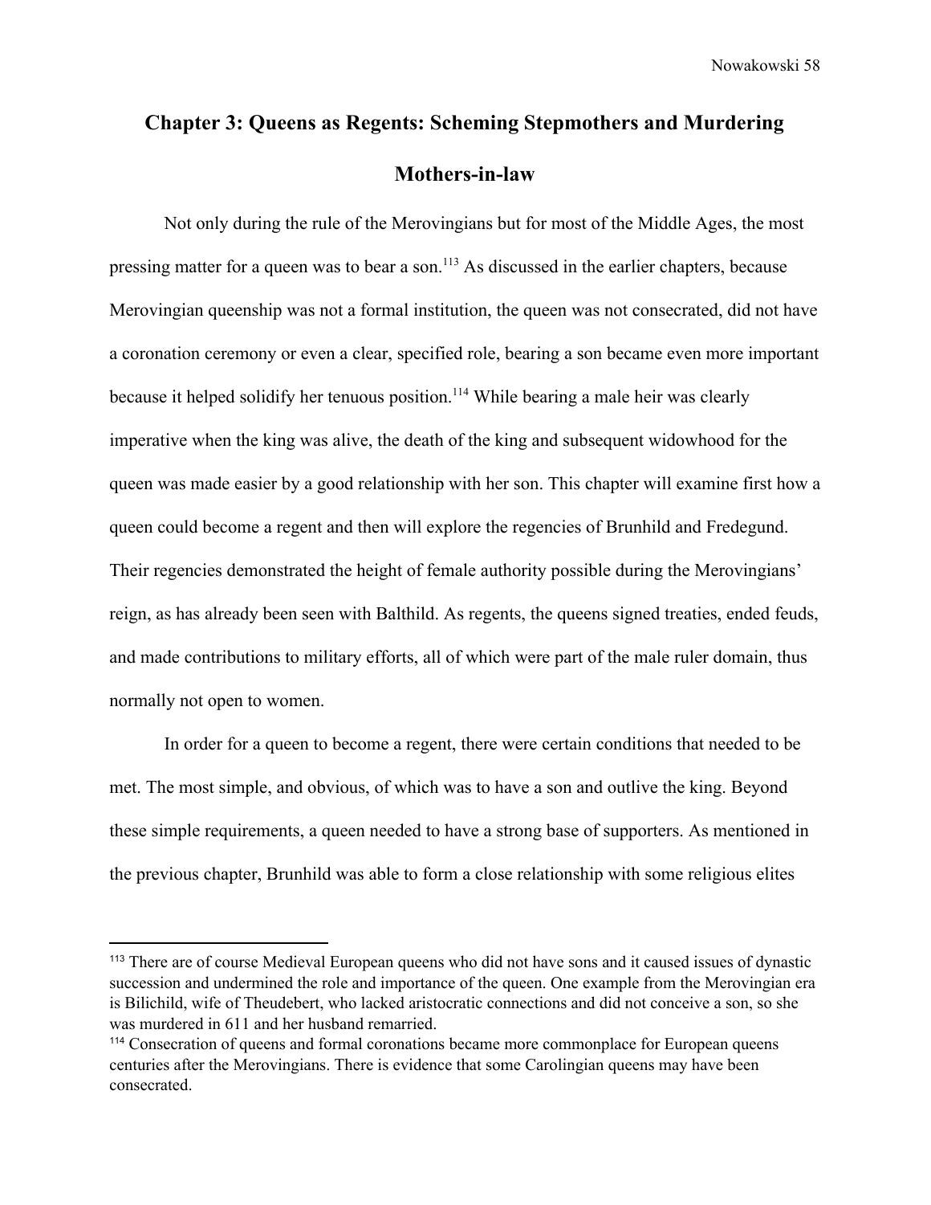## Chapter 3: Queens as Regents: Scheming Stepmothers and Murdering Mothers-in-law

Not only during the rule of the Merovingians but for most of the Middle Ages, the most pressing matter for a queen was to bear a son.[113] As discussed in the earlier chapters, because Merovingian queenship was not a formal institution, the queen was not consecrated, did not have a coronation ceremony or even a clear, specified role, bearing a son became even more important because it helped solidify her tenuous position.[114] While bearing a male heir was clearly imperative when the king was alive, the death of the king and subsequent widowhood for the queen was made easier by a good relationship with her son. This chapter will examine first how a queen could become a regent and then will explore the regencies of Brunhild and Fredegund. Their regencies demonstrated the height of female authority possible during the Merovingians' reign, as has already been seen with Balthild. As regents, the queens signed treaties, ended feuds, and made contributions to military efforts, all of which were part of the male ruler domain, thus normally not open to women.

In order for a queen to become a regent, there were certain conditions that needed to be met. The most simple, and obvious, of which was to have a son and outlive the king. Beyond these simple requirements, a queen needed to have a strong base of supporters. As mentioned in the previous chapter, Brunhild was able to form a close relationship with some religious elites

---

[113] There are of course Medieval European queens who did not have sons and it caused issues of dynastic succession and undermined the role and importance of the queen. One example from the Merovingian era is Bilichild, wife of Theudebert, who lacked aristocratic connections and did not conceive a son, so she was murdered in 611 and her husband remarried.

[114] Consecration of queens and formal coronations became more commonplace for European queens centuries after the Merovingians. There is evidence that some Carolingian queens may have been consecrated.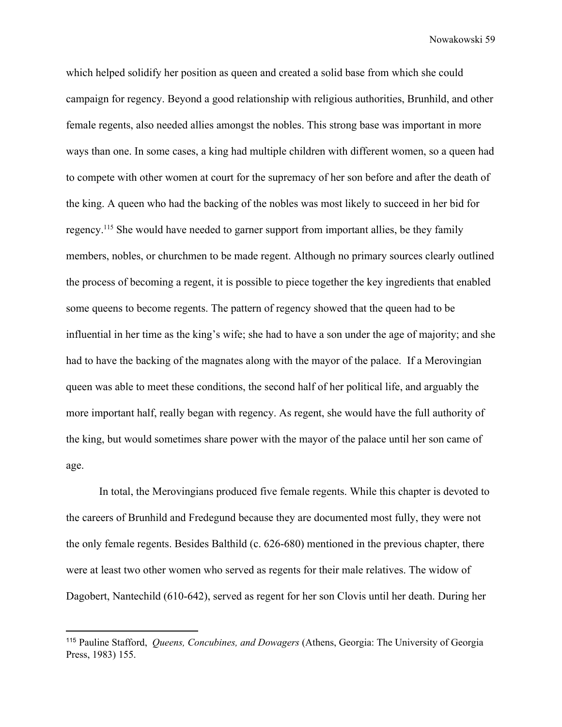which helped solidify her position as queen and created a solid base from which she could campaign for regency. Beyond a good relationship with religious authorities, Brunhild, and other female regents, also needed allies amongst the nobles. This strong base was important in more ways than one. In some cases, a king had multiple children with different women, so a queen had to compete with other women at court for the supremacy of her son before and after the death of the king. A queen who had the backing of the nobles was most likely to succeed in her bid for regency.[115] She would have needed to garner support from important allies, be they family members, nobles, or churchmen to be made regent. Although no primary sources clearly outlined the process of becoming a regent, it is possible to piece together the key ingredients that enabled some queens to become regents. The pattern of regency showed that the queen had to be influential in her time as the king's wife; she had to have a son under the age of majority; and she had to have the backing of the magnates along with the mayor of the palace. If a Merovingian queen was able to meet these conditions, the second half of her political life, and arguably the more important half, really began with regency. As regent, she would have the full authority of the king, but would sometimes share power with the mayor of the palace until her son came of age.

In total, the Merovingians produced five female regents. While this chapter is devoted to the careers of Brunhild and Fredegund because they are documented most fully, they were not the only female regents. Besides Balthild (c. 626-680) mentioned in the previous chapter, there were at least two other women who served as regents for their male relatives. The widow of Dagobert, Nantechild (610-642), served as regent for her son Clovis until her death. During her

---

[115] Pauline Stafford, *Queens, Concubines, and Dowagers* (Athens, Georgia: The University of Georgia Press, 1983) 155.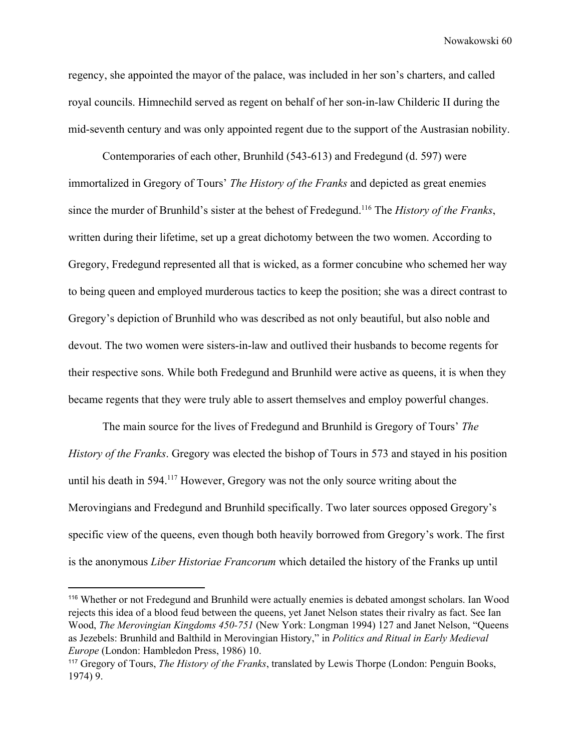regency, she appointed the mayor of the palace, was included in her son's charters, and called royal councils. Himnechild served as regent on behalf of her son-in-law Childeric II during the mid-seventh century and was only appointed regent due to the support of the Austrasian nobility.

Contemporaries of each other, Brunhild (543-613) and Fredegund (d. 597) were immortalized in Gregory of Tours' *The History of the Franks* and depicted as great enemies since the murder of Brunhild's sister at the behest of Fredegund.[116] The *History of the Franks*, written during their lifetime, set up a great dichotomy between the two women. According to Gregory, Fredegund represented all that is wicked, as a former concubine who schemed her way to being queen and employed murderous tactics to keep the position; she was a direct contrast to Gregory's depiction of Brunhild who was described as not only beautiful, but also noble and devout. The two women were sisters-in-law and outlived their husbands to become regents for their respective sons. While both Fredegund and Brunhild were active as queens, it is when they became regents that they were truly able to assert themselves and employ powerful changes.

The main source for the lives of Fredegund and Brunhild is Gregory of Tours' *The History of the Franks*. Gregory was elected the bishop of Tours in 573 and stayed in his position until his death in 594.[117] However, Gregory was not the only source writing about the Merovingians and Fredegund and Brunhild specifically. Two later sources opposed Gregory's specific view of the queens, even though both heavily borrowed from Gregory's work. The first is the anonymous *Liber Historiae Francorum* which detailed the history of the Franks up until

---

[116] Whether or not Fredegund and Brunhild were actually enemies is debated amongst scholars. Ian Wood rejects this idea of a blood feud between the queens, yet Janet Nelson states their rivalry as fact. See Ian Wood, *The Merovingian Kingdoms 450-751* (New York: Longman 1994) 127 and Janet Nelson, "Queens as Jezebels: Brunhild and Balthild in Merovingian History," in *Politics and Ritual in Early Medieval Europe* (London: Hambledon Press, 1986) 10.

[117] Gregory of Tours, *The History of the Franks*, translated by Lewis Thorpe (London: Penguin Books, 1974) 9.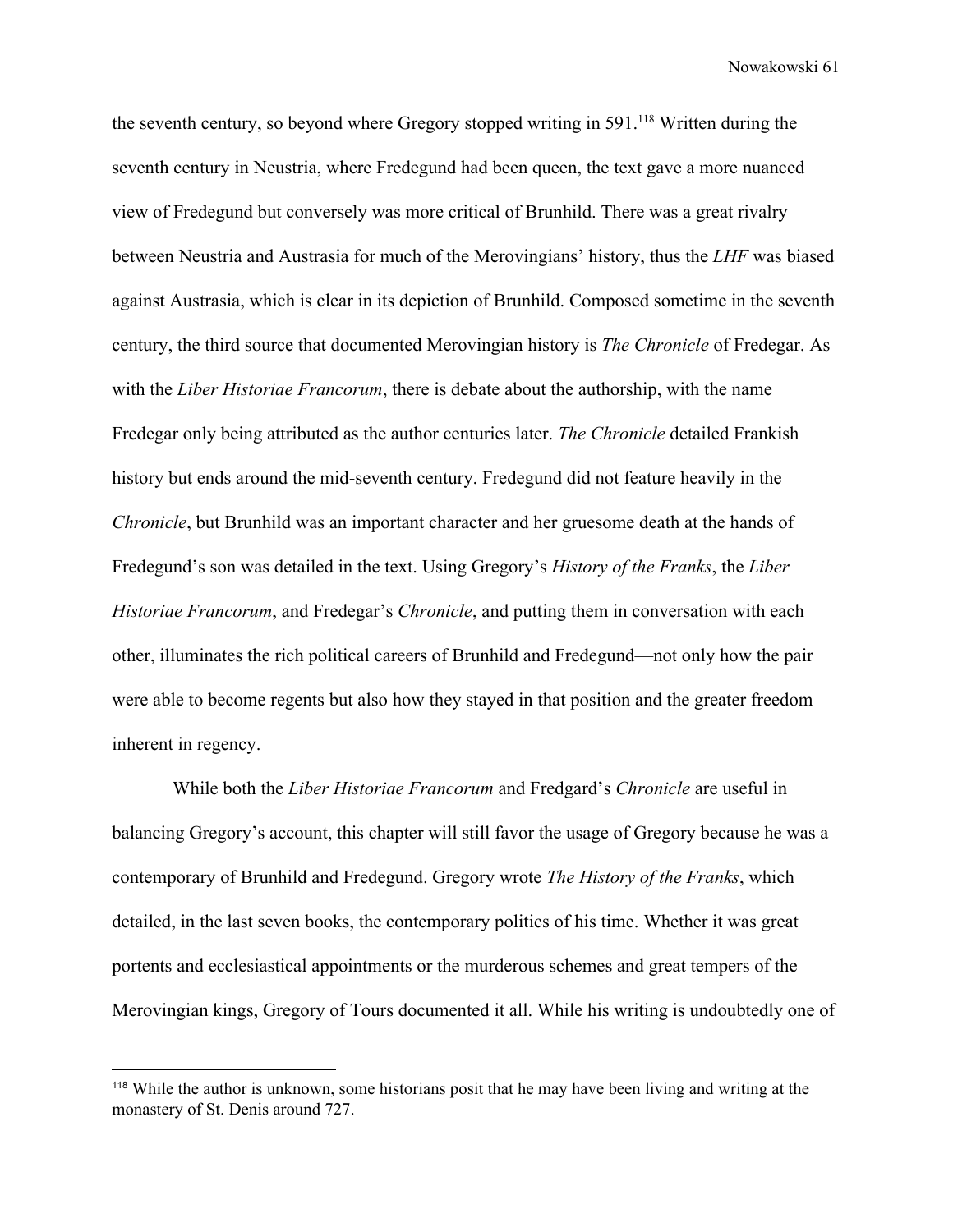the seventh century, so beyond where Gregory stopped writing in 591.[118] Written during the seventh century in Neustria, where Fredegund had been queen, the text gave a more nuanced view of Fredegund but conversely was more critical of Brunhild. There was a great rivalry between Neustria and Austrasia for much of the Merovingians' history, thus the *LHF* was biased against Austrasia, which is clear in its depiction of Brunhild. Composed sometime in the seventh century, the third source that documented Merovingian history is *The Chronicle* of Fredegar. As with the *Liber Historiae Francorum*, there is debate about the authorship, with the name Fredegar only being attributed as the author centuries later. *The Chronicle* detailed Frankish history but ends around the mid-seventh century. Fredegund did not feature heavily in the *Chronicle*, but Brunhild was an important character and her gruesome death at the hands of Fredegund's son was detailed in the text. Using Gregory's *History of the Franks*, the *Liber Historiae Francorum*, and Fredegar's *Chronicle*, and putting them in conversation with each other, illuminates the rich political careers of Brunhild and Fredegund—not only how the pair were able to become regents but also how they stayed in that position and the greater freedom inherent in regency.

While both the *Liber Historiae Francorum* and Fredgard's *Chronicle* are useful in balancing Gregory's account, this chapter will still favor the usage of Gregory because he was a contemporary of Brunhild and Fredegund. Gregory wrote *The History of the Franks*, which detailed, in the last seven books, the contemporary politics of his time. Whether it was great portents and ecclesiastical appointments or the murderous schemes and great tempers of the Merovingian kings, Gregory of Tours documented it all. While his writing is undoubtedly one of

---

[118] While the author is unknown, some historians posit that he may have been living and writing at the monastery of St. Denis around 727.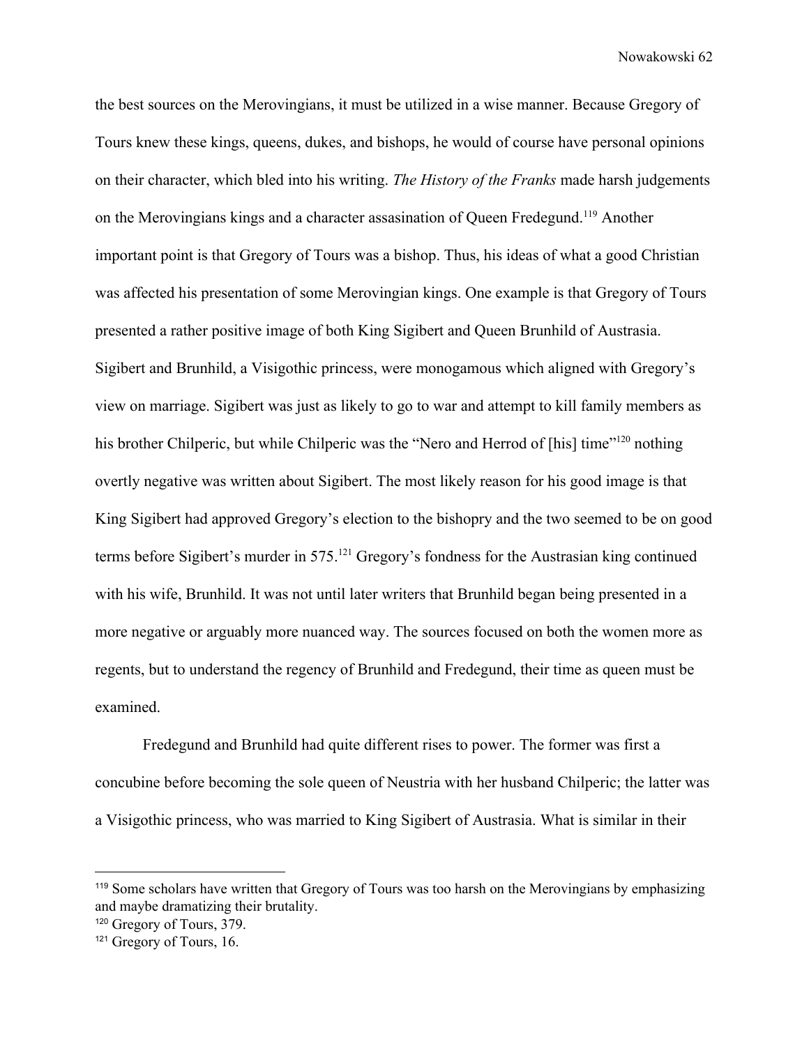the best sources on the Merovingians, it must be utilized in a wise manner. Because Gregory of Tours knew these kings, queens, dukes, and bishops, he would of course have personal opinions on their character, which bled into his writing. *The History of the Franks* made harsh judgements on the Merovingians kings and a character assasination of Queen Fredegund.[119] Another important point is that Gregory of Tours was a bishop. Thus, his ideas of what a good Christian was affected his presentation of some Merovingian kings. One example is that Gregory of Tours presented a rather positive image of both King Sigibert and Queen Brunhild of Austrasia. Sigibert and Brunhild, a Visigothic princess, were monogamous which aligned with Gregory's view on marriage. Sigibert was just as likely to go to war and attempt to kill family members as his brother Chilperic, but while Chilperic was the "Nero and Herrod of [his] time"[120] nothing overtly negative was written about Sigibert. The most likely reason for his good image is that King Sigibert had approved Gregory's election to the bishopry and the two seemed to be on good terms before Sigibert's murder in 575.[121] Gregory's fondness for the Austrasian king continued with his wife, Brunhild. It was not until later writers that Brunhild began being presented in a more negative or arguably more nuanced way. The sources focused on both the women more as regents, but to understand the regency of Brunhild and Fredegund, their time as queen must be examined.

Fredegund and Brunhild had quite different rises to power. The former was first a concubine before becoming the sole queen of Neustria with her husband Chilperic; the latter was a Visigothic princess, who was married to King Sigibert of Austrasia. What is similar in their

---

[119] Some scholars have written that Gregory of Tours was too harsh on the Merovingians by emphasizing and maybe dramatizing their brutality.

[120] Gregory of Tours, 379.

[121] Gregory of Tours, 16.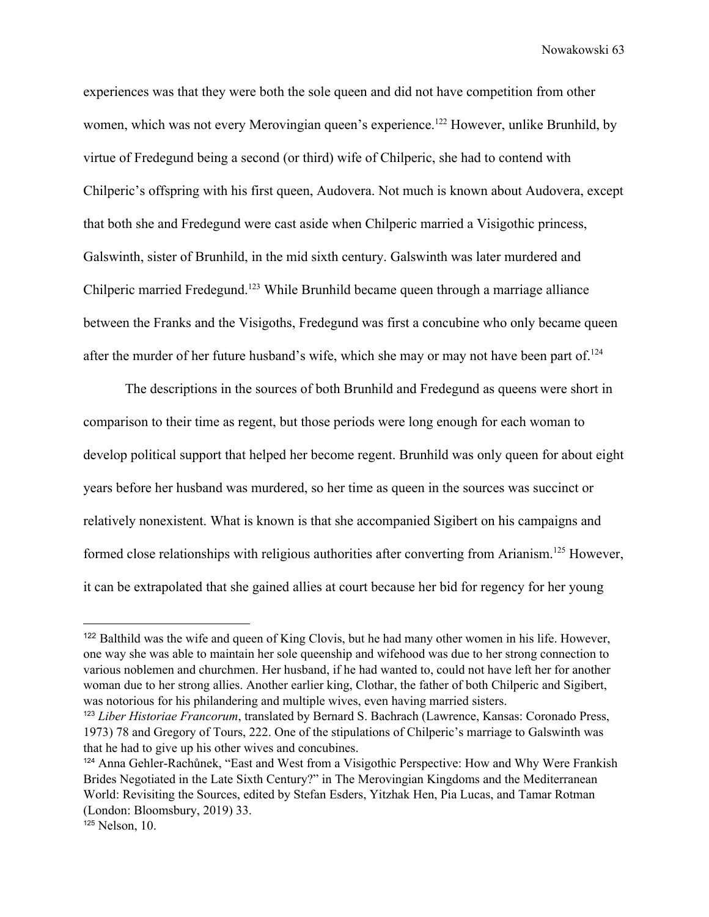experiences was that they were both the sole queen and did not have competition from other women, which was not every Merovingian queen's experience.[122] However, unlike Brunhild, by virtue of Fredegund being a second (or third) wife of Chilperic, she had to contend with Chilperic's offspring with his first queen, Audovera. Not much is known about Audovera, except that both she and Fredegund were cast aside when Chilperic married a Visigothic princess, Galswinth, sister of Brunhild, in the mid sixth century. Galswinth was later murdered and Chilperic married Fredegund.[123] While Brunhild became queen through a marriage alliance between the Franks and the Visigoths, Fredegund was first a concubine who only became queen after the murder of her future husband's wife, which she may or may not have been part of.[124]

The descriptions in the sources of both Brunhild and Fredegund as queens were short in comparison to their time as regent, but those periods were long enough for each woman to develop political support that helped her become regent. Brunhild was only queen for about eight years before her husband was murdered, so her time as queen in the sources was succinct or relatively nonexistent. What is known is that she accompanied Sigibert on his campaigns and formed close relationships with religious authorities after converting from Arianism.[125] However, it can be extrapolated that she gained allies at court because her bid for regency for her young

---

[122] Balthild was the wife and queen of King Clovis, but he had many other women in his life. However, one way she was able to maintain her sole queenship and wifehood was due to her strong connection to various noblemen and churchmen. Her husband, if he had wanted to, could not have left her for another woman due to her strong allies. Another earlier king, Clothar, the father of both Chilperic and Sigibert, was notorious for his philandering and multiple wives, even having married sisters.

[123] *Liber Historiae Francorum*, translated by Bernard S. Bachrach (Lawrence, Kansas: Coronado Press, 1973) 78 and Gregory of Tours, 222. One of the stipulations of Chilperic's marriage to Galswinth was that he had to give up his other wives and concubines.

[124] Anna Gehler-Rachůnek, "East and West from a Visigothic Perspective: How and Why Were Frankish Brides Negotiated in the Late Sixth Century?" in The Merovingian Kingdoms and the Mediterranean World: Revisiting the Sources, edited by Stefan Esders, Yitzhak Hen, Pia Lucas, and Tamar Rotman (London: Bloomsbury, 2019) 33.

[125] Nelson, 10.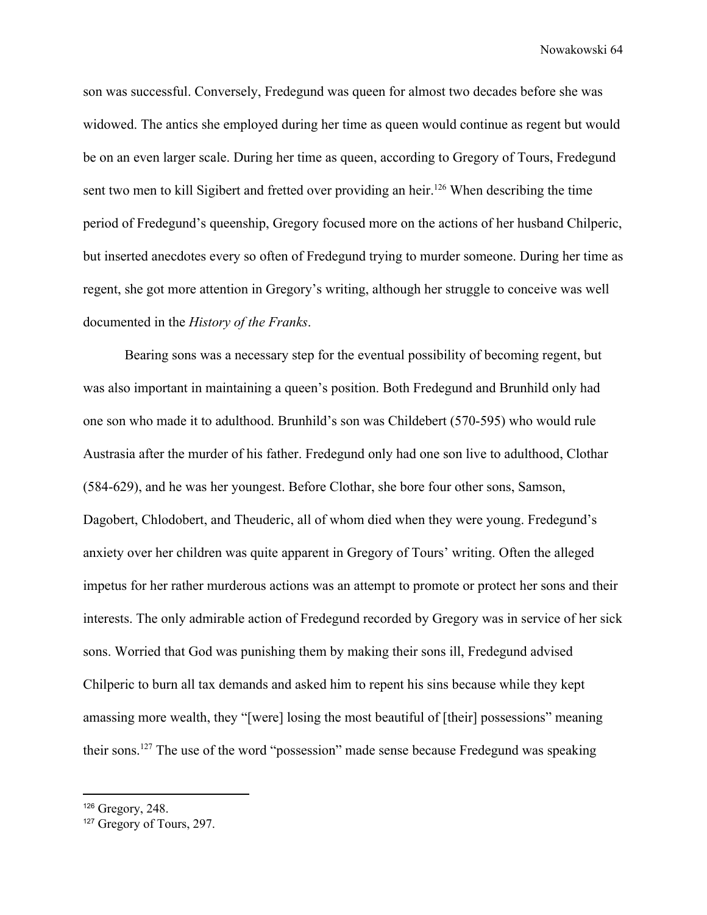son was successful. Conversely, Fredegund was queen for almost two decades before she was widowed. The antics she employed during her time as queen would continue as regent but would be on an even larger scale. During her time as queen, according to Gregory of Tours, Fredegund sent two men to kill Sigibert and fretted over providing an heir.[126] When describing the time period of Fredegund's queenship, Gregory focused more on the actions of her husband Chilperic, but inserted anecdotes every so often of Fredegund trying to murder someone. During her time as regent, she got more attention in Gregory's writing, although her struggle to conceive was well documented in the *History of the Franks*.

Bearing sons was a necessary step for the eventual possibility of becoming regent, but was also important in maintaining a queen's position. Both Fredegund and Brunhild only had one son who made it to adulthood. Brunhild's son was Childebert (570-595) who would rule Austrasia after the murder of his father. Fredegund only had one son live to adulthood, Clothar (584-629), and he was her youngest. Before Clothar, she bore four other sons, Samson, Dagobert, Chlodobert, and Theuderic, all of whom died when they were young. Fredegund's anxiety over her children was quite apparent in Gregory of Tours' writing. Often the alleged impetus for her rather murderous actions was an attempt to promote or protect her sons and their interests. The only admirable action of Fredegund recorded by Gregory was in service of her sick sons. Worried that God was punishing them by making their sons ill, Fredegund advised Chilperic to burn all tax demands and asked him to repent his sins because while they kept amassing more wealth, they "[were] losing the most beautiful of [their] possessions" meaning their sons.[127] The use of the word "possession" made sense because Fredegund was speaking

---

[126] Gregory, 248.

[127] Gregory of Tours, 297.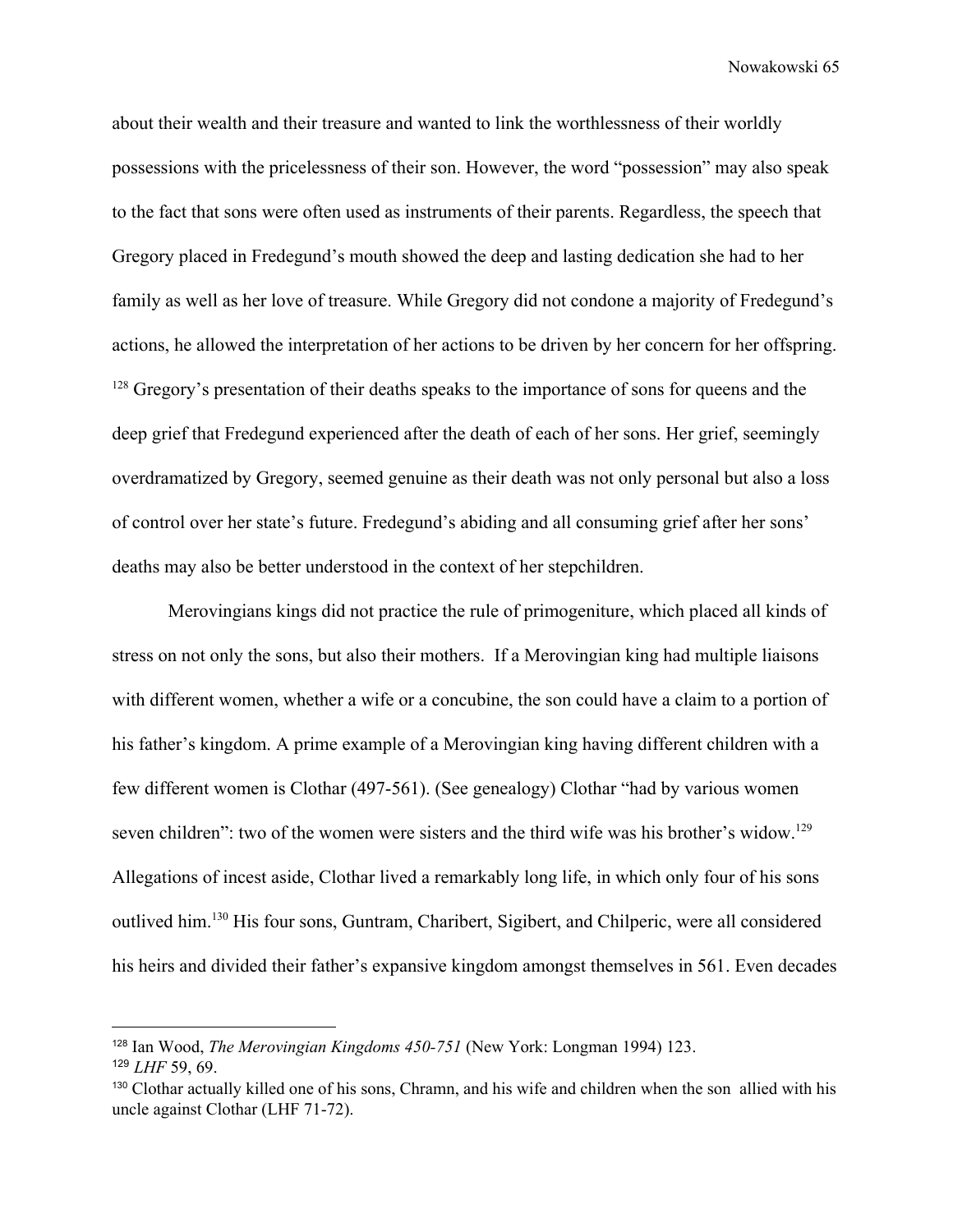about their wealth and their treasure and wanted to link the worthlessness of their worldly possessions with the pricelessness of their son. However, the word "possession" may also speak to the fact that sons were often used as instruments of their parents. Regardless, the speech that Gregory placed in Fredegund's mouth showed the deep and lasting dedication she had to her family as well as her love of treasure. While Gregory did not condone a majority of Fredegund's actions, he allowed the interpretation of her actions to be driven by her concern for her offspring.[128] Gregory's presentation of their deaths speaks to the importance of sons for queens and the deep grief that Fredegund experienced after the death of each of her sons. Her grief, seemingly overdramatized by Gregory, seemed genuine as their death was not only personal but also a loss of control over her state's future. Fredegund's abiding and all consuming grief after her sons' deaths may also be better understood in the context of her stepchildren.

Merovingians kings did not practice the rule of primogeniture, which placed all kinds of stress on not only the sons, but also their mothers. If a Merovingian king had multiple liaisons with different women, whether a wife or a concubine, the son could have a claim to a portion of his father's kingdom. A prime example of a Merovingian king having different children with a few different women is Clothar (497-561). (See genealogy) Clothar "had by various women seven children": two of the women were sisters and the third wife was his brother's widow.[129] Allegations of incest aside, Clothar lived a remarkably long life, in which only four of his sons outlived him.[130] His four sons, Guntram, Charibert, Sigibert, and Chilperic, were all considered his heirs and divided their father's expansive kingdom amongst themselves in 561. Even decades

---

[128] Ian Wood, *The Merovingian Kingdoms 450-751* (New York: Longman 1994) 123.

[129] *LHF* 59, 69.

[130] Clothar actually killed one of his sons, Chramn, and his wife and children when the son allied with his uncle against Clothar (LHF 71-72).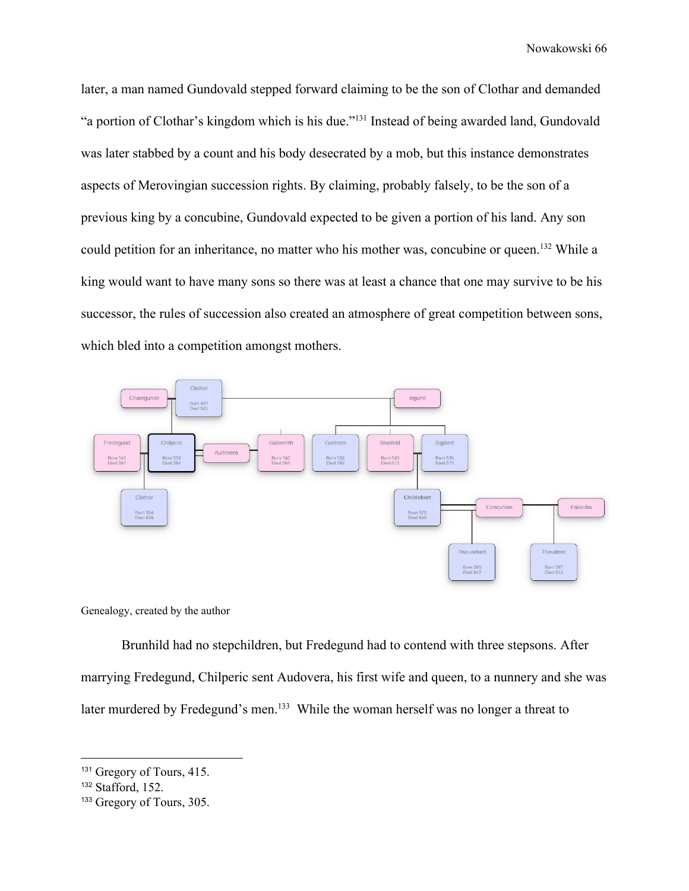later, a man named Gundovald stepped forward claiming to be the son of Clothar and demanded "a portion of Clothar's kingdom which is his due."[131] Instead of being awarded land, Gundovald was later stabbed by a count and his body desecrated by a mob, but this instance demonstrates aspects of Merovingian succession rights. By claiming, probably falsely, to be the son of a previous king by a concubine, Gundovald expected to be given a portion of his land. Any son could petition for an inheritance, no matter who his mother was, concubine or queen.[132] While a king would want to have many sons so there was at least a chance that one may survive to be his successor, the rules of succession also created an atmosphere of great competition between sons, which bled into a competition amongst mothers.

Genealogy, created by the author

Brunhild had no stepchildren, but Fredegund had to contend with three stepsons. After marrying Fredegund, Chilperic sent Audovera, his first wife and queen, to a nunnery and she was later murdered by Fredegund's men.[133] While the woman herself was no longer a threat to

---

[131] Gregory of Tours, 415.

[132] Stafford, 152.

[133] Gregory of Tours, 305.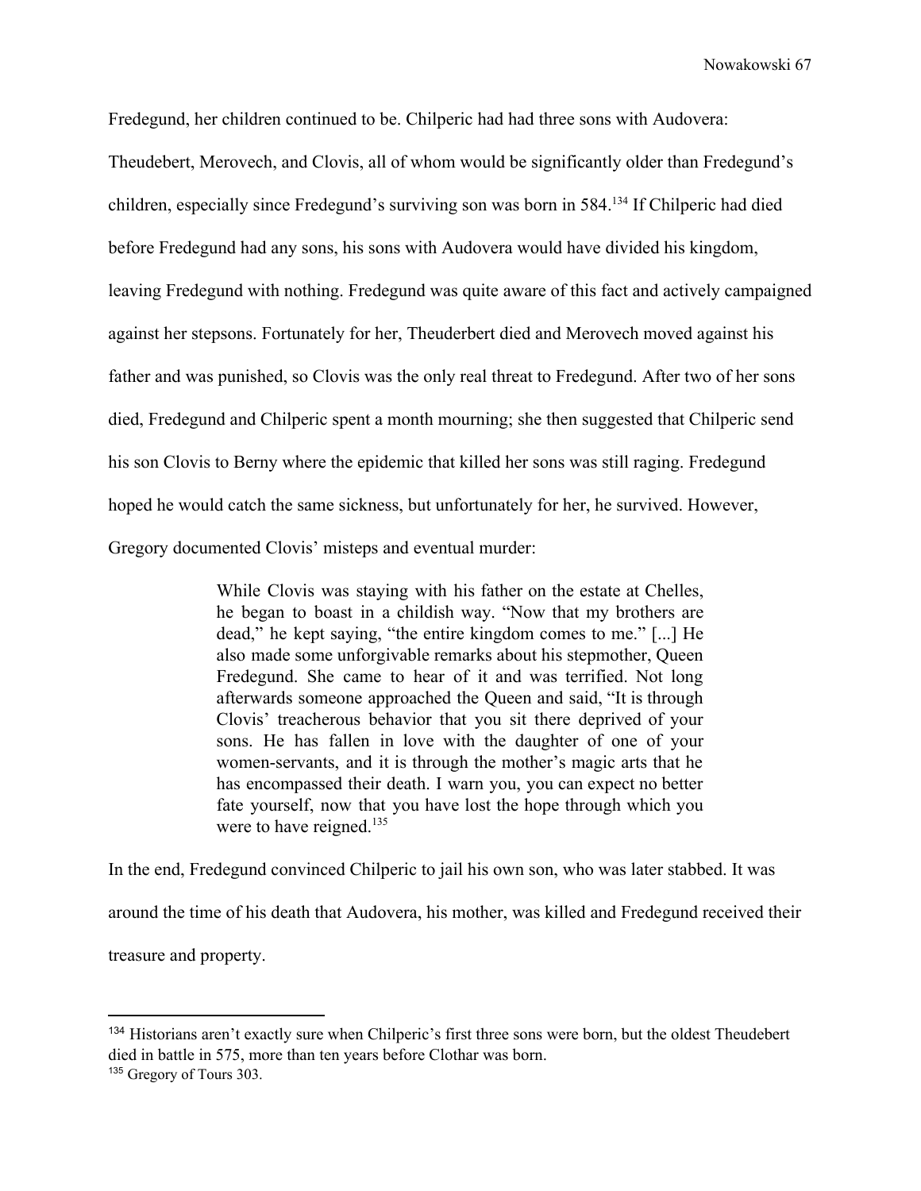Fredegund, her children continued to be. Chilperic had had three sons with Audovera: Theudebert, Merovech, and Clovis, all of whom would be significantly older than Fredegund's children, especially since Fredegund's surviving son was born in 584.[134] If Chilperic had died before Fredegund had any sons, his sons with Audovera would have divided his kingdom, leaving Fredegund with nothing. Fredegund was quite aware of this fact and actively campaigned against her stepsons. Fortunately for her, Theuderbert died and Merovech moved against his father and was punished, so Clovis was the only real threat to Fredegund. After two of her sons died, Fredegund and Chilperic spent a month mourning; she then suggested that Chilperic send his son Clovis to Berny where the epidemic that killed her sons was still raging. Fredegund hoped he would catch the same sickness, but unfortunately for her, he survived. However, Gregory documented Clovis' misteps and eventual murder:

> While Clovis was staying with his father on the estate at Chelles, he began to boast in a childish way. "Now that my brothers are dead," he kept saying, "the entire kingdom comes to me." [...] He also made some unforgivable remarks about his stepmother, Queen Fredegund. She came to hear of it and was terrified. Not long afterwards someone approached the Queen and said, "It is through Clovis' treacherous behavior that you sit there deprived of your sons. He has fallen in love with the daughter of one of your women-servants, and it is through the mother's magic arts that he has encompassed their death. I warn you, you can expect no better fate yourself, now that you have lost the hope through which you were to have reigned.[135]

In the end, Fredegund convinced Chilperic to jail his own son, who was later stabbed. It was around the time of his death that Audovera, his mother, was killed and Fredegund received their treasure and property.

---

[134] Historians aren't exactly sure when Chilperic's first three sons were born, but the oldest Theudebert died in battle in 575, more than ten years before Clothar was born.

[135] Gregory of Tours 303.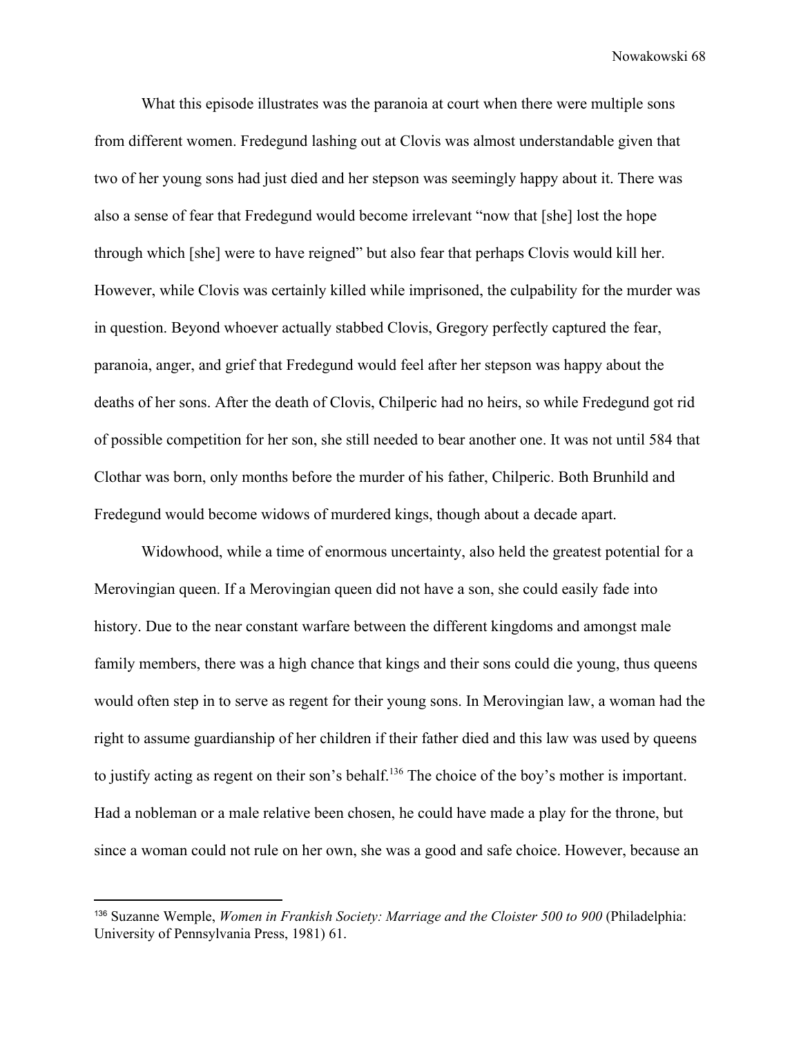What this episode illustrates was the paranoia at court when there were multiple sons from different women. Fredegund lashing out at Clovis was almost understandable given that two of her young sons had just died and her stepson was seemingly happy about it. There was also a sense of fear that Fredegund would become irrelevant "now that [she] lost the hope through which [she] were to have reigned" but also fear that perhaps Clovis would kill her. However, while Clovis was certainly killed while imprisoned, the culpability for the murder was in question. Beyond whoever actually stabbed Clovis, Gregory perfectly captured the fear, paranoia, anger, and grief that Fredegund would feel after her stepson was happy about the deaths of her sons. After the death of Clovis, Chilperic had no heirs, so while Fredegund got rid of possible competition for her son, she still needed to bear another one. It was not until 584 that Clothar was born, only months before the murder of his father, Chilperic. Both Brunhild and Fredegund would become widows of murdered kings, though about a decade apart.

Widowhood, while a time of enormous uncertainty, also held the greatest potential for a Merovingian queen. If a Merovingian queen did not have a son, she could easily fade into history. Due to the near constant warfare between the different kingdoms and amongst male family members, there was a high chance that kings and their sons could die young, thus queens would often step in to serve as regent for their young sons. In Merovingian law, a woman had the right to assume guardianship of her children if their father died and this law was used by queens to justify acting as regent on their son's behalf.[136] The choice of the boy's mother is important. Had a nobleman or a male relative been chosen, he could have made a play for the throne, but since a woman could not rule on her own, she was a good and safe choice. However, because an

[136] Suzanne Wemple, *Women in Frankish Society: Marriage and the Cloister 500 to 900* (Philadelphia: University of Pennsylvania Press, 1981) 61.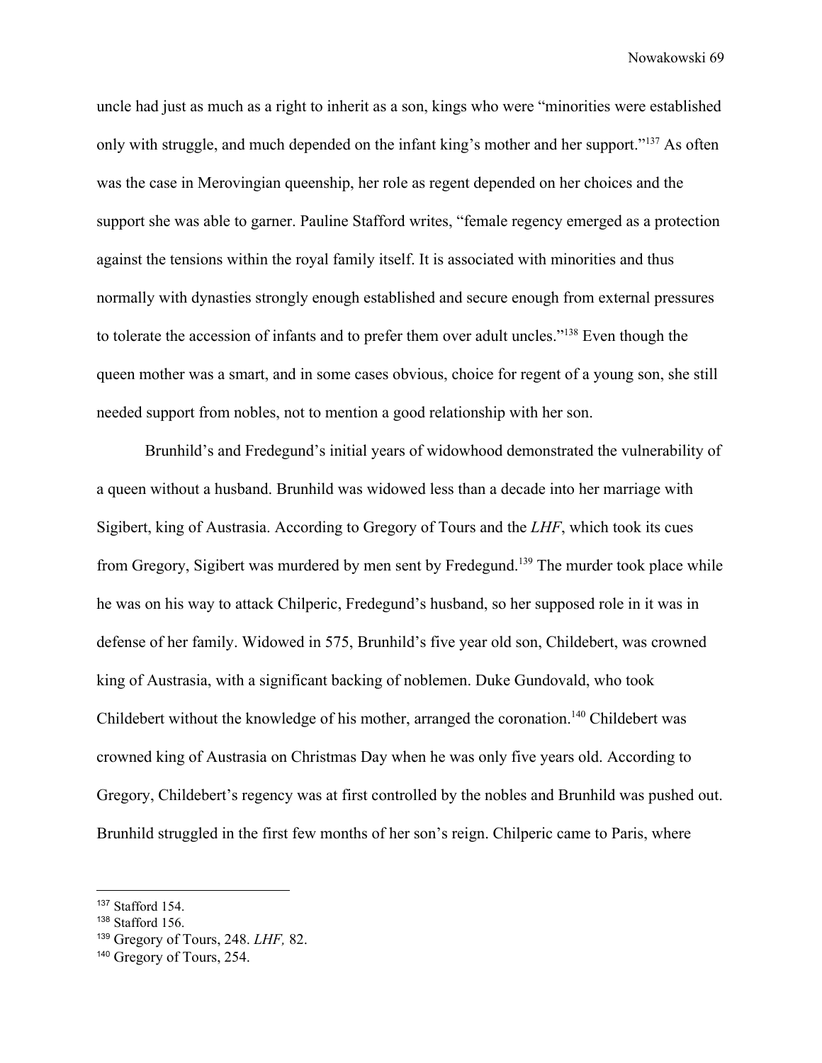uncle had just as much as a right to inherit as a son, kings who were "minorities were established only with struggle, and much depended on the infant king's mother and her support."[137] As often was the case in Merovingian queenship, her role as regent depended on her choices and the support she was able to garner. Pauline Stafford writes, "female regency emerged as a protection against the tensions within the royal family itself. It is associated with minorities and thus normally with dynasties strongly enough established and secure enough from external pressures to tolerate the accession of infants and to prefer them over adult uncles."[138] Even though the queen mother was a smart, and in some cases obvious, choice for regent of a young son, she still needed support from nobles, not to mention a good relationship with her son.

Brunhild's and Fredegund's initial years of widowhood demonstrated the vulnerability of a queen without a husband. Brunhild was widowed less than a decade into her marriage with Sigibert, king of Austrasia. According to Gregory of Tours and the *LHF*, which took its cues from Gregory, Sigibert was murdered by men sent by Fredegund.[139] The murder took place while he was on his way to attack Chilperic, Fredegund's husband, so her supposed role in it was in defense of her family. Widowed in 575, Brunhild's five year old son, Childebert, was crowned king of Austrasia, with a significant backing of noblemen. Duke Gundovald, who took Childebert without the knowledge of his mother, arranged the coronation.[140] Childebert was crowned king of Austrasia on Christmas Day when he was only five years old. According to Gregory, Childebert's regency was at first controlled by the nobles and Brunhild was pushed out. Brunhild struggled in the first few months of her son's reign. Chilperic came to Paris, where

---

[137] Stafford 154.

[138] Stafford 156.

[139] Gregory of Tours, 248. *LHF,* 82.

[140] Gregory of Tours, 254.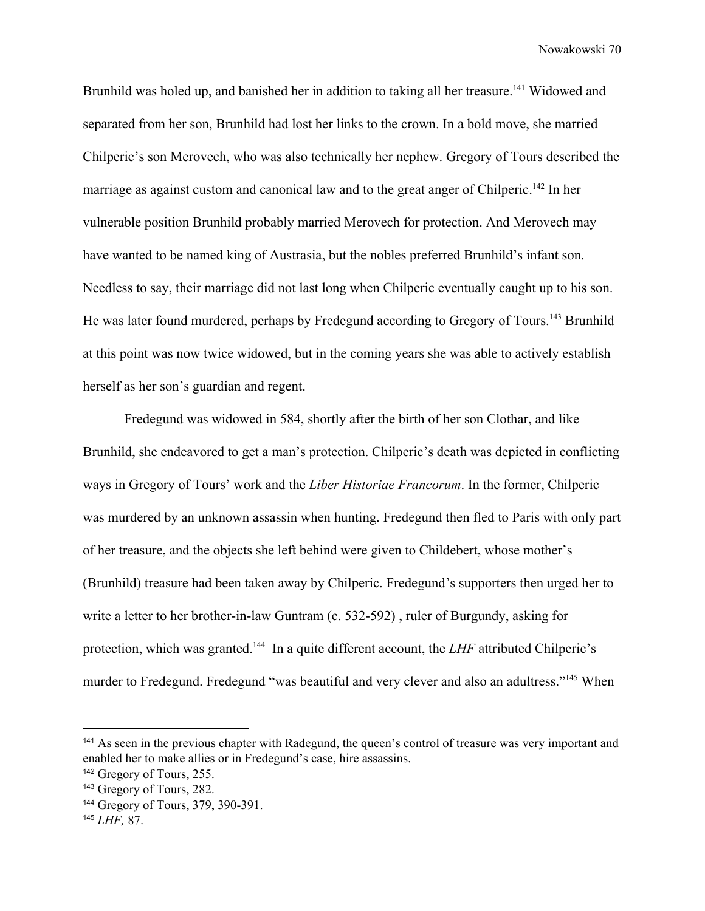Brunhild was holed up, and banished her in addition to taking all her treasure.[141] Widowed and separated from her son, Brunhild had lost her links to the crown. In a bold move, she married Chilperic's son Merovech, who was also technically her nephew. Gregory of Tours described the marriage as against custom and canonical law and to the great anger of Chilperic.[142] In her vulnerable position Brunhild probably married Merovech for protection. And Merovech may have wanted to be named king of Austrasia, but the nobles preferred Brunhild's infant son. Needless to say, their marriage did not last long when Chilperic eventually caught up to his son. He was later found murdered, perhaps by Fredegund according to Gregory of Tours.[143] Brunhild at this point was now twice widowed, but in the coming years she was able to actively establish herself as her son's guardian and regent.

Fredegund was widowed in 584, shortly after the birth of her son Clothar, and like Brunhild, she endeavored to get a man's protection. Chilperic's death was depicted in conflicting ways in Gregory of Tours' work and the *Liber Historiae Francorum*. In the former, Chilperic was murdered by an unknown assassin when hunting. Fredegund then fled to Paris with only part of her treasure, and the objects she left behind were given to Childebert, whose mother's (Brunhild) treasure had been taken away by Chilperic. Fredegund's supporters then urged her to write a letter to her brother-in-law Guntram (c. 532-592) , ruler of Burgundy, asking for protection, which was granted.[144] In a quite different account, the *LHF* attributed Chilperic's murder to Fredegund. Fredegund "was beautiful and very clever and also an adultress."[145] When

---

[141] As seen in the previous chapter with Radegund, the queen's control of treasure was very important and enabled her to make allies or in Fredegund's case, hire assassins.

[142] Gregory of Tours, 255.

[143] Gregory of Tours, 282.

[144] Gregory of Tours, 379, 390-391.

[145] *LHF,* 87.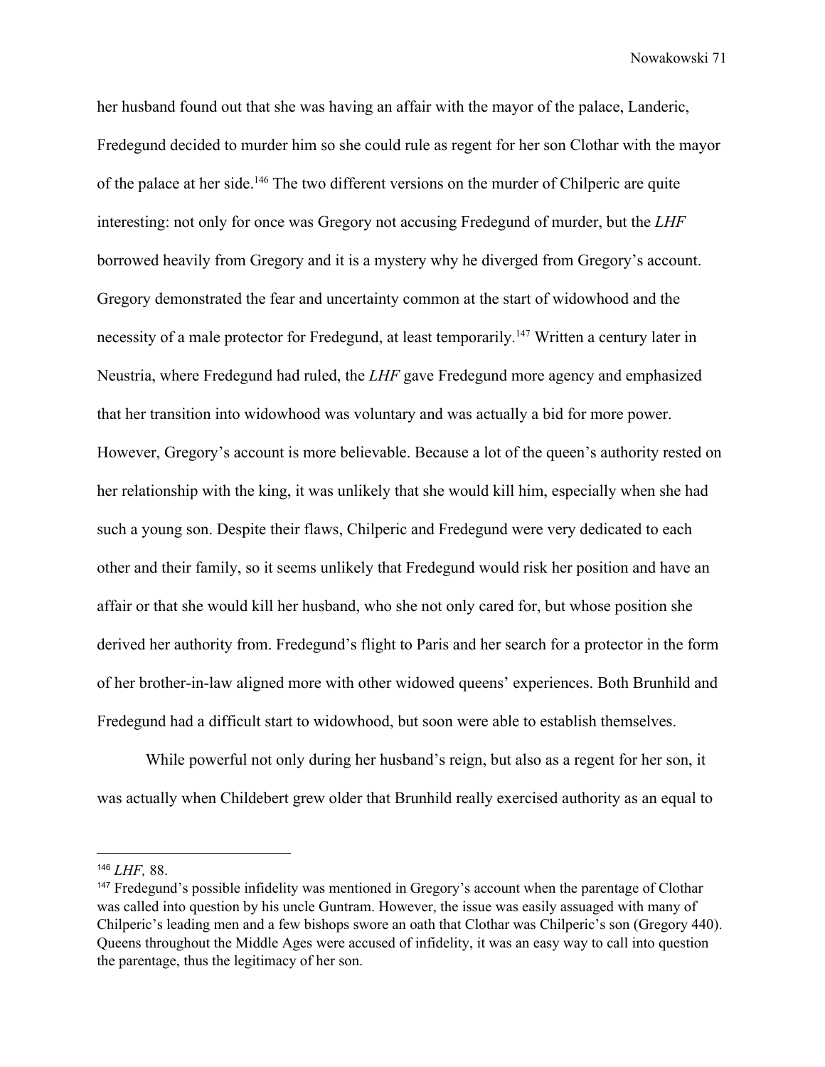her husband found out that she was having an affair with the mayor of the palace, Landeric, Fredegund decided to murder him so she could rule as regent for her son Clothar with the mayor of the palace at her side.[146] The two different versions on the murder of Chilperic are quite interesting: not only for once was Gregory not accusing Fredegund of murder, but the *LHF* borrowed heavily from Gregory and it is a mystery why he diverged from Gregory's account. Gregory demonstrated the fear and uncertainty common at the start of widowhood and the necessity of a male protector for Fredegund, at least temporarily.[147] Written a century later in Neustria, where Fredegund had ruled, the *LHF* gave Fredegund more agency and emphasized that her transition into widowhood was voluntary and was actually a bid for more power. However, Gregory's account is more believable. Because a lot of the queen's authority rested on her relationship with the king, it was unlikely that she would kill him, especially when she had such a young son. Despite their flaws, Chilperic and Fredegund were very dedicated to each other and their family, so it seems unlikely that Fredegund would risk her position and have an affair or that she would kill her husband, who she not only cared for, but whose position she derived her authority from. Fredegund's flight to Paris and her search for a protector in the form of her brother-in-law aligned more with other widowed queens' experiences. Both Brunhild and Fredegund had a difficult start to widowhood, but soon were able to establish themselves.

While powerful not only during her husband's reign, but also as a regent for her son, it was actually when Childebert grew older that Brunhild really exercised authority as an equal to

---

[146] *LHF,* 88.

[147] Fredegund's possible infidelity was mentioned in Gregory's account when the parentage of Clothar was called into question by his uncle Guntram. However, the issue was easily assuaged with many of Chilperic's leading men and a few bishops swore an oath that Clothar was Chilperic's son (Gregory 440). Queens throughout the Middle Ages were accused of infidelity, it was an easy way to call into question the parentage, thus the legitimacy of her son.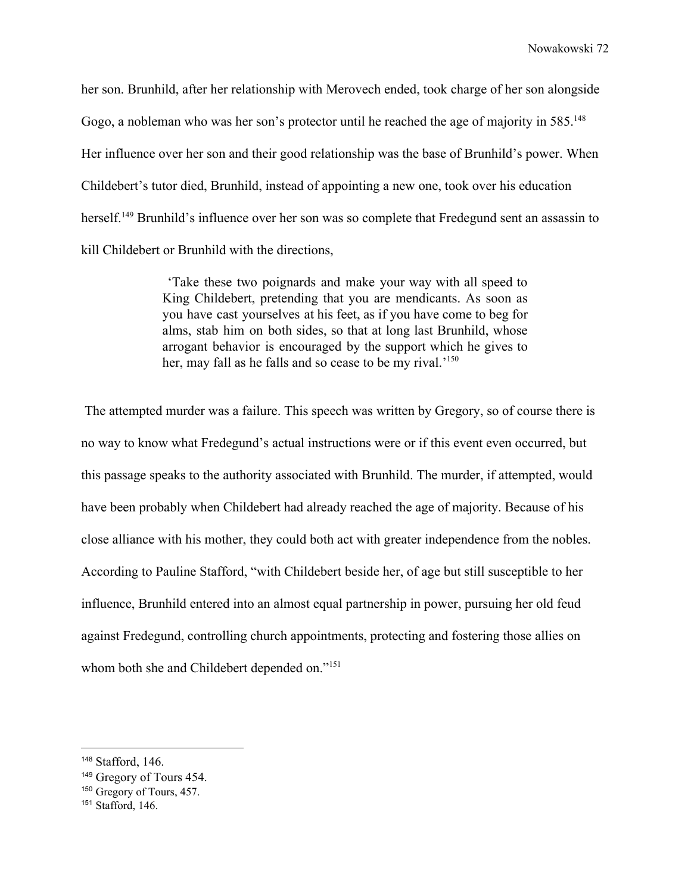her son. Brunhild, after her relationship with Merovech ended, took charge of her son alongside Gogo, a nobleman who was her son's protector until he reached the age of majority in 585.[148] Her influence over her son and their good relationship was the base of Brunhild's power. When Childebert's tutor died, Brunhild, instead of appointing a new one, took over his education herself.[149] Brunhild's influence over her son was so complete that Fredegund sent an assassin to kill Childebert or Brunhild with the directions,

> 'Take these two poignards and make your way with all speed to King Childebert, pretending that you are mendicants. As soon as you have cast yourselves at his feet, as if you have come to beg for alms, stab him on both sides, so that at long last Brunhild, whose arrogant behavior is encouraged by the support which he gives to her, may fall as he falls and so cease to be my rival.'[150]

The attempted murder was a failure. This speech was written by Gregory, so of course there is no way to know what Fredegund's actual instructions were or if this event even occurred, but this passage speaks to the authority associated with Brunhild. The murder, if attempted, would have been probably when Childebert had already reached the age of majority. Because of his close alliance with his mother, they could both act with greater independence from the nobles. According to Pauline Stafford, "with Childebert beside her, of age but still susceptible to her influence, Brunhild entered into an almost equal partnership in power, pursuing her old feud against Fredegund, controlling church appointments, protecting and fostering those allies on whom both she and Childebert depended on."[151]

---

[148] Stafford, 146.

[149] Gregory of Tours 454.

[150] Gregory of Tours, 457.

[151] Stafford, 146.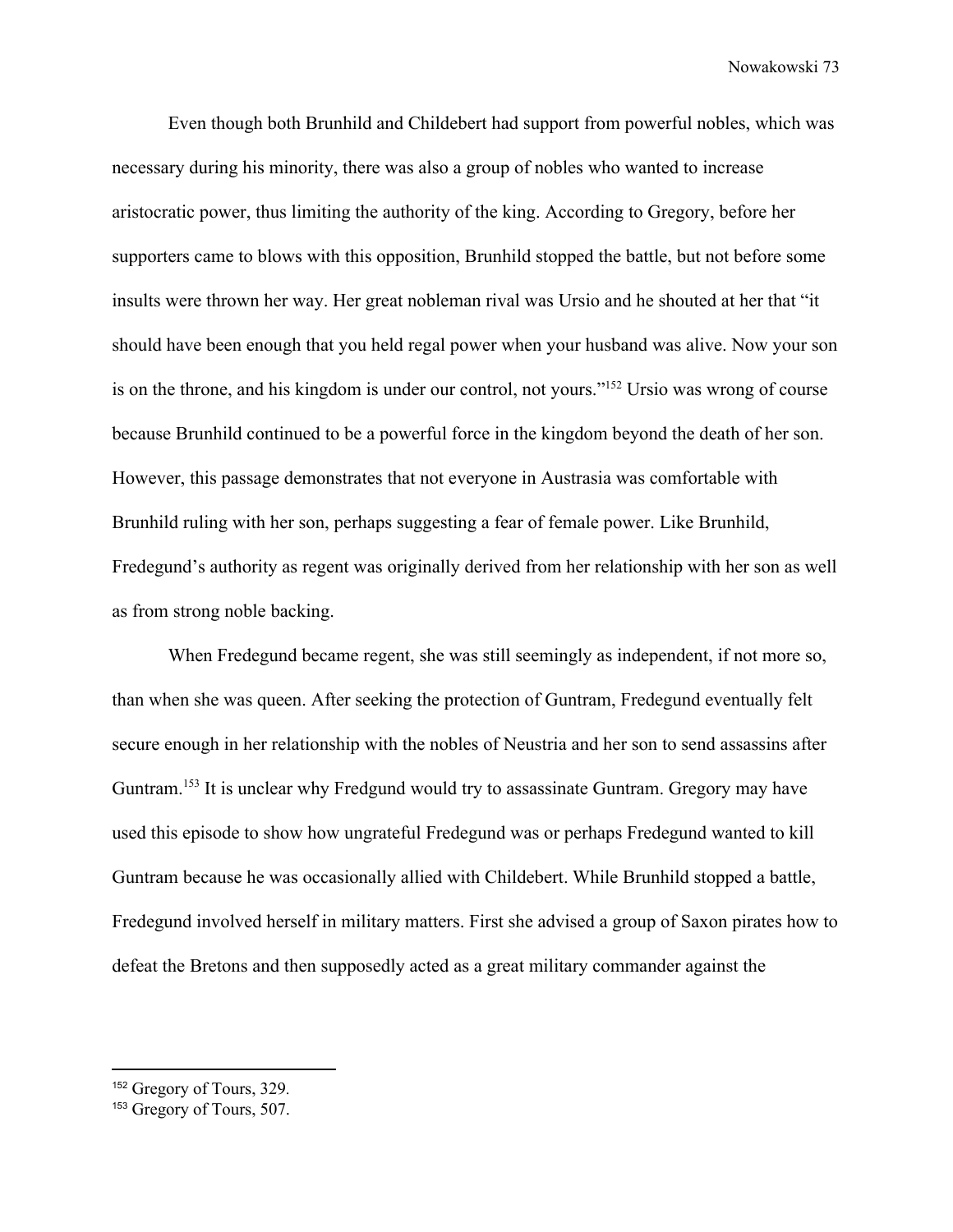Even though both Brunhild and Childebert had support from powerful nobles, which was necessary during his minority, there was also a group of nobles who wanted to increase aristocratic power, thus limiting the authority of the king. According to Gregory, before her supporters came to blows with this opposition, Brunhild stopped the battle, but not before some insults were thrown her way. Her great nobleman rival was Ursio and he shouted at her that "it should have been enough that you held regal power when your husband was alive. Now your son is on the throne, and his kingdom is under our control, not yours."[152] Ursio was wrong of course because Brunhild continued to be a powerful force in the kingdom beyond the death of her son. However, this passage demonstrates that not everyone in Austrasia was comfortable with Brunhild ruling with her son, perhaps suggesting a fear of female power. Like Brunhild, Fredegund's authority as regent was originally derived from her relationship with her son as well as from strong noble backing.

When Fredegund became regent, she was still seemingly as independent, if not more so, than when she was queen. After seeking the protection of Guntram, Fredegund eventually felt secure enough in her relationship with the nobles of Neustria and her son to send assassins after Guntram.[153] It is unclear why Fredgund would try to assassinate Guntram. Gregory may have used this episode to show how ungrateful Fredegund was or perhaps Fredegund wanted to kill Guntram because he was occasionally allied with Childebert. While Brunhild stopped a battle, Fredegund involved herself in military matters. First she advised a group of Saxon pirates how to defeat the Bretons and then supposedly acted as a great military commander against the

---

[152] Gregory of Tours, 329.

[153] Gregory of Tours, 507.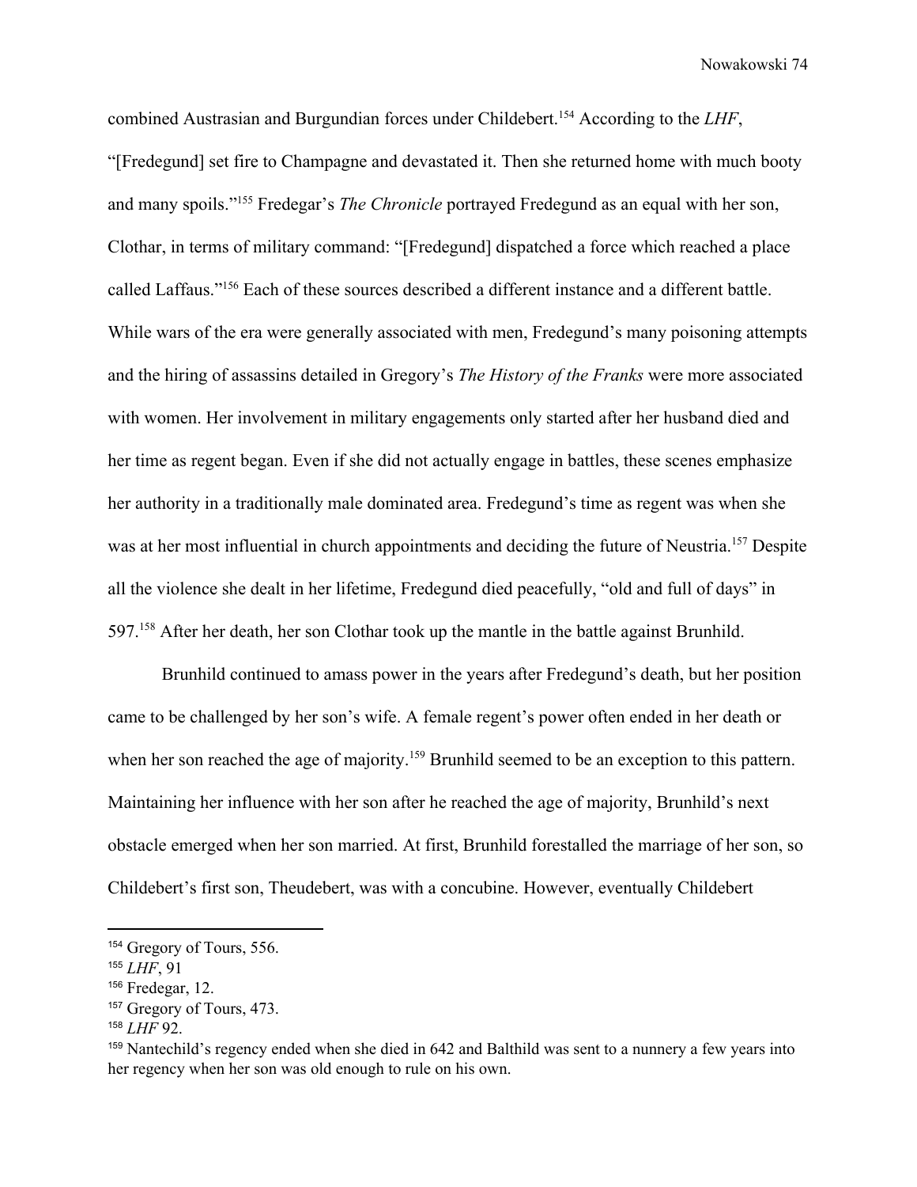combined Austrasian and Burgundian forces under Childebert.[154] According to the *LHF*, "[Fredegund] set fire to Champagne and devastated it. Then she returned home with much booty and many spoils."[155] Fredegar's *The Chronicle* portrayed Fredegund as an equal with her son, Clothar, in terms of military command: "[Fredegund] dispatched a force which reached a place called Laffaus."[156] Each of these sources described a different instance and a different battle. While wars of the era were generally associated with men, Fredegund's many poisoning attempts and the hiring of assassins detailed in Gregory's *The History of the Franks* were more associated with women. Her involvement in military engagements only started after her husband died and her time as regent began. Even if she did not actually engage in battles, these scenes emphasize her authority in a traditionally male dominated area. Fredegund's time as regent was when she was at her most influential in church appointments and deciding the future of Neustria.[157] Despite all the violence she dealt in her lifetime, Fredegund died peacefully, "old and full of days" in 597.[158] After her death, her son Clothar took up the mantle in the battle against Brunhild.

Brunhild continued to amass power in the years after Fredegund's death, but her position came to be challenged by her son's wife. A female regent's power often ended in her death or when her son reached the age of majority.[159] Brunhild seemed to be an exception to this pattern. Maintaining her influence with her son after he reached the age of majority, Brunhild's next obstacle emerged when her son married. At first, Brunhild forestalled the marriage of her son, so Childebert's first son, Theudebert, was with a concubine. However, eventually Childebert

---

[154] Gregory of Tours, 556.

[155] *LHF*, 91

[156] Fredegar, 12.

[157] Gregory of Tours, 473.

[158] *LHF* 92.

[159] Nantechild's regency ended when she died in 642 and Balthild was sent to a nunnery a few years into her regency when her son was old enough to rule on his own.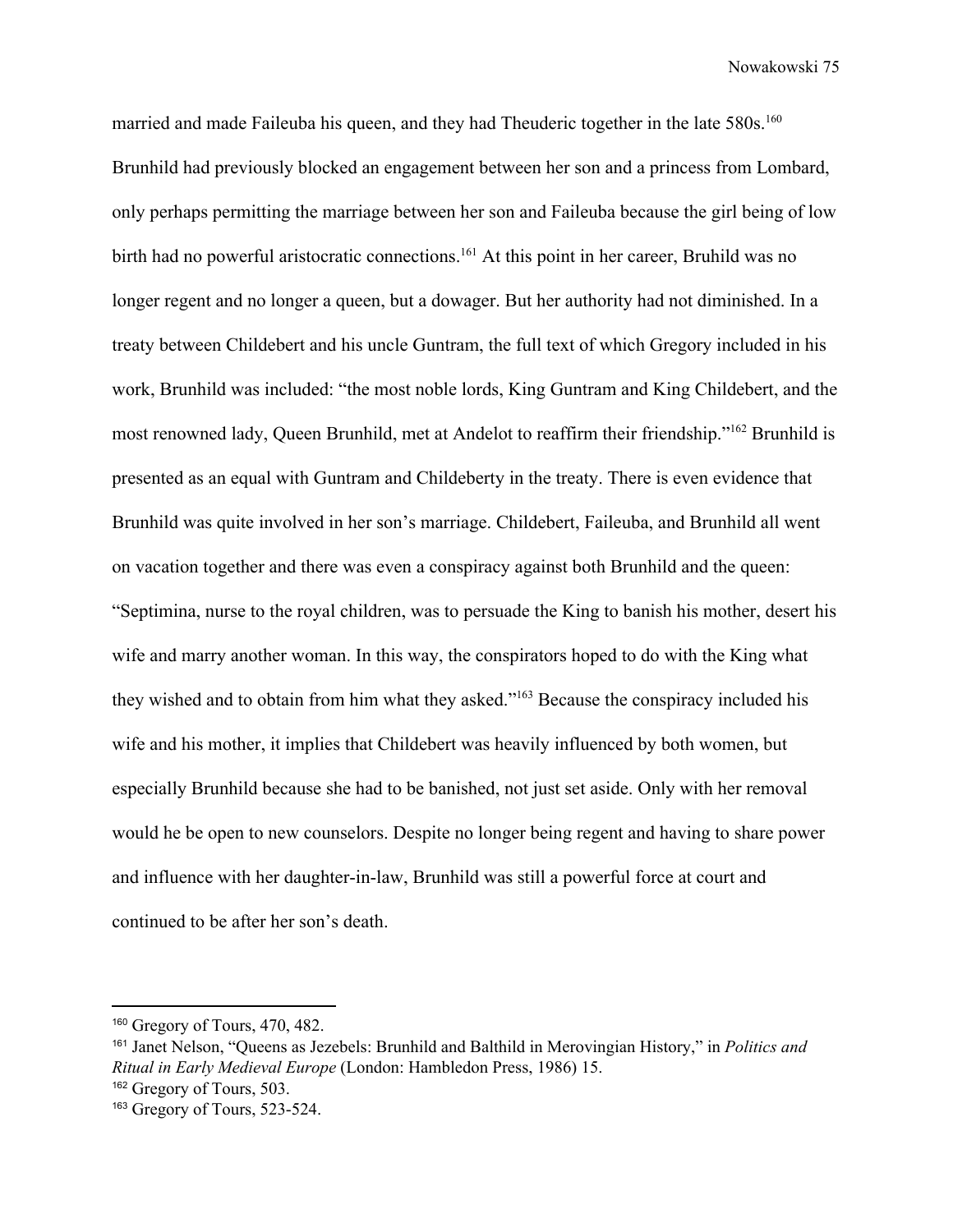married and made Faileuba his queen, and they had Theuderic together in the late 580s.[160] Brunhild had previously blocked an engagement between her son and a princess from Lombard, only perhaps permitting the marriage between her son and Faileuba because the girl being of low birth had no powerful aristocratic connections.[161] At this point in her career, Bruhild was no longer regent and no longer a queen, but a dowager. But her authority had not diminished. In a treaty between Childebert and his uncle Guntram, the full text of which Gregory included in his work, Brunhild was included: "the most noble lords, King Guntram and King Childebert, and the most renowned lady, Queen Brunhild, met at Andelot to reaffirm their friendship."[162] Brunhild is presented as an equal with Guntram and Childeberty in the treaty. There is even evidence that Brunhild was quite involved in her son's marriage. Childebert, Faileuba, and Brunhild all went on vacation together and there was even a conspiracy against both Brunhild and the queen: "Septimina, nurse to the royal children, was to persuade the King to banish his mother, desert his wife and marry another woman. In this way, the conspirators hoped to do with the King what they wished and to obtain from him what they asked."[163] Because the conspiracy included his wife and his mother, it implies that Childebert was heavily influenced by both women, but especially Brunhild because she had to be banished, not just set aside. Only with her removal would he be open to new counselors. Despite no longer being regent and having to share power and influence with her daughter-in-law, Brunhild was still a powerful force at court and continued to be after her son's death.

---

[160] Gregory of Tours, 470, 482.

[161] Janet Nelson, "Queens as Jezebels: Brunhild and Balthild in Merovingian History," in *Politics and Ritual in Early Medieval Europe* (London: Hambledon Press, 1986) 15.

[162] Gregory of Tours, 503.

[163] Gregory of Tours, 523-524.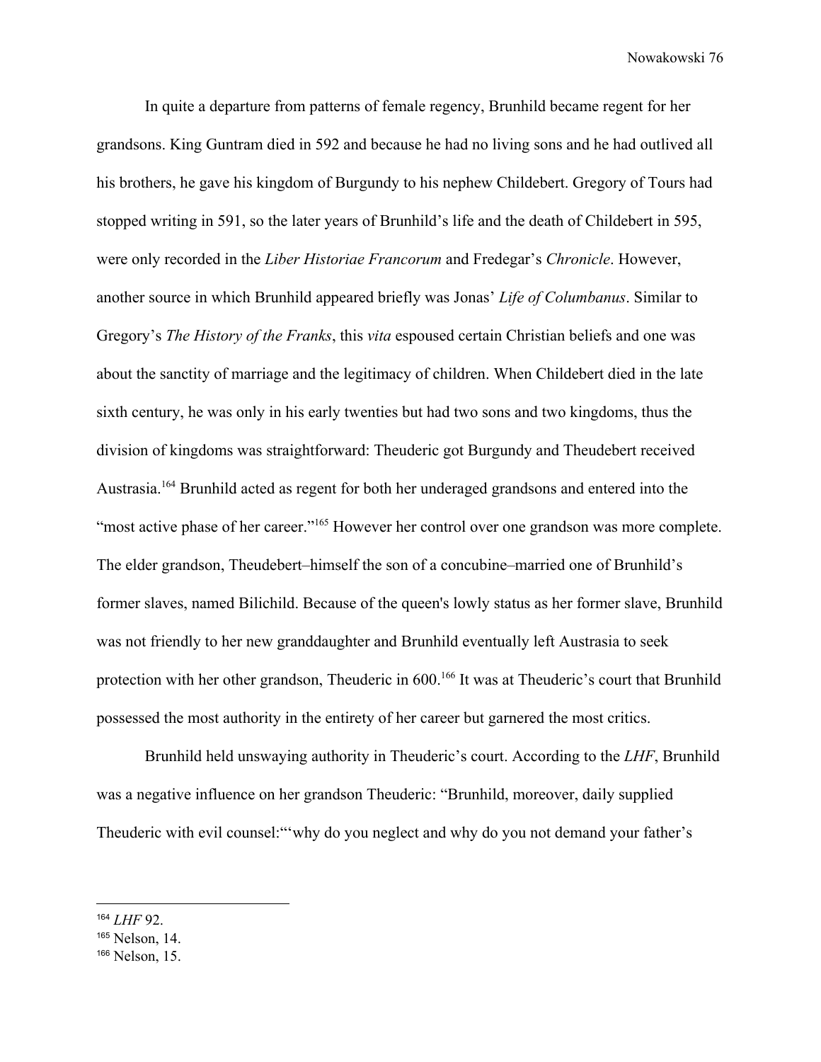In quite a departure from patterns of female regency, Brunhild became regent for her grandsons. King Guntram died in 592 and because he had no living sons and he had outlived all his brothers, he gave his kingdom of Burgundy to his nephew Childebert. Gregory of Tours had stopped writing in 591, so the later years of Brunhild's life and the death of Childebert in 595, were only recorded in the *Liber Historiae Francorum* and Fredegar's *Chronicle*. However, another source in which Brunhild appeared briefly was Jonas' *Life of Columbanus*. Similar to Gregory's *The History of the Franks*, this *vita* espoused certain Christian beliefs and one was about the sanctity of marriage and the legitimacy of children. When Childebert died in the late sixth century, he was only in his early twenties but had two sons and two kingdoms, thus the division of kingdoms was straightforward: Theuderic got Burgundy and Theudebert received Austrasia.[164] Brunhild acted as regent for both her underaged grandsons and entered into the "most active phase of her career."[165] However her control over one grandson was more complete. The elder grandson, Theudebert–himself the son of a concubine–married one of Brunhild's former slaves, named Bilichild. Because of the queen's lowly status as her former slave, Brunhild was not friendly to her new granddaughter and Brunhild eventually left Austrasia to seek protection with her other grandson, Theuderic in 600.[166] It was at Theuderic's court that Brunhild possessed the most authority in the entirety of her career but garnered the most critics.

Brunhild held unswaying authority in Theuderic's court. According to the *LHF*, Brunhild was a negative influence on her grandson Theuderic: "Brunhild, moreover, daily supplied Theuderic with evil counsel:"'why do you neglect and why do you not demand your father's

---

[164] *LHF* 92.

[165] Nelson, 14.

[166] Nelson, 15.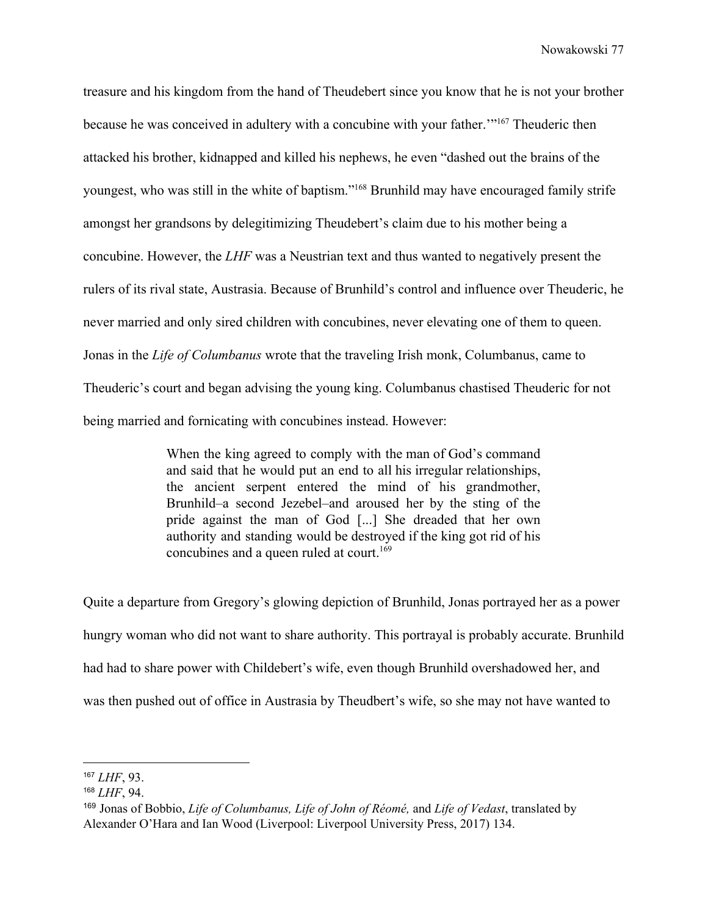treasure and his kingdom from the hand of Theudebert since you know that he is not your brother because he was conceived in adultery with a concubine with your father.'"[167] Theuderic then attacked his brother, kidnapped and killed his nephews, he even "dashed out the brains of the youngest, who was still in the white of baptism."[168] Brunhild may have encouraged family strife amongst her grandsons by delegitimizing Theudebert's claim due to his mother being a concubine. However, the *LHF* was a Neustrian text and thus wanted to negatively present the rulers of its rival state, Austrasia. Because of Brunhild's control and influence over Theuderic, he never married and only sired children with concubines, never elevating one of them to queen. Jonas in the *Life of Columbanus* wrote that the traveling Irish monk, Columbanus, came to Theuderic's court and began advising the young king. Columbanus chastised Theuderic for not being married and fornicating with concubines instead. However:

> When the king agreed to comply with the man of God's command and said that he would put an end to all his irregular relationships, the ancient serpent entered the mind of his grandmother, Brunhild–a second Jezebel–and aroused her by the sting of the pride against the man of God [...] She dreaded that her own authority and standing would be destroyed if the king got rid of his concubines and a queen ruled at court.[169]

Quite a departure from Gregory's glowing depiction of Brunhild, Jonas portrayed her as a power hungry woman who did not want to share authority. This portrayal is probably accurate. Brunhild had had to share power with Childebert's wife, even though Brunhild overshadowed her, and was then pushed out of office in Austrasia by Theudbert's wife, so she may not have wanted to

---

[167] *LHF*, 93.

[168] *LHF*, 94.

[169] Jonas of Bobbio, *Life of Columbanus, Life of John of Réomé,* and *Life of Vedast*, translated by Alexander O'Hara and Ian Wood (Liverpool: Liverpool University Press, 2017) 134.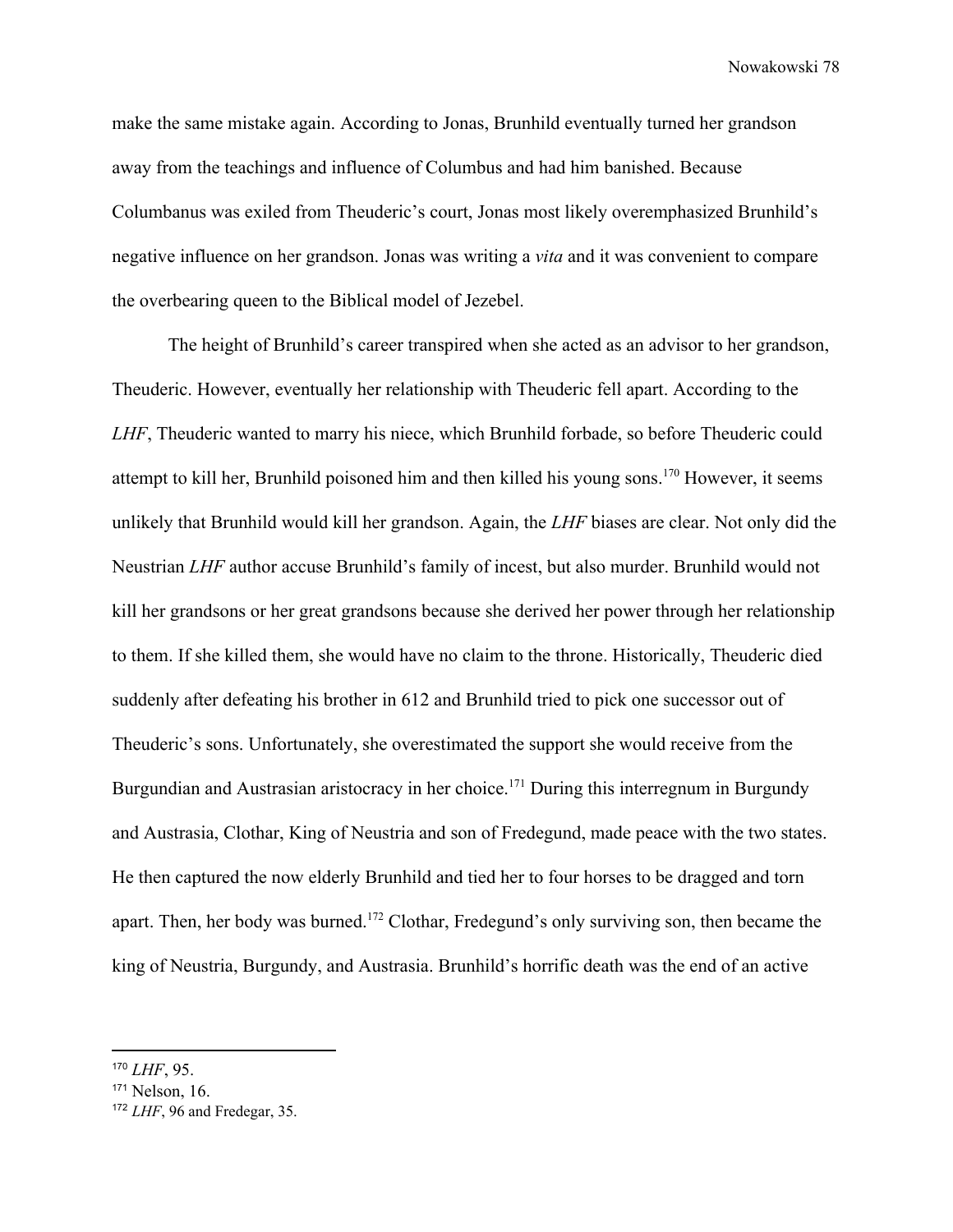make the same mistake again. According to Jonas, Brunhild eventually turned her grandson away from the teachings and influence of Columbus and had him banished. Because Columbanus was exiled from Theuderic's court, Jonas most likely overemphasized Brunhild's negative influence on her grandson. Jonas was writing a *vita* and it was convenient to compare the overbearing queen to the Biblical model of Jezebel.

The height of Brunhild's career transpired when she acted as an advisor to her grandson, Theuderic. However, eventually her relationship with Theuderic fell apart. According to the *LHF*, Theuderic wanted to marry his niece, which Brunhild forbade, so before Theuderic could attempt to kill her, Brunhild poisoned him and then killed his young sons.[170] However, it seems unlikely that Brunhild would kill her grandson. Again, the *LHF* biases are clear. Not only did the Neustrian *LHF* author accuse Brunhild's family of incest, but also murder. Brunhild would not kill her grandsons or her great grandsons because she derived her power through her relationship to them. If she killed them, she would have no claim to the throne. Historically, Theuderic died suddenly after defeating his brother in 612 and Brunhild tried to pick one successor out of Theuderic's sons. Unfortunately, she overestimated the support she would receive from the Burgundian and Austrasian aristocracy in her choice.[171] During this interregnum in Burgundy and Austrasia, Clothar, King of Neustria and son of Fredegund, made peace with the two states. He then captured the now elderly Brunhild and tied her to four horses to be dragged and torn apart. Then, her body was burned.[172] Clothar, Fredegund's only surviving son, then became the king of Neustria, Burgundy, and Austrasia. Brunhild's horrific death was the end of an active

---

[170] *LHF*, 95.

[171] Nelson, 16.

[172] *LHF*, 96 and Fredegar, 35.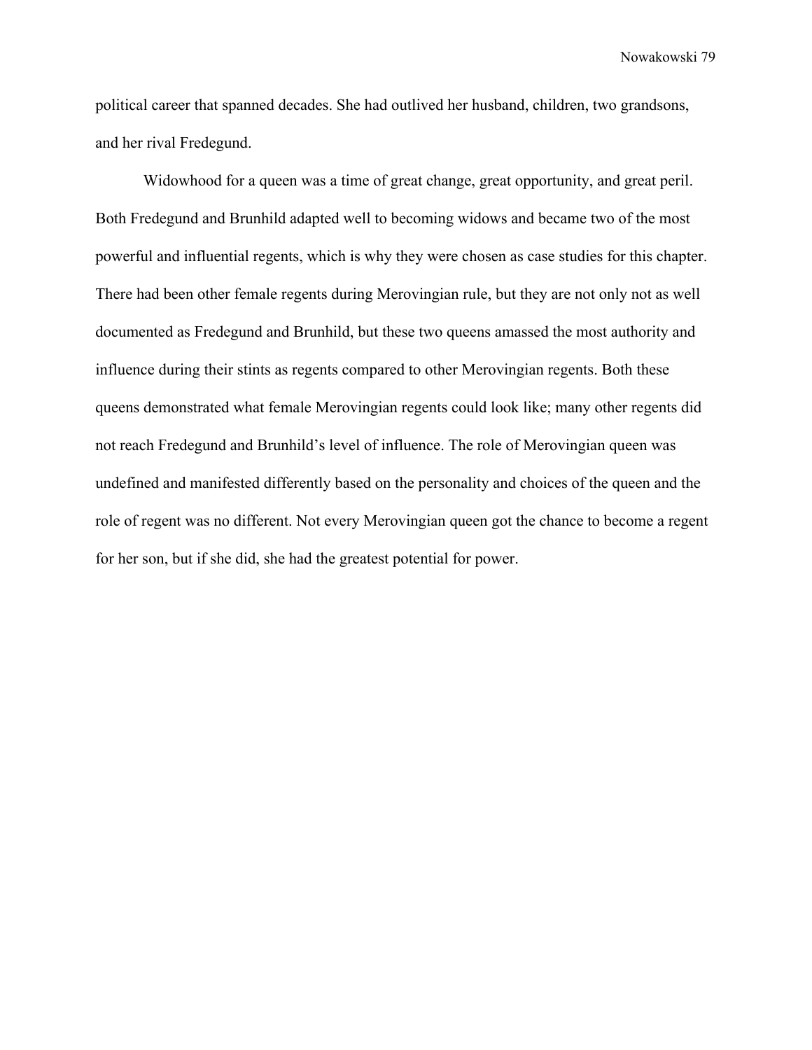political career that spanned decades. She had outlived her husband, children, two grandsons, and her rival Fredegund.

Widowhood for a queen was a time of great change, great opportunity, and great peril. Both Fredegund and Brunhild adapted well to becoming widows and became two of the most powerful and influential regents, which is why they were chosen as case studies for this chapter. There had been other female regents during Merovingian rule, but they are not only not as well documented as Fredegund and Brunhild, but these two queens amassed the most authority and influence during their stints as regents compared to other Merovingian regents. Both these queens demonstrated what female Merovingian regents could look like; many other regents did not reach Fredegund and Brunhild's level of influence. The role of Merovingian queen was undefined and manifested differently based on the personality and choices of the queen and the role of regent was no different. Not every Merovingian queen got the chance to become a regent for her son, but if she did, she had the greatest potential for power.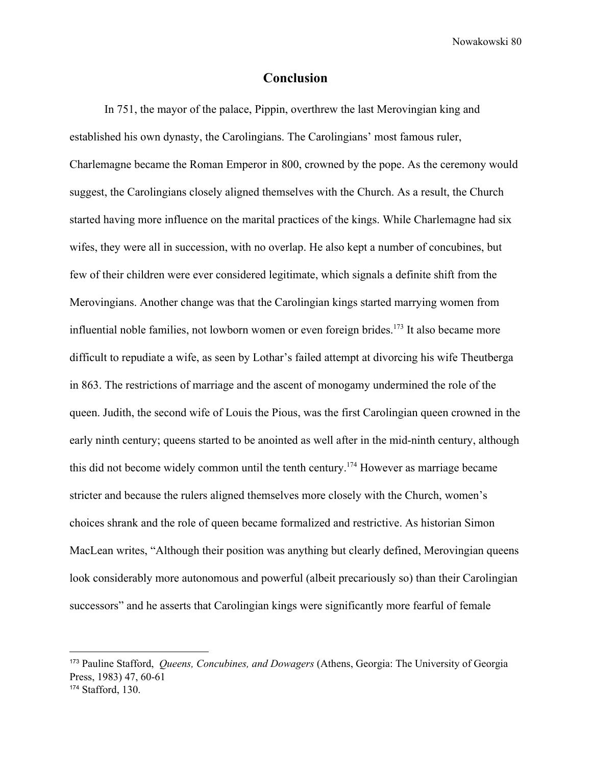## Conclusion

In 751, the mayor of the palace, Pippin, overthrew the last Merovingian king and established his own dynasty, the Carolingians. The Carolingians' most famous ruler, Charlemagne became the Roman Emperor in 800, crowned by the pope. As the ceremony would suggest, the Carolingians closely aligned themselves with the Church. As a result, the Church started having more influence on the marital practices of the kings. While Charlemagne had six wifes, they were all in succession, with no overlap. He also kept a number of concubines, but few of their children were ever considered legitimate, which signals a definite shift from the Merovingians. Another change was that the Carolingian kings started marrying women from influential noble families, not lowborn women or even foreign brides.[173] It also became more difficult to repudiate a wife, as seen by Lothar's failed attempt at divorcing his wife Theutberga in 863. The restrictions of marriage and the ascent of monogamy undermined the role of the queen. Judith, the second wife of Louis the Pious, was the first Carolingian queen crowned in the early ninth century; queens started to be anointed as well after in the mid-ninth century, although this did not become widely common until the tenth century.[174] However as marriage became stricter and because the rulers aligned themselves more closely with the Church, women's choices shrank and the role of queen became formalized and restrictive. As historian Simon MacLean writes, "Although their position was anything but clearly defined, Merovingian queens look considerably more autonomous and powerful (albeit precariously so) than their Carolingian successors" and he asserts that Carolingian kings were significantly more fearful of female

---

[173] Pauline Stafford, *Queens, Concubines, and Dowagers* (Athens, Georgia: The University of Georgia Press, 1983) 47, 60-61

[174] Stafford, 130.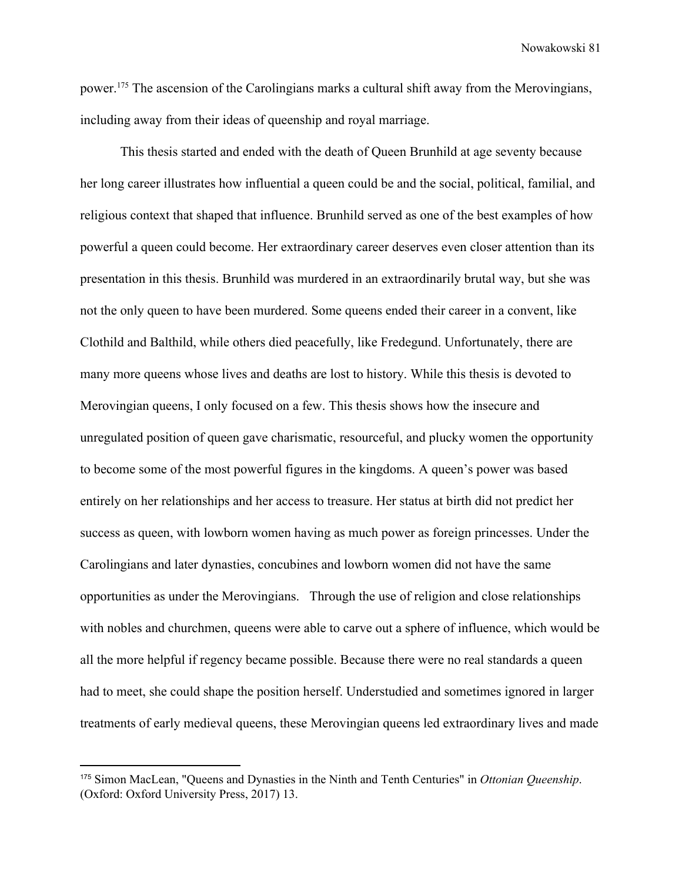power.[175] The ascension of the Carolingians marks a cultural shift away from the Merovingians, including away from their ideas of queenship and royal marriage.

This thesis started and ended with the death of Queen Brunhild at age seventy because her long career illustrates how influential a queen could be and the social, political, familial, and religious context that shaped that influence. Brunhild served as one of the best examples of how powerful a queen could become. Her extraordinary career deserves even closer attention than its presentation in this thesis. Brunhild was murdered in an extraordinarily brutal way, but she was not the only queen to have been murdered. Some queens ended their career in a convent, like Clothild and Balthild, while others died peacefully, like Fredegund. Unfortunately, there are many more queens whose lives and deaths are lost to history. While this thesis is devoted to Merovingian queens, I only focused on a few. This thesis shows how the insecure and unregulated position of queen gave charismatic, resourceful, and plucky women the opportunity to become some of the most powerful figures in the kingdoms. A queen's power was based entirely on her relationships and her access to treasure. Her status at birth did not predict her success as queen, with lowborn women having as much power as foreign princesses. Under the Carolingians and later dynasties, concubines and lowborn women did not have the same opportunities as under the Merovingians. Through the use of religion and close relationships with nobles and churchmen, queens were able to carve out a sphere of influence, which would be all the more helpful if regency became possible. Because there were no real standards a queen had to meet, she could shape the position herself. Understudied and sometimes ignored in larger treatments of early medieval queens, these Merovingian queens led extraordinary lives and made

[175] Simon MacLean, "Queens and Dynasties in the Ninth and Tenth Centuries" in *Ottonian Queenship*. (Oxford: Oxford University Press, 2017) 13.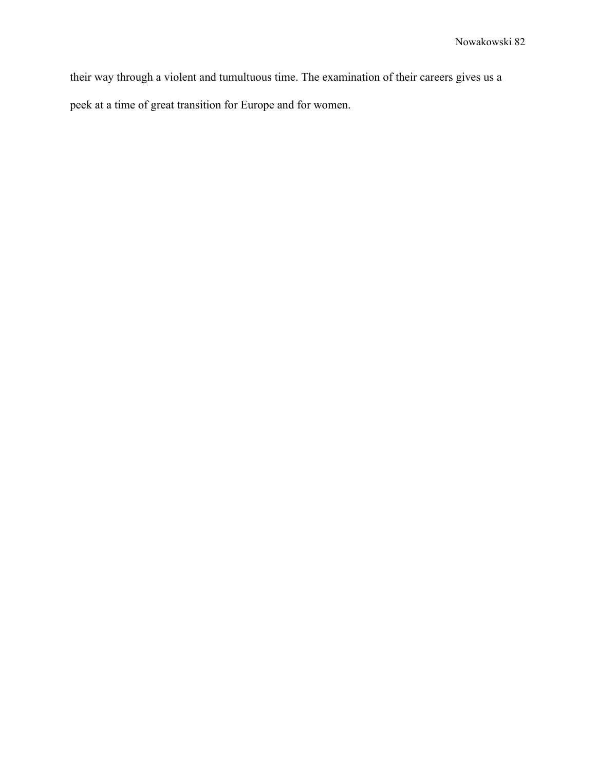their way through a violent and tumultuous time. The examination of their careers gives us a peek at a time of great transition for Europe and for women.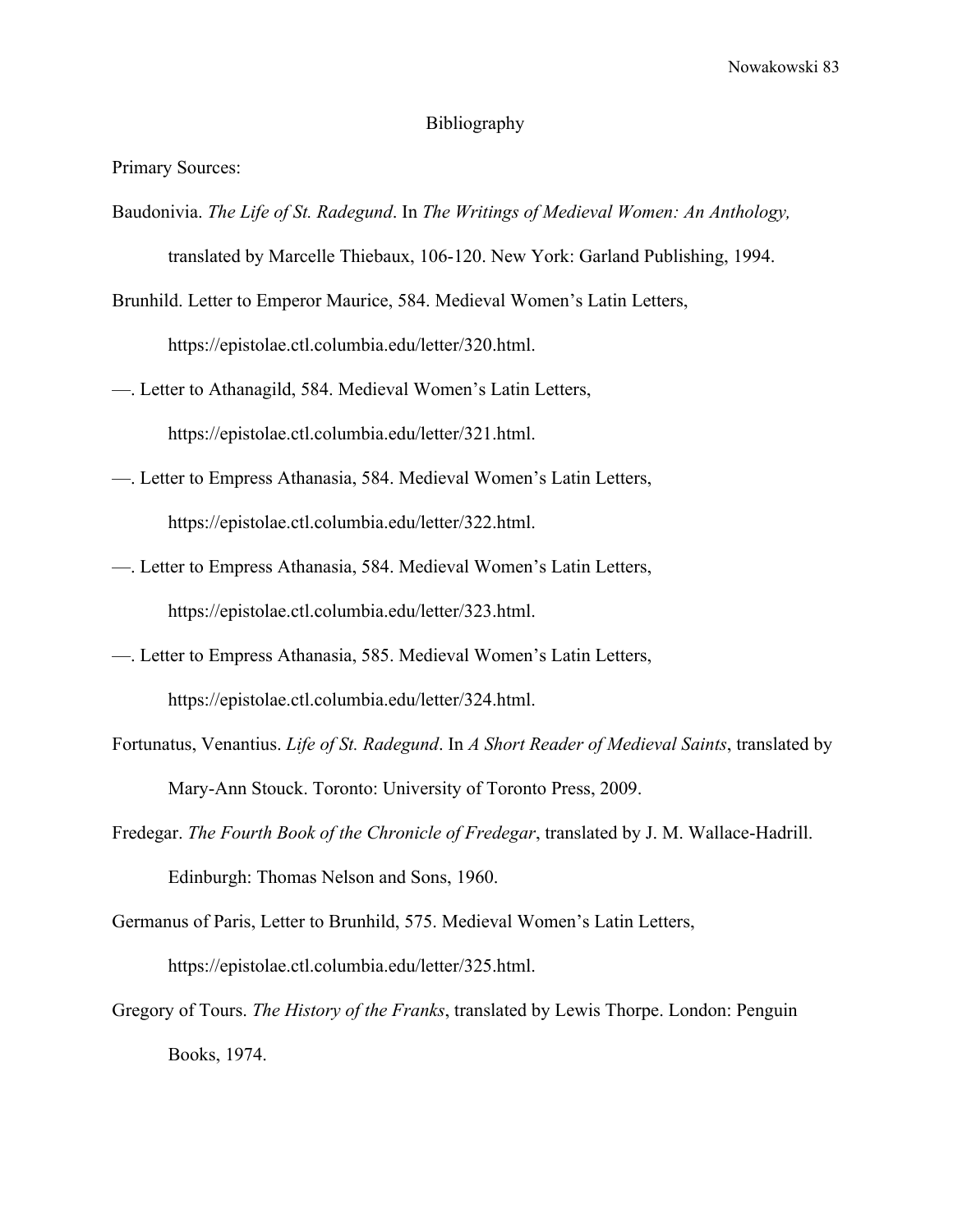# Bibliography

Primary Sources:

Baudonivia. *The Life of St. Radegund*. In *The Writings of Medieval Women: An Anthology,* translated by Marcelle Thiebaux, 106-120. New York: Garland Publishing, 1994.

Brunhild. Letter to Emperor Maurice, 584. Medieval Women's Latin Letters, https://epistolae.ctl.columbia.edu/letter/320.html.

—. Letter to Athanagild, 584. Medieval Women's Latin Letters, https://epistolae.ctl.columbia.edu/letter/321.html.

—. Letter to Empress Athanasia, 584. Medieval Women's Latin Letters, https://epistolae.ctl.columbia.edu/letter/322.html.

—. Letter to Empress Athanasia, 584. Medieval Women's Latin Letters, https://epistolae.ctl.columbia.edu/letter/323.html.

—. Letter to Empress Athanasia, 585. Medieval Women's Latin Letters, https://epistolae.ctl.columbia.edu/letter/324.html.

Fortunatus, Venantius. *Life of St. Radegund*. In *A Short Reader of Medieval Saints*, translated by Mary-Ann Stouck. Toronto: University of Toronto Press, 2009.

Fredegar. *The Fourth Book of the Chronicle of Fredegar*, translated by J. M. Wallace-Hadrill. Edinburgh: Thomas Nelson and Sons, 1960.

Germanus of Paris, Letter to Brunhild, 575. Medieval Women's Latin Letters, https://epistolae.ctl.columbia.edu/letter/325.html.

Gregory of Tours. *The History of the Franks*, translated by Lewis Thorpe. London: Penguin Books, 1974.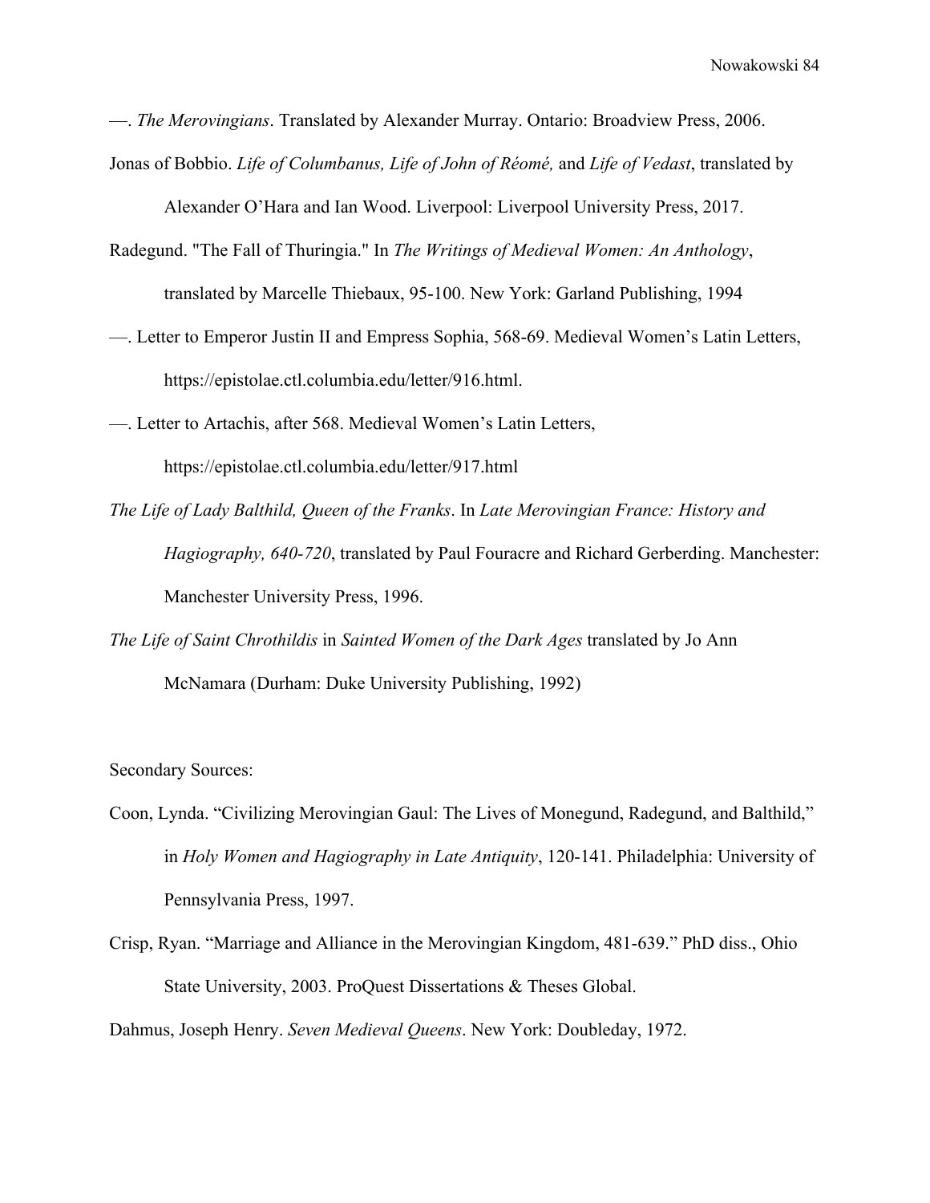—. *The Merovingians*. Translated by Alexander Murray. Ontario: Broadview Press, 2006.

Jonas of Bobbio. *Life of Columbanus, Life of John of Réomé,* and *Life of Vedast*, translated by Alexander O'Hara and Ian Wood. Liverpool: Liverpool University Press, 2017.

Radegund. "The Fall of Thuringia." In *The Writings of Medieval Women: An Anthology*, translated by Marcelle Thiebaux, 95-100. New York: Garland Publishing, 1994

—. Letter to Emperor Justin II and Empress Sophia, 568-69. Medieval Women's Latin Letters, https://epistolae.ctl.columbia.edu/letter/916.html.

—. Letter to Artachis, after 568. Medieval Women's Latin Letters, https://epistolae.ctl.columbia.edu/letter/917.html

*The Life of Lady Balthild, Queen of the Franks*. In *Late Merovingian France: History and Hagiography, 640-720*, translated by Paul Fouracre and Richard Gerberding. Manchester: Manchester University Press, 1996.

*The Life of Saint Chrothildis* in *Sainted Women of the Dark Ages* translated by Jo Ann McNamara (Durham: Duke University Publishing, 1992)

Secondary Sources:

Coon, Lynda. "Civilizing Merovingian Gaul: The Lives of Monegund, Radegund, and Balthild," in *Holy Women and Hagiography in Late Antiquity*, 120-141. Philadelphia: University of Pennsylvania Press, 1997.

Crisp, Ryan. "Marriage and Alliance in the Merovingian Kingdom, 481-639." PhD diss., Ohio State University, 2003. ProQuest Dissertations & Theses Global.

Dahmus, Joseph Henry. *Seven Medieval Queens*. New York: Doubleday, 1972.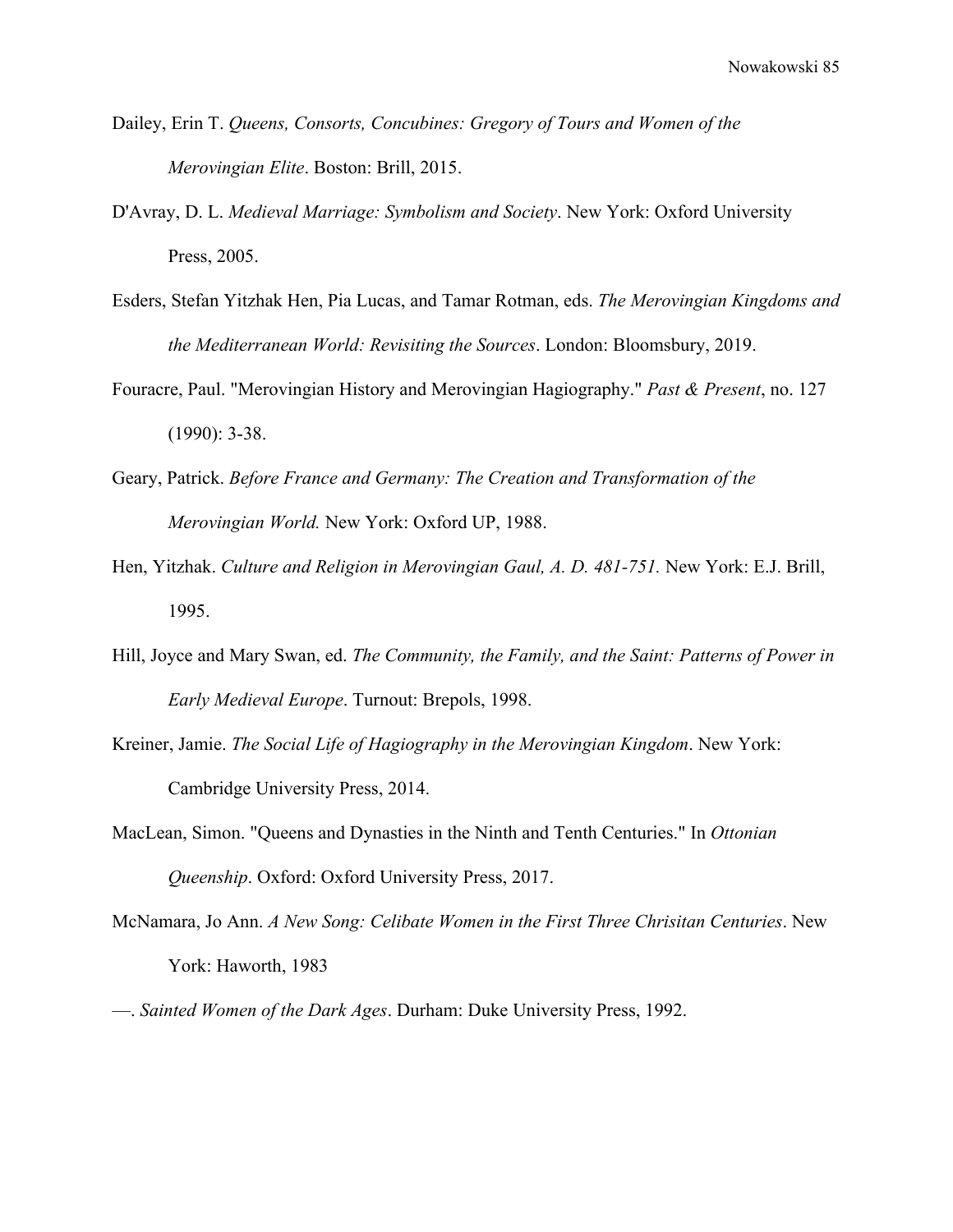Dailey, Erin T. *Queens, Consorts, Concubines: Gregory of Tours and Women of the Merovingian Elite*. Boston: Brill, 2015.

D'Avray, D. L. *Medieval Marriage: Symbolism and Society*. New York: Oxford University Press, 2005.

Esders, Stefan Yitzhak Hen, Pia Lucas, and Tamar Rotman, eds. *The Merovingian Kingdoms and the Mediterranean World: Revisiting the Sources*. London: Bloomsbury, 2019.

Fouracre, Paul. "Merovingian History and Merovingian Hagiography." *Past & Present*, no. 127 (1990): 3-38.

Geary, Patrick. *Before France and Germany: The Creation and Transformation of the Merovingian World.* New York: Oxford UP, 1988.

Hen, Yitzhak. *Culture and Religion in Merovingian Gaul, A. D. 481-751.* New York: E.J. Brill, 1995.

Hill, Joyce and Mary Swan, ed. *The Community, the Family, and the Saint: Patterns of Power in Early Medieval Europe*. Turnout: Brepols, 1998.

Kreiner, Jamie. *The Social Life of Hagiography in the Merovingian Kingdom*. New York: Cambridge University Press, 2014.

MacLean, Simon. "Queens and Dynasties in the Ninth and Tenth Centuries." In *Ottonian Queenship*. Oxford: Oxford University Press, 2017.

McNamara, Jo Ann. *A New Song: Celibate Women in the First Three Chrisitan Centuries*. New York: Haworth, 1983

—. *Sainted Women of the Dark Ages*. Durham: Duke University Press, 1992.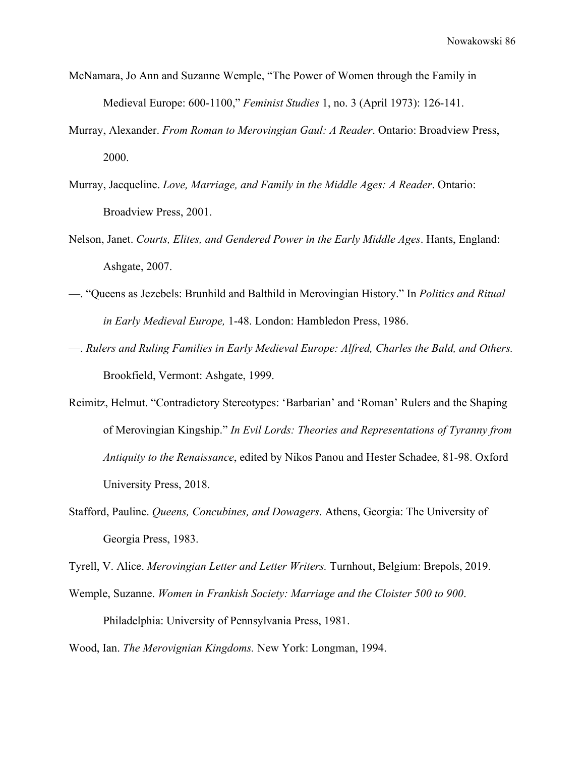McNamara, Jo Ann and Suzanne Wemple, "The Power of Women through the Family in Medieval Europe: 600-1100," *Feminist Studies* 1, no. 3 (April 1973): 126-141.

Murray, Alexander. *From Roman to Merovingian Gaul: A Reader*. Ontario: Broadview Press, 2000.

Murray, Jacqueline. *Love, Marriage, and Family in the Middle Ages: A Reader*. Ontario: Broadview Press, 2001.

Nelson, Janet. *Courts, Elites, and Gendered Power in the Early Middle Ages*. Hants, England: Ashgate, 2007.

—. "Queens as Jezebels: Brunhild and Balthild in Merovingian History." In *Politics and Ritual in Early Medieval Europe,* 1-48. London: Hambledon Press, 1986.

—. *Rulers and Ruling Families in Early Medieval Europe: Alfred, Charles the Bald, and Others.* Brookfield, Vermont: Ashgate, 1999.

Reimitz, Helmut. "Contradictory Stereotypes: 'Barbarian' and 'Roman' Rulers and the Shaping of Merovingian Kingship." *In Evil Lords: Theories and Representations of Tyranny from Antiquity to the Renaissance*, edited by Nikos Panou and Hester Schadee, 81-98. Oxford University Press, 2018.

Stafford, Pauline. *Queens, Concubines, and Dowagers*. Athens, Georgia: The University of Georgia Press, 1983.

Tyrell, V. Alice. *Merovingian Letter and Letter Writers.* Turnhout, Belgium: Brepols, 2019.

Wemple, Suzanne. *Women in Frankish Society: Marriage and the Cloister 500 to 900*. Philadelphia: University of Pennsylvania Press, 1981.

Wood, Ian. *The Merovignian Kingdoms.* New York: Longman, 1994.